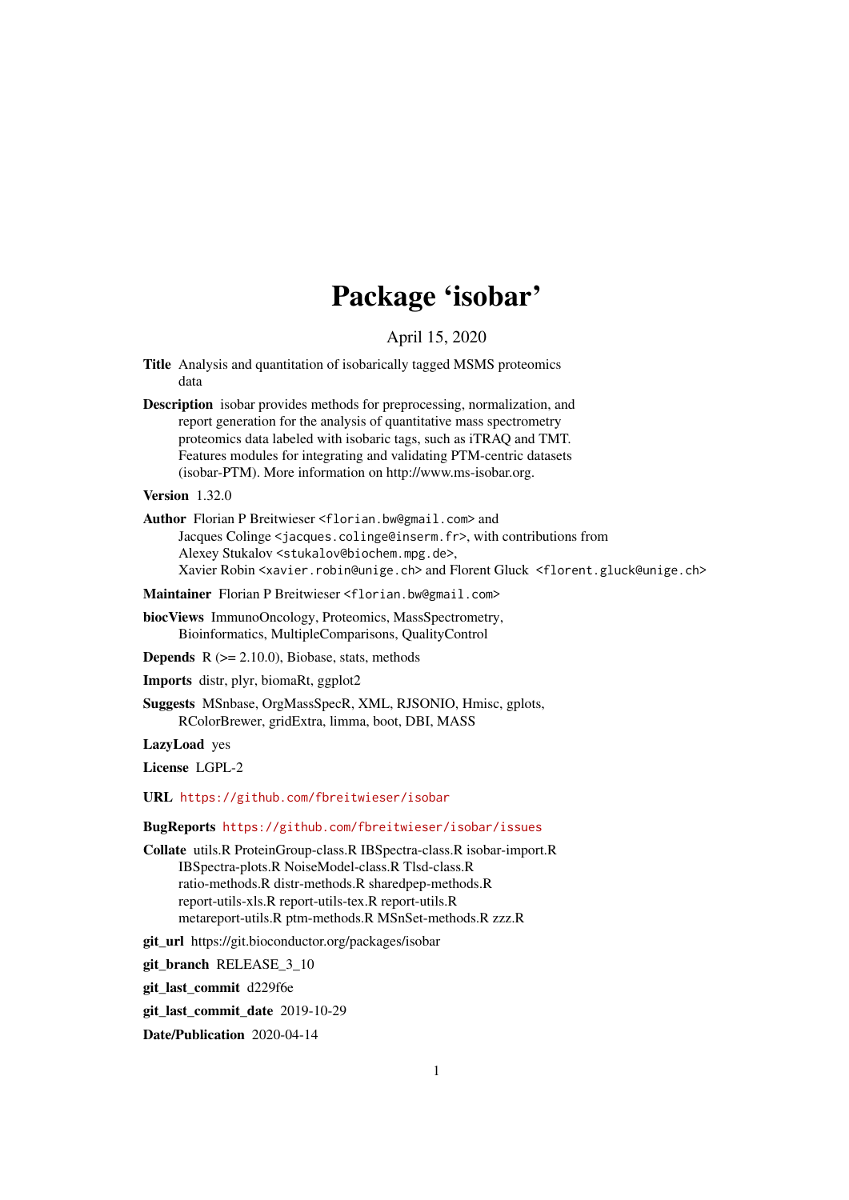# Package 'isobar'

April 15, 2020

**Title** Analysis and quantitation of isobarically tagged MSMS proteomics data

**Description** isobar provides methods for preprocessing, normalization, and report generation for the analysis of quantitative mass spectrometry proteomics data labeled with isobaric tags, such as iTRAQ and TMT. Features modules for integrating and validating PTM-centric datasets (isobar-PTM). More information on http://www.ms-isobar.org.

**Version** 1.32.0

**Author** Florian P Breitwieser <florian.bw@gmail.com> and Jacques Colinge <jacques.colinge@inserm.fr>, with contributions from Alexey Stukalov <stukalov@biochem.mpg.de>, Xavier Robin <xavier.robin@unige.ch> and Florent Gluck <florent.gluck@unige.ch>

**Maintainer** Florian P Breitwieser <florian.bw@gmail.com>

**biocViews** ImmunoOncology, Proteomics, MassSpectrometry, Bioinformatics, MultipleComparisons, QualityControl

**Depends** R (>= 2.10.0), Biobase, stats, methods

**Imports** distr, plyr, biomaRt, ggplot2

**Suggests** MSnbase, OrgMassSpecR, XML, RJSONIO, Hmisc, gplots, RColorBrewer, gridExtra, limma, boot, DBI, MASS

**LazyLoad** yes

**License** LGPL-2

**URL** https://github.com/fbreitwieser/isobar

**BugReports** https://github.com/fbreitwieser/isobar/issues

**Collate** utils.R ProteinGroup-class.R IBSpectra-class.R isobar-import.R IBSpectra-plots.R NoiseModel-class.R Tlsd-class.R ratio-methods.R distr-methods.R sharedpep-methods.R report-utils-xls.R report-utils-tex.R report-utils.R metareport-utils.R ptm-methods.R MSnSet-methods.R zzz.R

**git_url** https://git.bioconductor.org/packages/isobar

**git_branch** RELEASE_3_10

**git_last_commit** d229f6e

**git_last_commit_date** 2019-10-29

**Date/Publication** 2020-04-14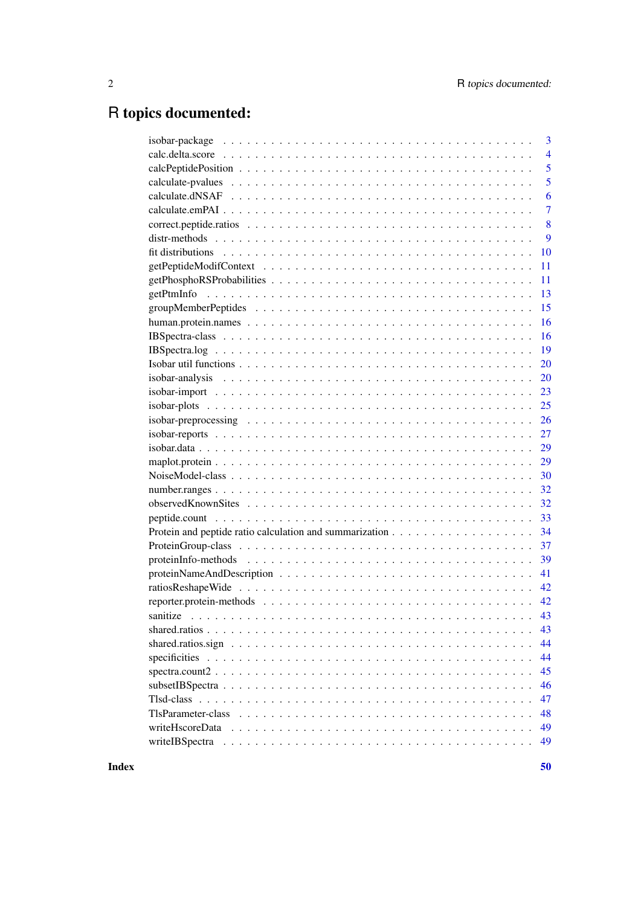# R topics documented:

| | |
|---|---|
| isobar-package | 3 |
| calc.delta.score | 4 |
| calcPeptidePosition | 5 |
| calculate-pvalues | 5 |
| calculate.dNSAF | 6 |
| calculate.emPAI | 7 |
| correct.peptide.ratios | 8 |
| distr-methods | 9 |
| fit distributions | 10 |
| getPeptideModifContext | 11 |
| getPhosphoRSProbabilities | 11 |
| getPtmInfo | 13 |
| groupMemberPeptides | 15 |
| human.protein.names | 16 |
| IBSpectra-class | 16 |
| IBSpectra.log | 19 |
| Isobar util functions | 20 |
| isobar-analysis | 20 |
| isobar-import | 23 |
| isobar-plots | 25 |
| isobar-preprocessing | 26 |
| isobar-reports | 27 |
| isobar.data | 29 |
| maplot.protein | 29 |
| NoiseModel-class | 30 |
| number.ranges | 32 |
| observedKnownSites | 32 |
| peptide.count | 33 |
| Protein and peptide ratio calculation and summarization | 34 |
| ProteinGroup-class | 37 |
| proteinInfo-methods | 39 |
| proteinNameAndDescription | 41 |
| ratiosReshapeWide | 42 |
| reporter.protein-methods | 42 |
| sanitize | 43 |
| shared.ratios | 43 |
| shared.ratios.sign | 44 |
| specificities | 44 |
| spectra.count2 | 45 |
| subsetIBSpectra | 46 |
| Tlsd-class | 47 |
| TlsParameter-class | 48 |
| writeHscoreData | 49 |
| writeIBSpectra | 49 |

**Index** **50**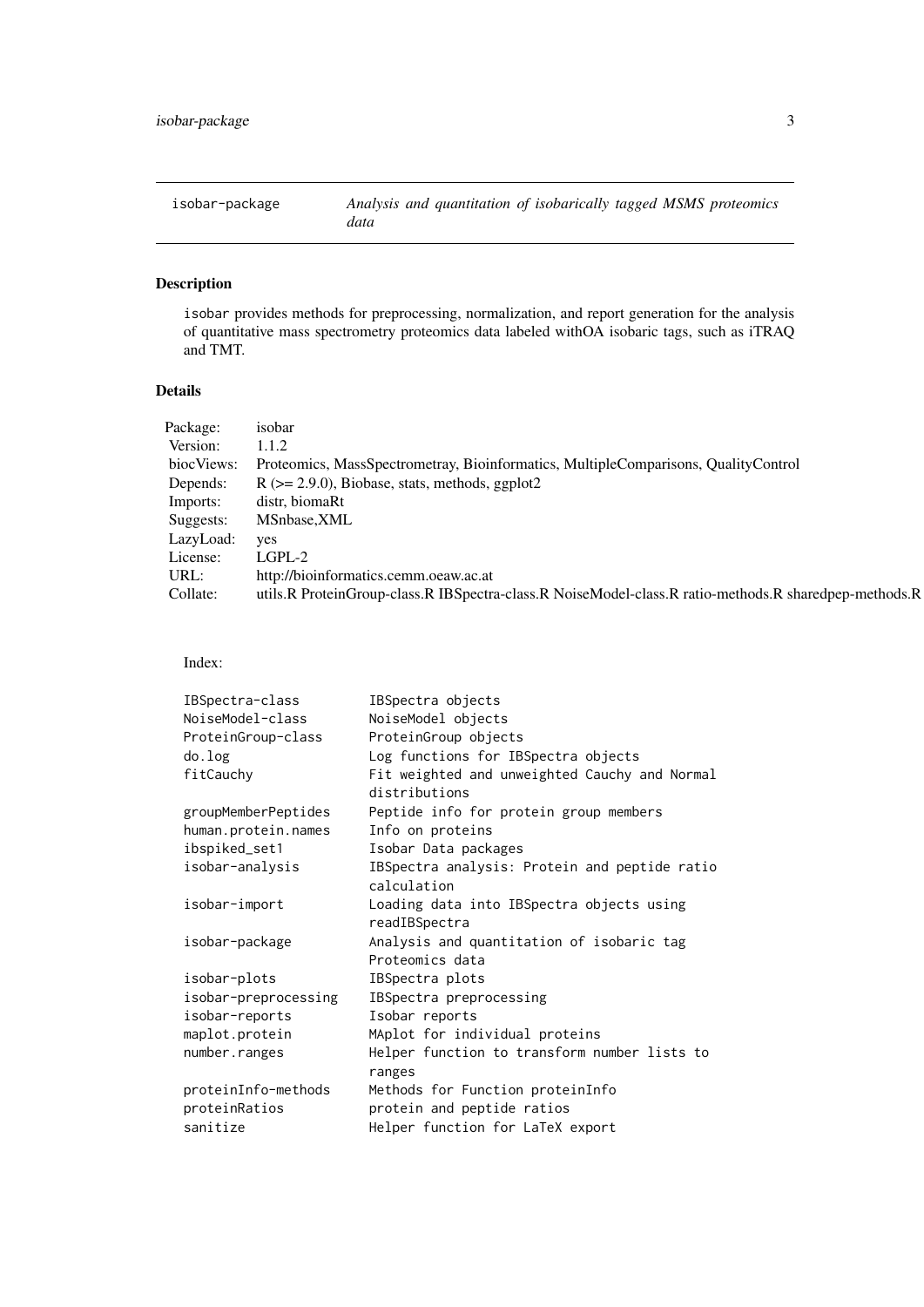`isobar-package` *Analysis and quantitation of isobarically tagged MSMS proteomics data*

## Description

isobar provides methods for preprocessing, normalization, and report generation for the analysis of quantitative mass spectrometry proteomics data labeled withOA isobaric tags, such as iTRAQ and TMT.

## Details

| | |
|---|---|
| Package: | isobar |
| Version: | 1.1.2 |
| biocViews: | Proteomics, MassSpectrometray, Bioinformatics, MultipleComparisons, QualityControl |
| Depends: | R (>= 2.9.0), Biobase, stats, methods, ggplot2 |
| Imports: | distr, biomaRt |
| Suggests: | MSnbase,XML |
| LazyLoad: | yes |
| License: | LGPL-2 |
| URL: | http://bioinformatics.cemm.oeaw.ac.at |
| Collate: | utils.R ProteinGroup-class.R IBSpectra-class.R NoiseModel-class.R ratio-methods.R sharedpep-methods.R |

Index:

```
IBSpectra-class         IBSpectra objects
NoiseModel-class        NoiseModel objects
ProteinGroup-class      ProteinGroup objects
do.log                  Log functions for IBSpectra objects
fitCauchy               Fit weighted and unweighted Cauchy and Normal
                        distributions
groupMemberPeptides     Peptide info for protein group members
human.protein.names     Info on proteins
ibspiked_set1           Isobar Data packages
isobar-analysis         IBSpectra analysis: Protein and peptide ratio
                        calculation
isobar-import           Loading data into IBSpectra objects using
                        readIBSpectra
isobar-package          Analysis and quantitation of isobaric tag
                        Proteomics data
isobar-plots            IBSpectra plots
isobar-preprocessing    IBSpectra preprocessing
isobar-reports          Isobar reports
maplot.protein          MAplot for individual proteins
number.ranges           Helper function to transform number lists to
                        ranges
proteinInfo-methods     Methods for Function proteinInfo
proteinRatios           protein and peptide ratios
sanitize                Helper function for LaTeX export
```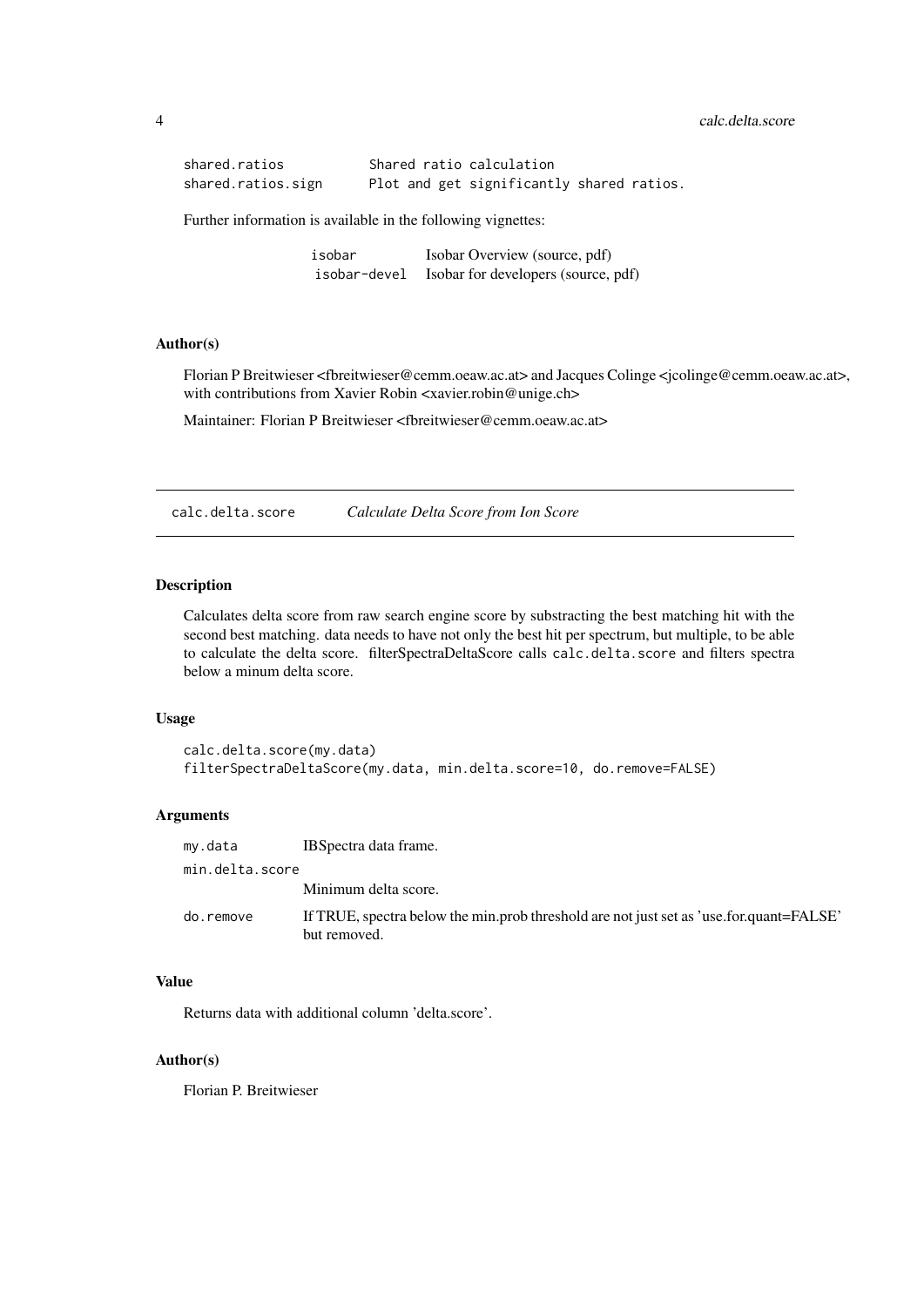| | |
|---|---|
| shared.ratios | Shared ratio calculation |
| shared.ratios.sign | Plot and get significantly shared ratios. |

Further information is available in the following vignettes:

| | |
|---|---|
| isobar | Isobar Overview (source, pdf) |
| isobar-devel | Isobar for developers (source, pdf) |

### Author(s)

Florian P Breitwieser <fbreitwieser@cemm.oeaw.ac.at> and Jacques Colinge <jcolinge@cemm.oeaw.ac.at>, with contributions from Xavier Robin <xavier.robin@unige.ch>

Maintainer: Florian P Breitwieser <fbreitwieser@cemm.oeaw.ac.at>

---

## calc.delta.score *Calculate Delta Score from Ion Score*

### Description

Calculates delta score from raw search engine score by substracting the best matching hit with the second best matching. data needs to have not only the best hit per spectrum, but multiple, to be able to calculate the delta score. filterSpectraDeltaScore calls `calc.delta.score` and filters spectra below a minum delta score.

### Usage

```
calc.delta.score(my.data)
filterSpectraDeltaScore(my.data, min.delta.score=10, do.remove=FALSE)
```

### Arguments

| | |
|---|---|
| my.data | IBSpectra data frame. |
| min.delta.score | Minimum delta score. |
| do.remove | If TRUE, spectra below the min.prob threshold are not just set as 'use.for.quant=FALSE' but removed. |

### Value

Returns data with additional column 'delta.score'.

### Author(s)

Florian P. Breitwieser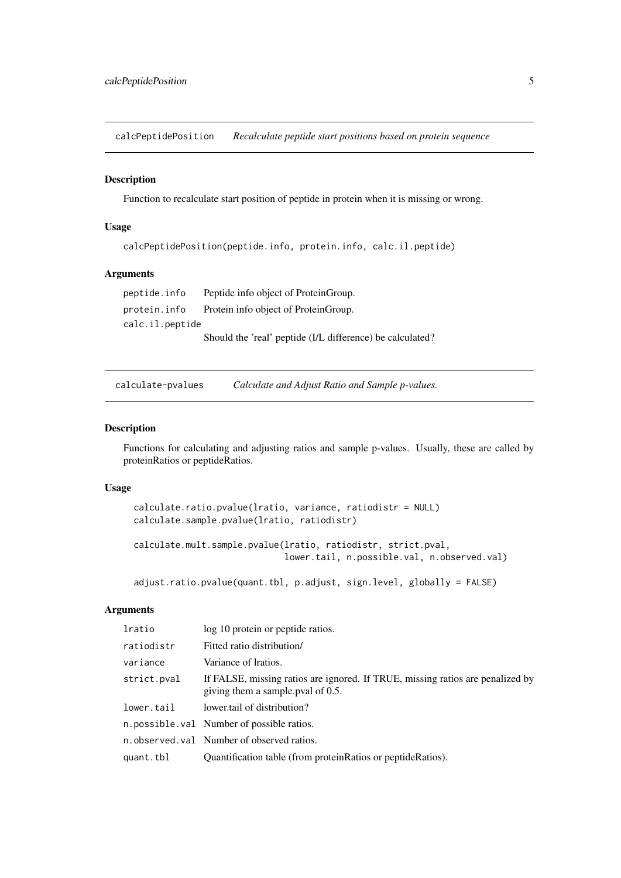## calcPeptidePosition — *Recalculate peptide start positions based on protein sequence*

### Description

Function to recalculate start position of peptide in protein when it is missing or wrong.

### Usage

```
calcPeptidePosition(peptide.info, protein.info, calc.il.peptide)
```

### Arguments

| | |
|---|---|
| `peptide.info` | Peptide info object of ProteinGroup. |
| `protein.info` | Protein info object of ProteinGroup. |
| `calc.il.peptide` | Should the 'real' peptide (I/L difference) be calculated? |

## calculate-pvalues — *Calculate and Adjust Ratio and Sample p-values.*

### Description

Functions for calculating and adjusting ratios and sample p-values. Usually, these are called by proteinRatios or peptideRatios.

### Usage

```
calculate.ratio.pvalue(lratio, variance, ratiodistr = NULL)
calculate.sample.pvalue(lratio, ratiodistr)

calculate.mult.sample.pvalue(lratio, ratiodistr, strict.pval,
                             lower.tail, n.possible.val, n.observed.val)

adjust.ratio.pvalue(quant.tbl, p.adjust, sign.level, globally = FALSE)
```

### Arguments

| | |
|---|---|
| `lratio` | log 10 protein or peptide ratios. |
| `ratiodistr` | Fitted ratio distribution/ |
| `variance` | Variance of lratios. |
| `strict.pval` | If FALSE, missing ratios are ignored. If TRUE, missing ratios are penalized by giving them a sample.pval of 0.5. |
| `lower.tail` | lower.tail of distribution? |
| `n.possible.val` | Number of possible ratios. |
| `n.observed.val` | Number of observed ratios. |
| `quant.tbl` | Quantification table (from proteinRatios or peptideRatios). |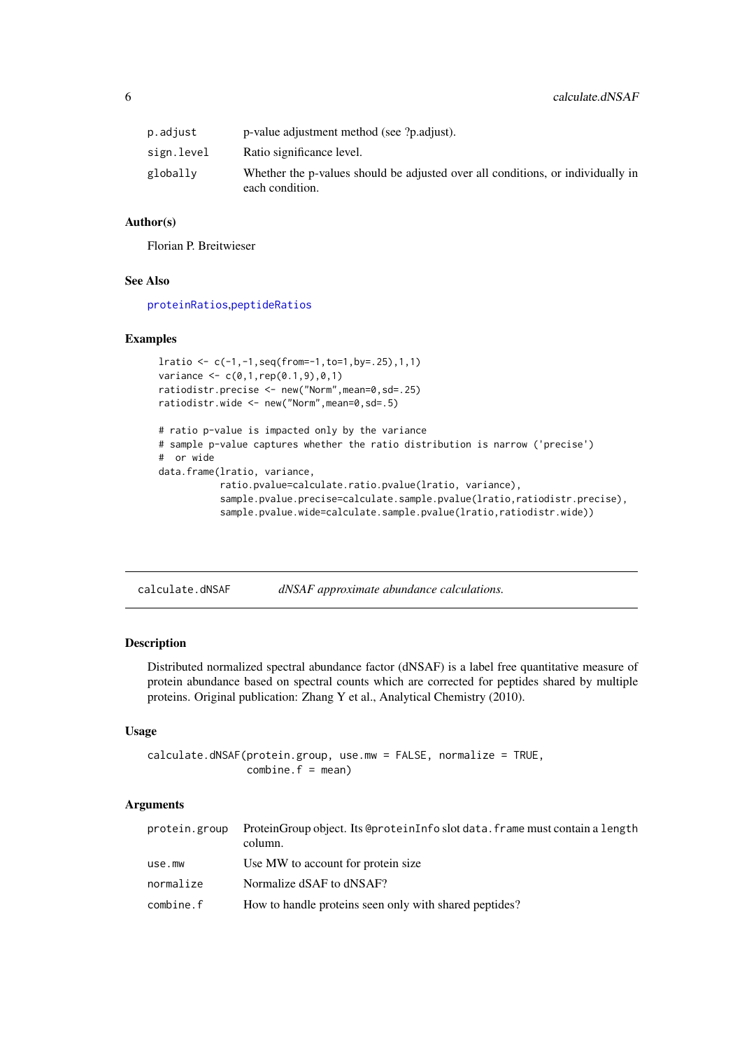| | |
|---|---|
| `p.adjust` | p-value adjustment method (see ?p.adjust). |
| `sign.level` | Ratio significance level. |
| `globally` | Whether the p-values should be adjusted over all conditions, or individually in each condition. |

### Author(s)

Florian P. Breitwieser

### See Also

proteinRatios,peptideRatios

### Examples

```
lratio <- c(-1,-1,seq(from=-1,to=1,by=.25),1,1)
variance <- c(0,1,rep(0.1,9),0,1)
ratiodistr.precise <- new("Norm",mean=0,sd=.25)
ratiodistr.wide <- new("Norm",mean=0,sd=.5)

# ratio p-value is impacted only by the variance
# sample p-value captures whether the ratio distribution is narrow ('precise')
#  or wide
data.frame(lratio, variance,
           ratio.pvalue=calculate.ratio.pvalue(lratio, variance),
           sample.pvalue.precise=calculate.sample.pvalue(lratio,ratiodistr.precise),
           sample.pvalue.wide=calculate.sample.pvalue(lratio,ratiodistr.wide))
```

---

## calculate.dNSAF &nbsp;&nbsp;&nbsp; *dNSAF approximate abundance calculations.*

---

### Description

Distributed normalized spectral abundance factor (dNSAF) is a label free quantitative measure of protein abundance based on spectral counts which are corrected for peptides shared by multiple proteins. Original publication: Zhang Y et al., Analytical Chemistry (2010).

### Usage

```
calculate.dNSAF(protein.group, use.mw = FALSE, normalize = TRUE,
                combine.f = mean)
```

### Arguments

| | |
|---|---|
| `protein.group` | ProteinGroup object. Its `@proteinInfo` slot `data.frame` must contain a `length` column. |
| `use.mw` | Use MW to account for protein size |
| `normalize` | Normalize dSAF to dNSAF? |
| `combine.f` | How to handle proteins seen only with shared peptides? |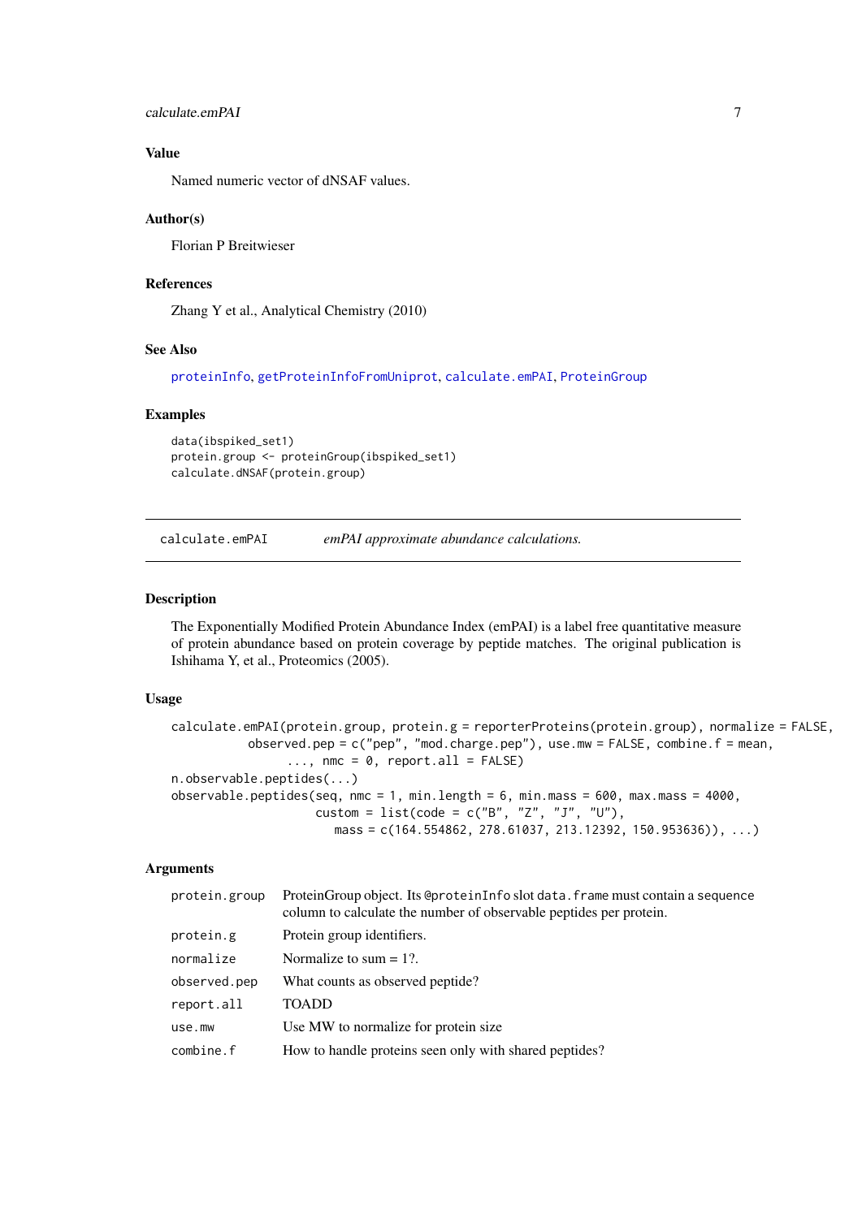### Value

Named numeric vector of dNSAF values.

### Author(s)

Florian P Breitwieser

### References

Zhang Y et al., Analytical Chemistry (2010)

### See Also

proteinInfo, getProteinInfoFromUniprot, calculate.emPAI, ProteinGroup

### Examples

```
data(ibspiked_set1)
protein.group <- proteinGroup(ibspiked_set1)
calculate.dNSAF(protein.group)
```

---

## calculate.emPAI    *emPAI approximate abundance calculations.*

---

### Description

The Exponentially Modified Protein Abundance Index (emPAI) is a label free quantitative measure of protein abundance based on protein coverage by peptide matches. The original publication is Ishihama Y, et al., Proteomics (2005).

### Usage

```
calculate.emPAI(protein.group, protein.g = reporterProteins(protein.group), normalize = FALSE,
          observed.pep = c("pep", "mod.charge.pep"), use.mw = FALSE, combine.f = mean,
                ..., nmc = 0, report.all = FALSE)
n.observable.peptides(...)
observable.peptides(seq, nmc = 1, min.length = 6, min.mass = 600, max.mass = 4000,
                  custom = list(code = c("B", "Z", "J", "U"),
                     mass = c(164.554862, 278.61037, 213.12392, 150.953636)), ...)
```

### Arguments

| | |
|---|---|
| protein.group | ProteinGroup object. Its @proteinInfo slot data.frame must contain a sequence column to calculate the number of observable peptides per protein. |
| protein.g | Protein group identifiers. |
| normalize | Normalize to sum = 1?. |
| observed.pep | What counts as observed peptide? |
| report.all | TOADD |
| use.mw | Use MW to normalize for protein size |
| combine.f | How to handle proteins seen only with shared peptides? |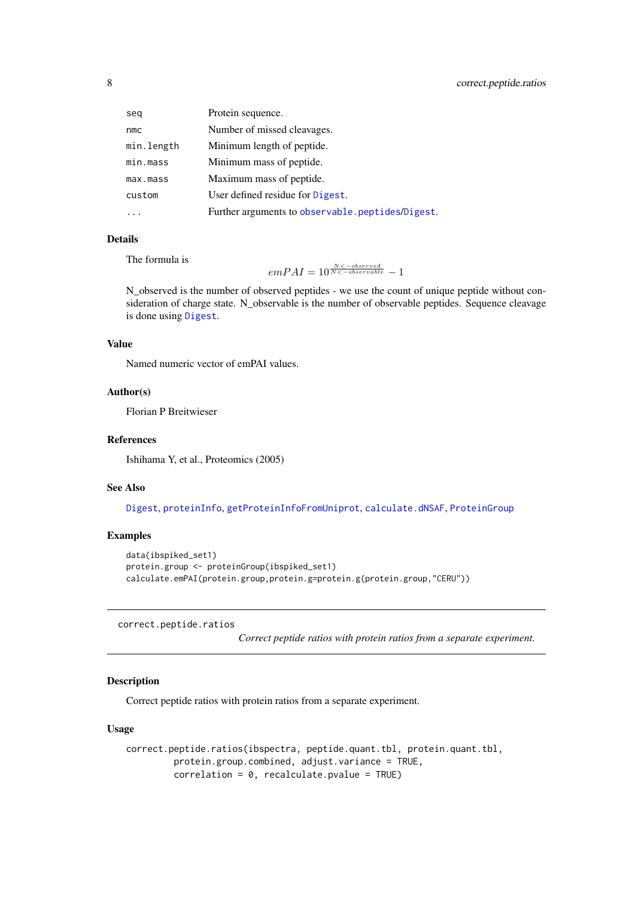| | |
|---|---|
| seq | Protein sequence. |
| nmc | Number of missed cleavages. |
| min.length | Minimum length of peptide. |
| min.mass | Minimum mass of peptide. |
| max.mass | Maximum mass of peptide. |
| custom | User defined residue for Digest. |
| ... | Further arguments to observable.peptides/Digest. |

### Details

The formula is

$$emPAI = 10^{\frac{N<-observed}{N<-observable}} - 1$$

N_observed is the number of observed peptides - we use the count of unique peptide without consideration of charge state. N_observable is the number of observable peptides. Sequence cleavage is done using Digest.

### Value

Named numeric vector of emPAI values.

### Author(s)

Florian P Breitwieser

### References

Ishihama Y, et al., Proteomics (2005)

### See Also

Digest, proteinInfo, getProteinInfoFromUniprot, calculate.dNSAF, ProteinGroup

### Examples

```
data(ibspiked_set1)
protein.group <- proteinGroup(ibspiked_set1)
calculate.emPAI(protein.group,protein.g=protein.g(protein.group,"CERU"))
```

---

## correct.peptide.ratios

*Correct peptide ratios with protein ratios from a separate experiment.*

---

### Description

Correct peptide ratios with protein ratios from a separate experiment.

### Usage

```
correct.peptide.ratios(ibspectra, peptide.quant.tbl, protein.quant.tbl,
         protein.group.combined, adjust.variance = TRUE,
         correlation = 0, recalculate.pvalue = TRUE)
```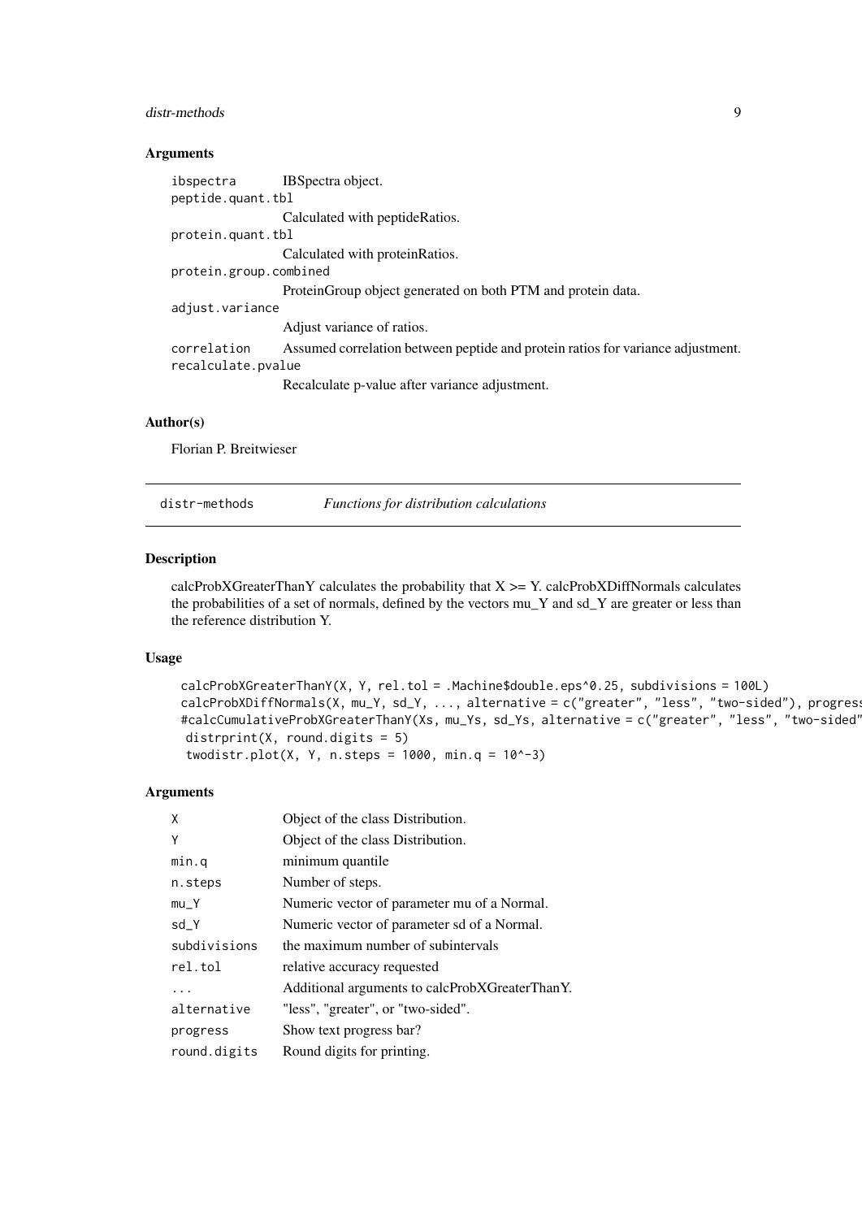## Arguments

| | |
|---|---|
| ibspectra | IBSpectra object. |
| peptide.quant.tbl | Calculated with peptideRatios. |
| protein.quant.tbl | Calculated with proteinRatios. |
| protein.group.combined | ProteinGroup object generated on both PTM and protein data. |
| adjust.variance | Adjust variance of ratios. |
| correlation | Assumed correlation between peptide and protein ratios for variance adjustment. |
| recalculate.pvalue | Recalculate p-value after variance adjustment. |

## Author(s)

Florian P. Breitwieser

---

# distr-methods — *Functions for distribution calculations*

## Description

calcProbXGreaterThanY calculates the probability that X >= Y. calcProbXDiffNormals calculates the probabilities of a set of normals, defined by the vectors mu_Y and sd_Y are greater or less than the reference distribution Y.

## Usage

```
calcProbXGreaterThanY(X, Y, rel.tol = .Machine$double.eps^0.25, subdivisions = 100L)
calcProbXDiffNormals(X, mu_Y, sd_Y, ..., alternative = c("greater", "less", "two-sided"), progress
#calcCumulativeProbXGreaterThanY(Xs, mu_Ys, sd_Ys, alternative = c("greater", "less", "two-sided"
 distrprint(X, round.digits = 5)
 twodistr.plot(X, Y, n.steps = 1000, min.q = 10^-3)
```

## Arguments

| | |
|---|---|
| X | Object of the class Distribution. |
| Y | Object of the class Distribution. |
| min.q | minimum quantile |
| n.steps | Number of steps. |
| mu_Y | Numeric vector of parameter mu of a Normal. |
| sd_Y | Numeric vector of parameter sd of a Normal. |
| subdivisions | the maximum number of subintervals |
| rel.tol | relative accuracy requested |
| ... | Additional arguments to calcProbXGreaterThanY. |
| alternative | "less", "greater", or "two-sided". |
| progress | Show text progress bar? |
| round.digits | Round digits for printing. |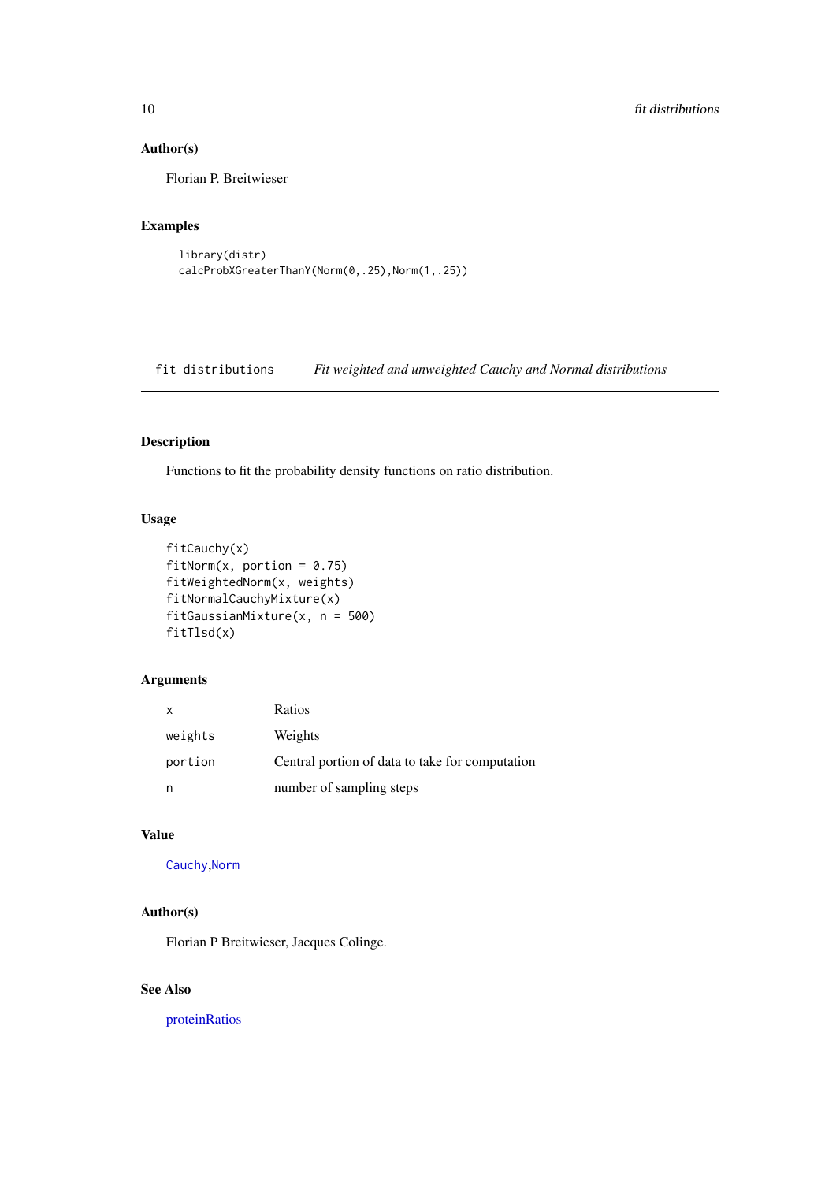### Author(s)

Florian P. Breitwieser

### Examples

```
library(distr)
calcProbXGreaterThanY(Norm(0,.25),Norm(1,.25))
```

---

## fit distributions — *Fit weighted and unweighted Cauchy and Normal distributions*

---

### Description

Functions to fit the probability density functions on ratio distribution.

### Usage

```
fitCauchy(x)
fitNorm(x, portion = 0.75)
fitWeightedNorm(x, weights)
fitNormalCauchyMixture(x)
fitGaussianMixture(x, n = 500)
fitTlsd(x)
```

### Arguments

| | |
|---|---|
| `x` | Ratios |
| `weights` | Weights |
| `portion` | Central portion of data to take for computation |
| `n` | number of sampling steps |

### Value

Cauchy,Norm

### Author(s)

Florian P Breitwieser, Jacques Colinge.

### See Also

proteinRatios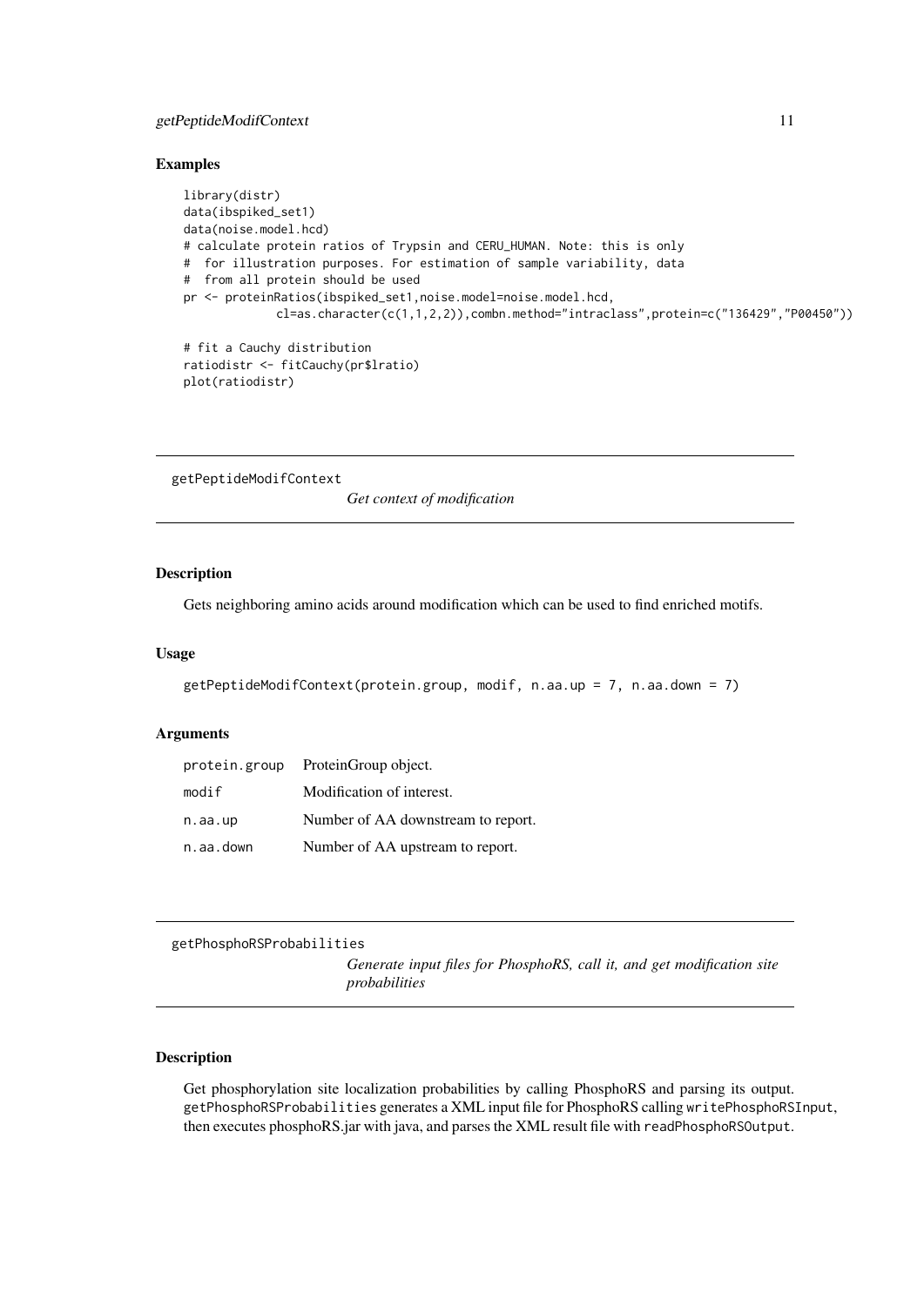## Examples

```
library(distr)
data(ibspiked_set1)
data(noise.model.hcd)
# calculate protein ratios of Trypsin and CERU_HUMAN. Note: this is only
#  for illustration purposes. For estimation of sample variability, data
#  from all protein should be used
pr <- proteinRatios(ibspiked_set1,noise.model=noise.model.hcd,
            cl=as.character(c(1,1,2,2)),combn.method="intraclass",protein=c("136429","P00450"))

# fit a Cauchy distribution
ratiodistr <- fitCauchy(pr$lratio)
plot(ratiodistr)
```

---

# getPeptideModifContext    *Get context of modification*

## Description

Gets neighboring amino acids around modification which can be used to find enriched motifs.

## Usage

```
getPeptideModifContext(protein.group, modif, n.aa.up = 7, n.aa.down = 7)
```

## Arguments

| | |
|---|---|
| protein.group | ProteinGroup object. |
| modif | Modification of interest. |
| n.aa.up | Number of AA downstream to report. |
| n.aa.down | Number of AA upstream to report. |

---

# getPhosphoRSProbabilities    *Generate input files for PhosphoRS, call it, and get modification site probabilities*

## Description

Get phosphorylation site localization probabilities by calling PhosphoRS and parsing its output. `getPhosphoRSProbabilities` generates a XML input file for PhosphoRS calling `writePhosphoRSInput`, then executes phosphoRS.jar with java, and parses the XML result file with `readPhosphoRSOutput`.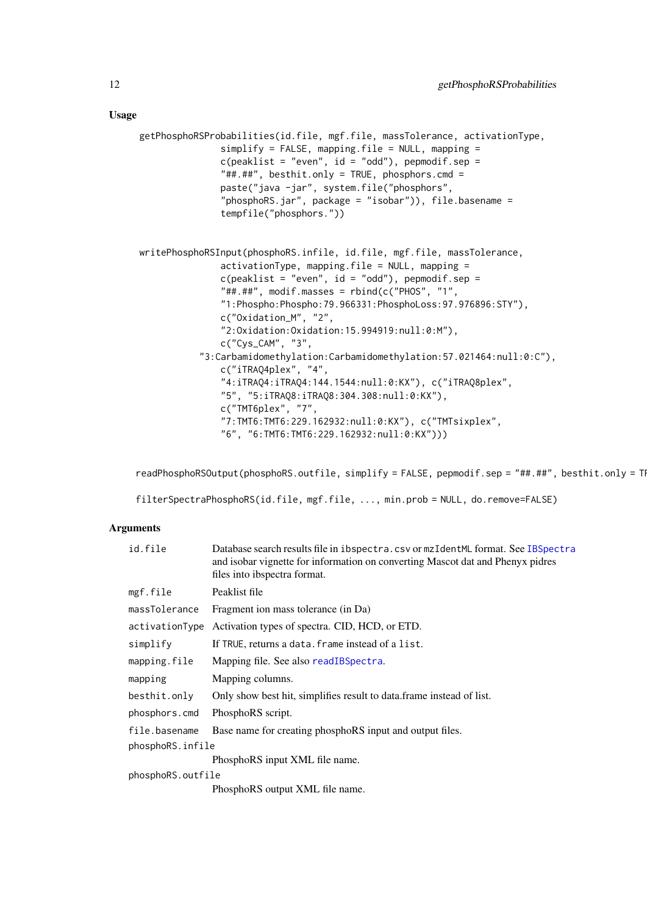## Usage

```
getPhosphoRSProbabilities(id.file, mgf.file, massTolerance, activationType,
                simplify = FALSE, mapping.file = NULL, mapping =
                c(peaklist = "even", id = "odd"), pepmodif.sep =
                "##.##", besthit.only = TRUE, phosphors.cmd =
                paste("java -jar", system.file("phosphors",
                "phosphoRS.jar", package = "isobar")), file.basename =
                tempfile("phosphors."))


writePhosphoRSInput(phosphoRS.infile, id.file, mgf.file, massTolerance,
                activationType, mapping.file = NULL, mapping =
                c(peaklist = "even", id = "odd"), pepmodif.sep =
                "##.##", modif.masses = rbind(c("PHOS", "1",
                "1:Phospho:Phospho:79.966331:PhosphoLoss:97.976896:STY"),
                c("Oxidation_M", "2",
                "2:Oxidation:Oxidation:15.994919:null:0:M"),
                c("Cys_CAM", "3",
            "3:Carbamidomethylation:Carbamidomethylation:57.021464:null:0:C"),
                c("iTRAQ4plex", "4",
                "4:iTRAQ4:iTRAQ4:144.1544:null:0:KX"), c("iTRAQ8plex",
                "5", "5:iTRAQ8:iTRAQ8:304.308:null:0:KX"),
                c("TMT6plex", "7",
                "7:TMT6:TMT6:229.162932:null:0:KX"), c("TMTsixplex",
                "6", "6:TMT6:TMT6:229.162932:null:0:KX")))


readPhosphoRSOutput(phosphoRS.outfile, simplify = FALSE, pepmodif.sep = "##.##", besthit.only = TR

filterSpectraPhosphoRS(id.file, mgf.file, ..., min.prob = NULL, do.remove=FALSE)
```

## Arguments

| | |
|---|---|
| `id.file` | Database search results file in `ibspectra.csv` or `mzIdentML` format. See `IBSpectra` and isobar vignette for information on converting Mascot dat and Phenyx pidres files into ibspectra format. |
| `mgf.file` | Peaklist file |
| `massTolerance` | Fragment ion mass tolerance (in Da) |
| `activationType` | Activation types of spectra. CID, HCD, or ETD. |
| `simplify` | If `TRUE`, returns a `data.frame` instead of a `list`. |
| `mapping.file` | Mapping file. See also `readIBSpectra`. |
| `mapping` | Mapping columns. |
| `besthit.only` | Only show best hit, simplifies result to data.frame instead of list. |
| `phosphors.cmd` | PhosphoRS script. |
| `file.basename` | Base name for creating phosphoRS input and output files. |
| `phosphoRS.infile` | PhosphoRS input XML file name. |
| `phosphoRS.outfile` | PhosphoRS output XML file name. |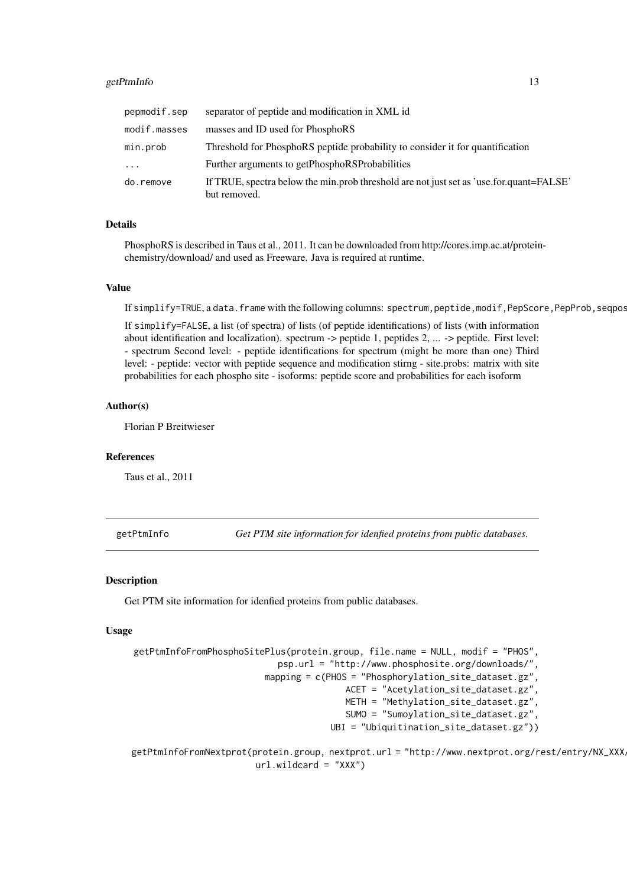| | |
|---|---|
| pepmodif.sep | separator of peptide and modification in XML id |
| modif.masses | masses and ID used for PhosphoRS |
| min.prob | Threshold for PhosphoRS peptide probability to consider it for quantification |
| ... | Further arguments to getPhosphoRSProbabilities |
| do.remove | If TRUE, spectra below the min.prob threshold are not just set as 'use.for.quant=FALSE' but removed. |

### Details

PhosphoRS is described in Taus et al., 2011. It can be downloaded from http://cores.imp.ac.at/protein-chemistry/download/ and used as Freeware. Java is required at runtime.

### Value

If `simplify=TRUE`, a `data.frame` with the following columns: `spectrum,peptide,modif,PepScore,PepProb,seqpos`

If `simplify=FALSE`, a list (of spectra) of lists (of peptide identifications) of lists (with information about identification and localization). spectrum -> peptide 1, peptides 2, ... -> peptide. First level: - spectrum Second level: - peptide identifications for spectrum (might be more than one) Third level: - peptide: vector with peptide sequence and modification stirng - site.probs: matrix with site probabilities for each phospho site - isoforms: peptide score and probabilities for each isoform

### Author(s)

Florian P Breitwieser

### References

Taus et al., 2011

---

## getPtmInfo — *Get PTM site information for idenfied proteins from public databases.*

### Description

Get PTM site information for idenfied proteins from public databases.

### Usage

```
getPtmInfoFromPhosphoSitePlus(protein.group, file.name = NULL, modif = "PHOS",
                              psp.url = "http://www.phosphosite.org/downloads/",
                            mapping = c(PHOS = "Phosphorylation_site_dataset.gz",
                                        ACET = "Acetylation_site_dataset.gz",
                                        METH = "Methylation_site_dataset.gz",
                                        SUMO = "Sumoylation_site_dataset.gz",
                                      UBI = "Ubiquitination_site_dataset.gz"))

getPtmInfoFromNextprot(protein.group, nextprot.url = "http://www.nextprot.org/rest/entry/NX_XXX/
                       url.wildcard = "XXX")
```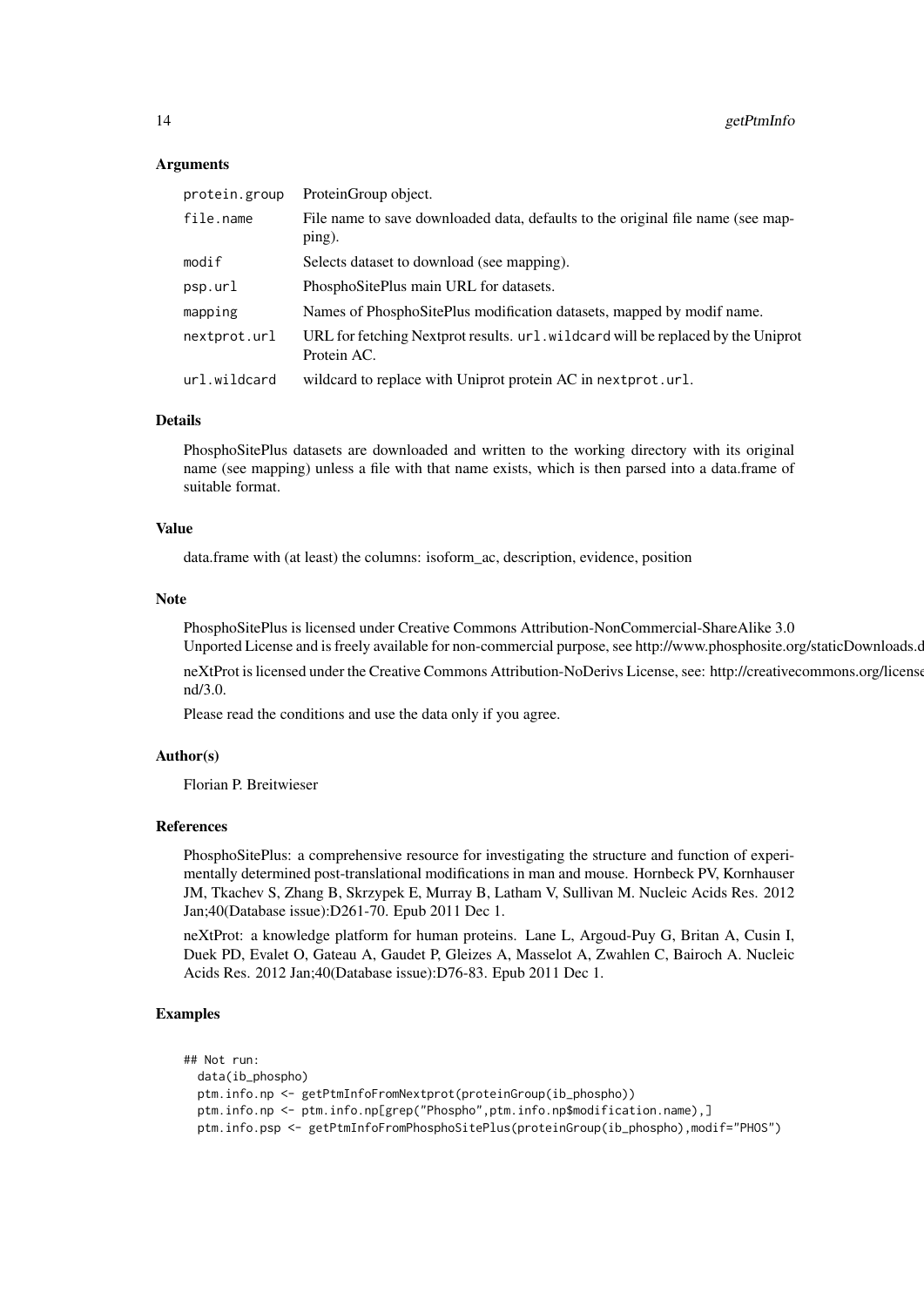### Arguments

| | |
|---|---|
| `protein.group` | ProteinGroup object. |
| `file.name` | File name to save downloaded data, defaults to the original file name (see mapping). |
| `modif` | Selects dataset to download (see mapping). |
| `psp.url` | PhosphoSitePlus main URL for datasets. |
| `mapping` | Names of PhosphoSitePlus modification datasets, mapped by modif name. |
| `nextprot.url` | URL for fetching Nextprot results. `url.wildcard` will be replaced by the Uniprot Protein AC. |
| `url.wildcard` | wildcard to replace with Uniprot protein AC in `nextprot.url`. |

### Details

PhosphoSitePlus datasets are downloaded and written to the working directory with its original name (see mapping) unless a file with that name exists, which is then parsed into a data.frame of suitable format.

### Value

data.frame with (at least) the columns: isoform_ac, description, evidence, position

### Note

PhosphoSitePlus is licensed under Creative Commons Attribution-NonCommercial-ShareAlike 3.0 Unported License and is freely available for non-commercial purpose, see http://www.phosphosite.org/staticDownloads.d

neXtProt is licensed under the Creative Commons Attribution-NoDerivs License, see: http://creativecommons.org/license nd/3.0.

Please read the conditions and use the data only if you agree.

### Author(s)

Florian P. Breitwieser

### References

PhosphoSitePlus: a comprehensive resource for investigating the structure and function of experimentally determined post-translational modifications in man and mouse. Hornbeck PV, Kornhauser JM, Tkachev S, Zhang B, Skrzypek E, Murray B, Latham V, Sullivan M. Nucleic Acids Res. 2012 Jan;40(Database issue):D261-70. Epub 2011 Dec 1.

neXtProt: a knowledge platform for human proteins. Lane L, Argoud-Puy G, Britan A, Cusin I, Duek PD, Evalet O, Gateau A, Gaudet P, Gleizes A, Masselot A, Zwahlen C, Bairoch A. Nucleic Acids Res. 2012 Jan;40(Database issue):D76-83. Epub 2011 Dec 1.

### Examples

```
## Not run:
  data(ib_phospho)
  ptm.info.np <- getPtmInfoFromNextprot(proteinGroup(ib_phospho))
  ptm.info.np <- ptm.info.np[grep("Phospho",ptm.info.np$modification.name),]
  ptm.info.psp <- getPtmInfoFromPhosphoSitePlus(proteinGroup(ib_phospho),modif="PHOS")
```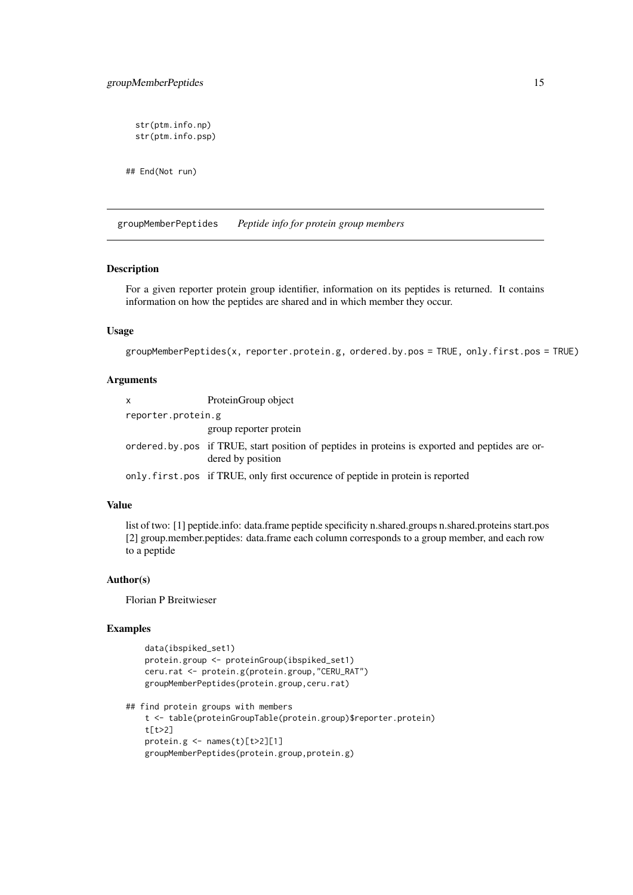```
    str(ptm.info.np)
    str(ptm.info.psp)

## End(Not run)
```

## groupMemberPeptides *Peptide info for protein group members*

### Description

For a given reporter protein group identifier, information on its peptides is returned. It contains information on how the peptides are shared and in which member they occur.

### Usage

```
groupMemberPeptides(x, reporter.protein.g, ordered.by.pos = TRUE, only.first.pos = TRUE)
```

### Arguments

| | |
|---|---|
| x | ProteinGroup object |
| reporter.protein.g | group reporter protein |
| ordered.by.pos | if TRUE, start position of peptides in proteins is exported and peptides are ordered by position |
| only.first.pos | if TRUE, only first occurence of peptide in protein is reported |

### Value

list of two: [1] peptide.info: data.frame peptide specificity n.shared.groups n.shared.proteins start.pos [2] group.member.peptides: data.frame each column corresponds to a group member, and each row to a peptide

### Author(s)

Florian P Breitwieser

### Examples

```
    data(ibspiked_set1)
    protein.group <- proteinGroup(ibspiked_set1)
    ceru.rat <- protein.g(protein.group,"CERU_RAT")
    groupMemberPeptides(protein.group,ceru.rat)

## find protein groups with members
    t <- table(proteinGroupTable(protein.group)$reporter.protein)
    t[t>2]
    protein.g <- names(t)[t>2][1]
    groupMemberPeptides(protein.group,protein.g)
```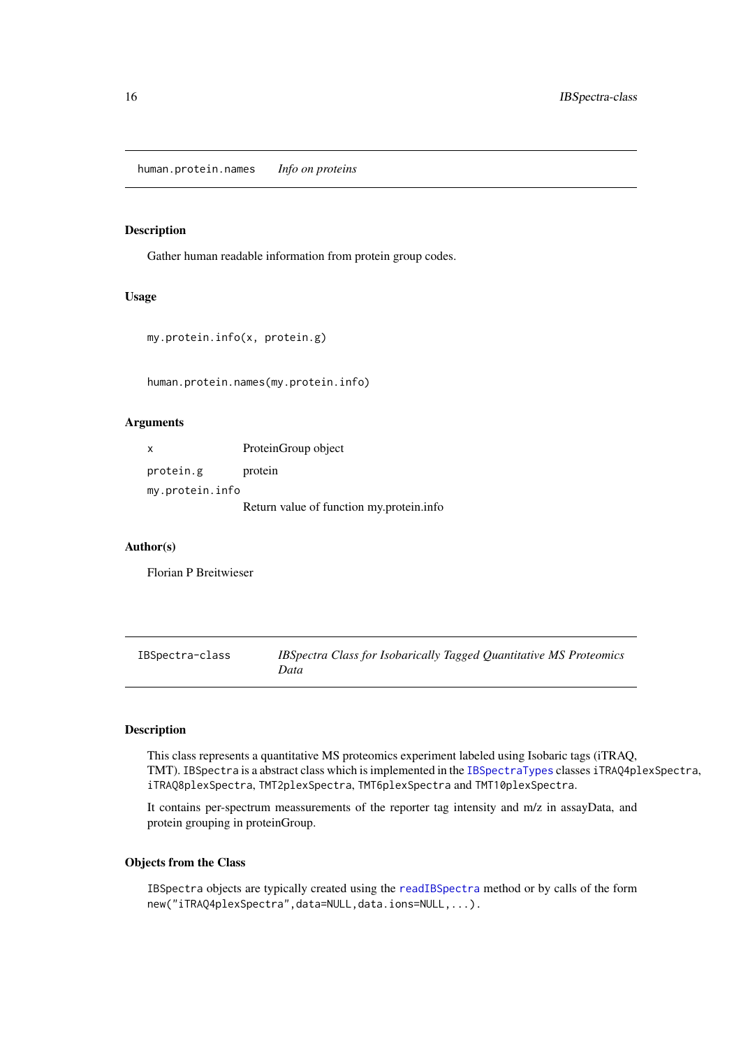## human.protein.names *Info on proteins*

### Description

Gather human readable information from protein group codes.

### Usage

```
my.protein.info(x, protein.g)

human.protein.names(my.protein.info)
```

### Arguments

| | |
|---|---|
| x | ProteinGroup object |
| protein.g | protein |
| my.protein.info | Return value of function my.protein.info |

### Author(s)

Florian P Breitwieser

## IBSpectra-class *IBSpectra Class for Isobarically Tagged Quantitative MS Proteomics Data*

### Description

This class represents a quantitative MS proteomics experiment labeled using Isobaric tags (iTRAQ, TMT). IBSpectra is a abstract class which is implemented in the IBSpectraTypes classes iTRAQ4plexSpectra, iTRAQ8plexSpectra, TMT2plexSpectra, TMT6plexSpectra and TMT10plexSpectra.

It contains per-spectrum meassurements of the reporter tag intensity and m/z in assayData, and protein grouping in proteinGroup.

### Objects from the Class

IBSpectra objects are typically created using the readIBSpectra method or by calls of the form new("iTRAQ4plexSpectra",data=NULL,data.ions=NULL,...).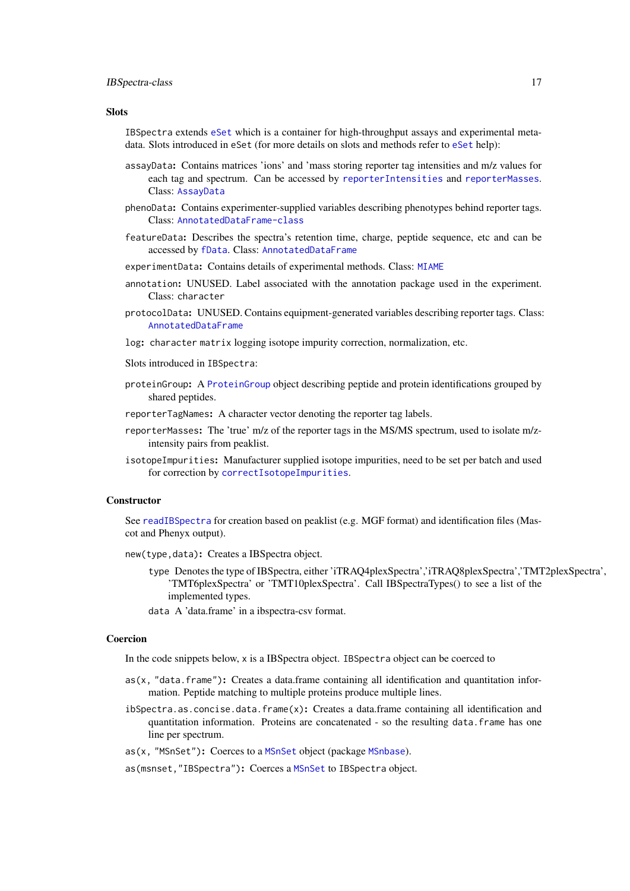### Slots

IBSpectra extends eSet which is a container for high-throughput assays and experimental metadata. Slots introduced in eSet (for more details on slots and methods refer to eSet help):

`assayData`**:** Contains matrices 'ions' and 'mass storing reporter tag intensities and m/z values for each tag and spectrum. Can be accessed by reporterIntensities and reporterMasses. Class: AssayData

`phenoData`**:** Contains experimenter-supplied variables describing phenotypes behind reporter tags. Class: AnnotatedDataFrame-class

`featureData`**:** Describes the spectra's retention time, charge, peptide sequence, etc and can be accessed by fData. Class: AnnotatedDataFrame

`experimentData`**:** Contains details of experimental methods. Class: MIAME

`annotation`**:** UNUSED. Label associated with the annotation package used in the experiment. Class: character

`protocolData`**:** UNUSED. Contains equipment-generated variables describing reporter tags. Class: AnnotatedDataFrame

`log`**:** character matrix logging isotope impurity correction, normalization, etc.

Slots introduced in IBSpectra:

`proteinGroup`**:** A ProteinGroup object describing peptide and protein identifications grouped by shared peptides.

`reporterTagNames`**:** A character vector denoting the reporter tag labels.

`reporterMasses`**:** The 'true' m/z of the reporter tags in the MS/MS spectrum, used to isolate m/z-intensity pairs from peaklist.

`isotopeImpurities`**:** Manufacturer supplied isotope impurities, need to be set per batch and used for correction by correctIsotopeImpurities.

### Constructor

See readIBSpectra for creation based on peaklist (e.g. MGF format) and identification files (Mascot and Phenyx output).

`new(type,data)`**:** Creates a IBSpectra object.

- `type` Denotes the type of IBSpectra, either 'iTRAQ4plexSpectra','iTRAQ8plexSpectra','TMT2plexSpectra', 'TMT6plexSpectra' or 'TMT10plexSpectra'. Call IBSpectraTypes() to see a list of the implemented types.
- `data` A 'data.frame' in a ibspectra-csv format.

### Coercion

In the code snippets below, x is a IBSpectra object. IBSpectra object can be coerced to

`as(x, "data.frame")`**:** Creates a data.frame containing all identification and quantitation information. Peptide matching to multiple proteins produce multiple lines.

`ibSpectra.as.concise.data.frame(x)`**:** Creates a data.frame containing all identification and quantitation information. Proteins are concatenated - so the resulting data.frame has one line per spectrum.

`as(x, "MSnSet")`**:** Coerces to a MSnSet object (package MSnbase).

`as(msnset,"IBSpectra")`**:** Coerces a MSnSet to IBSpectra object.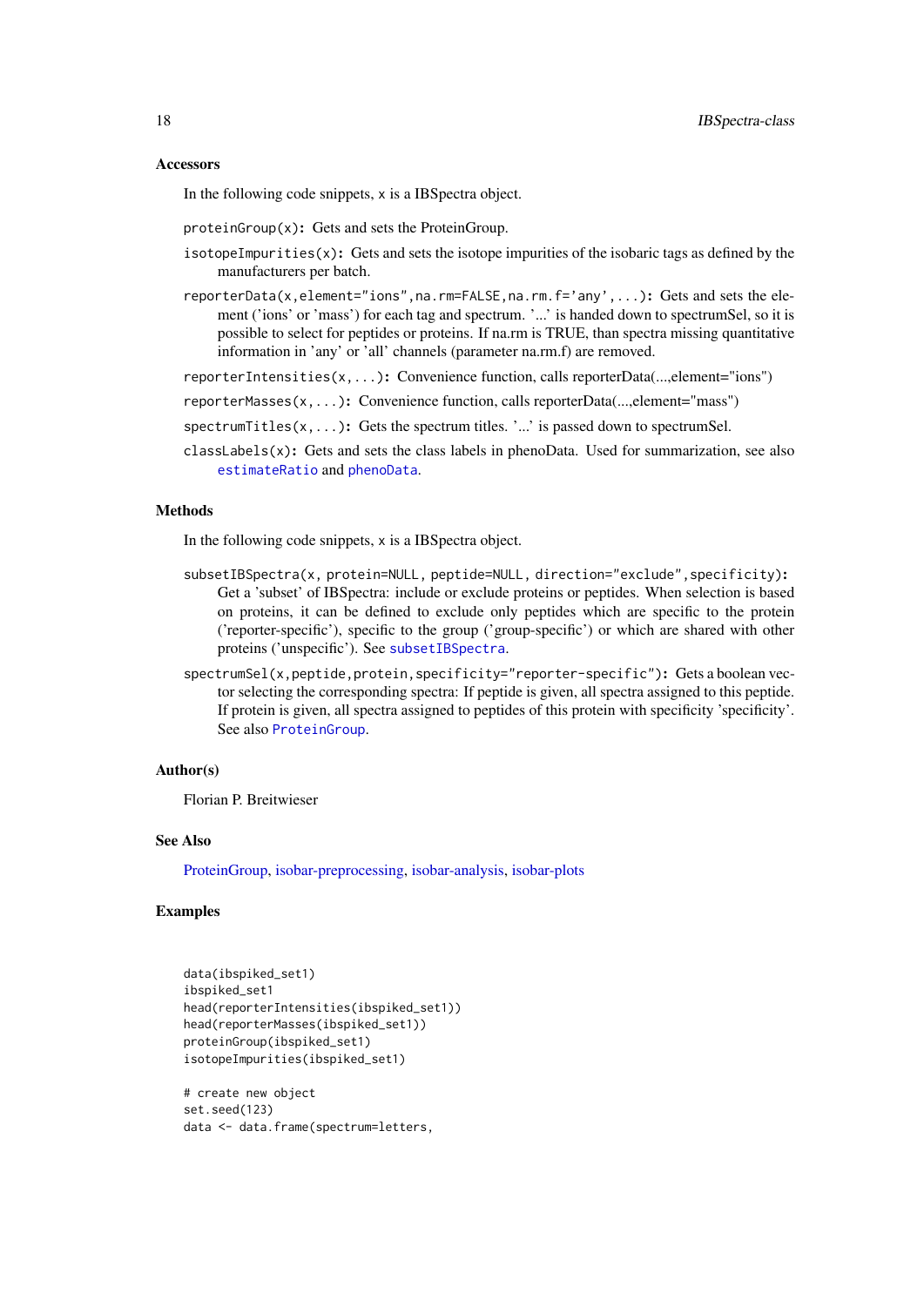### Accessors

In the following code snippets, x is a IBSpectra object.

`proteinGroup(x)`: Gets and sets the ProteinGroup.

`isotopeImpurities(x)`: Gets and sets the isotope impurities of the isobaric tags as defined by the manufacturers per batch.

`reporterData(x,element="ions",na.rm=FALSE,na.rm.f='any',...)`: Gets and sets the element ('ions' or 'mass') for each tag and spectrum. '...' is handed down to spectrumSel, so it is possible to select for peptides or proteins. If na.rm is TRUE, than spectra missing quantitative information in 'any' or 'all' channels (parameter na.rm.f) are removed.

`reporterIntensities(x,...)`: Convenience function, calls reporterData(...,element="ions")

`reporterMasses(x,...)`: Convenience function, calls reporterData(...,element="mass")

`spectrumTitles(x,...)`: Gets the spectrum titles. '...' is passed down to spectrumSel.

`classLabels(x)`: Gets and sets the class labels in phenoData. Used for summarization, see also `estimateRatio` and `phenoData`.

### Methods

In the following code snippets, x is a IBSpectra object.

`subsetIBSpectra(x, protein=NULL, peptide=NULL, direction="exclude",specificity)`: Get a 'subset' of IBSpectra: include or exclude proteins or peptides. When selection is based on proteins, it can be defined to exclude only peptides which are specific to the protein ('reporter-specific'), specific to the group ('group-specific') or which are shared with other proteins ('unspecific'). See `subsetIBSpectra`.

`spectrumSel(x,peptide,protein,specificity="reporter-specific")`: Gets a boolean vector selecting the corresponding spectra: If peptide is given, all spectra assigned to this peptide. If protein is given, all spectra assigned to peptides of this protein with specificity 'specificity'. See also `ProteinGroup`.

### Author(s)

Florian P. Breitwieser

### See Also

ProteinGroup, isobar-preprocessing, isobar-analysis, isobar-plots

### Examples

```
data(ibspiked_set1)
ibspiked_set1
head(reporterIntensities(ibspiked_set1))
head(reporterMasses(ibspiked_set1))
proteinGroup(ibspiked_set1)
isotopeImpurities(ibspiked_set1)

# create new object
set.seed(123)
data <- data.frame(spectrum=letters,
```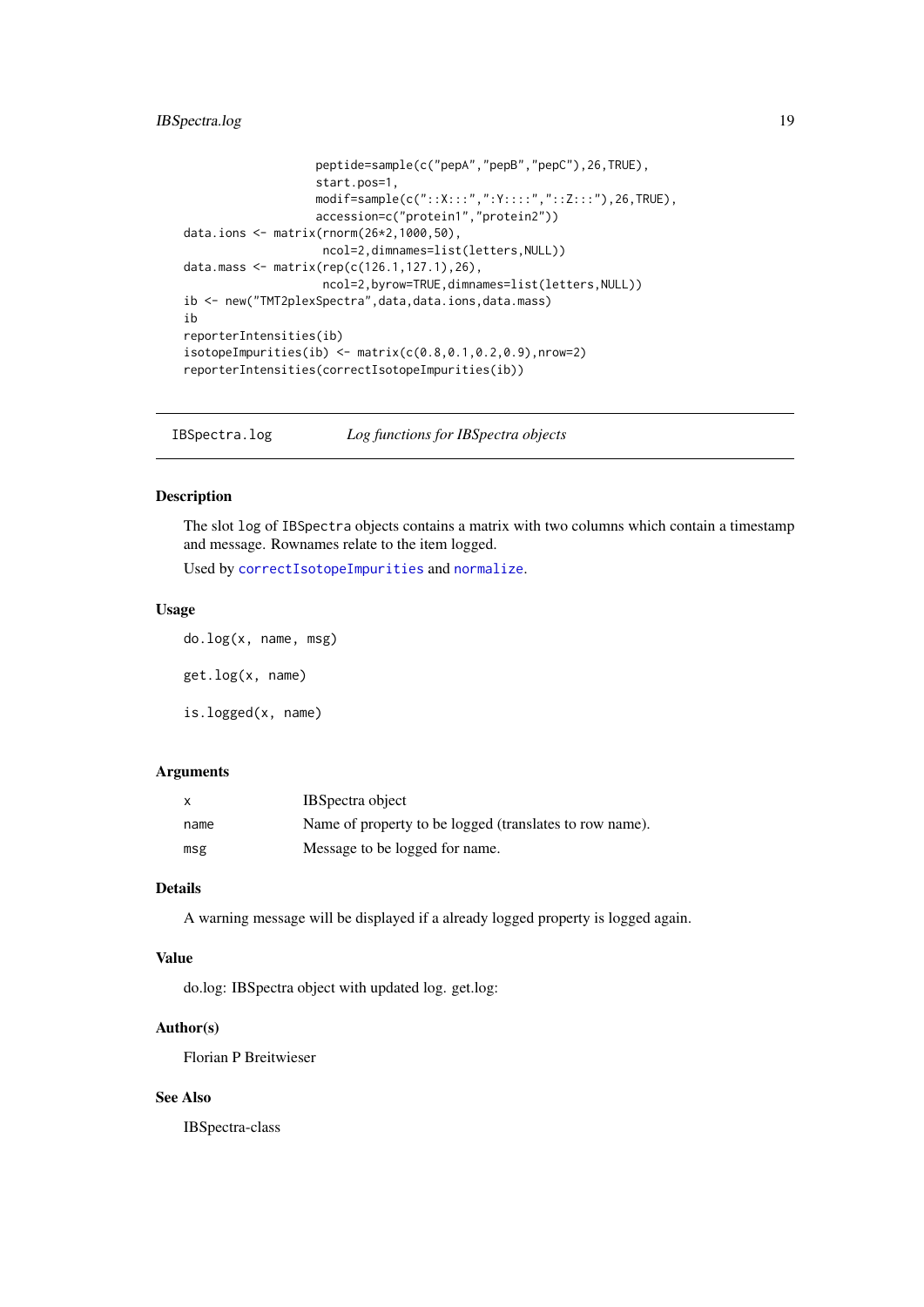```
                 peptide=sample(c("pepA","pepB","pepC"),26,TRUE),
                 start.pos=1,
                 modif=sample(c("::X:::",":Y::::","::Z:::"),26,TRUE),
                 accession=c("protein1","protein2"))
data.ions <- matrix(rnorm(26*2,1000,50),
                  ncol=2,dimnames=list(letters,NULL))
data.mass <- matrix(rep(c(126.1,127.1),26),
                  ncol=2,byrow=TRUE,dimnames=list(letters,NULL))
ib <- new("TMT2plexSpectra",data,data.ions,data.mass)
ib
reporterIntensities(ib)
isotopeImpurities(ib) <- matrix(c(0.8,0.1,0.2,0.9),nrow=2)
reporterIntensities(correctIsotopeImpurities(ib))
```

## IBSpectra.log *Log functions for IBSpectra objects*

### Description

The slot log of IBSpectra objects contains a matrix with two columns which contain a timestamp and message. Rownames relate to the item logged.

Used by correctIsotopeImpurities and normalize.

### Usage

```
do.log(x, name, msg)

get.log(x, name)

is.logged(x, name)
```

### Arguments

| | |
|---|---|
| x | IBSpectra object |
| name | Name of property to be logged (translates to row name). |
| msg | Message to be logged for name. |

### Details

A warning message will be displayed if a already logged property is logged again.

### Value

do.log: IBSpectra object with updated log. get.log:

### Author(s)

Florian P Breitwieser

### See Also

IBSpectra-class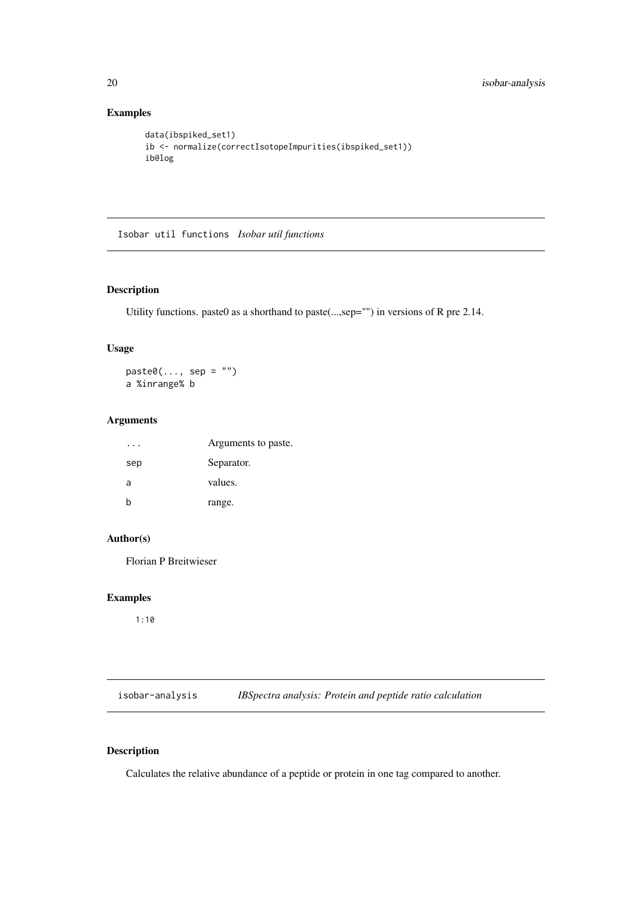## Examples

```
data(ibspiked_set1)
ib <- normalize(correctIsotopeImpurities(ibspiked_set1))
ib@log
```

---

# Isobar util functions *Isobar util functions*

## Description

Utility functions. paste0 as a shorthand to paste(...,sep="") in versions of R pre 2.14.

## Usage

```
paste0(..., sep = "")
a %inrange% b
```

## Arguments

| | |
|---|---|
| ... | Arguments to paste. |
| sep | Separator. |
| a | values. |
| b | range. |

## Author(s)

Florian P Breitwieser

## Examples

```
1:10
```

---

# isobar-analysis *IBSpectra analysis: Protein and peptide ratio calculation*

## Description

Calculates the relative abundance of a peptide or protein in one tag compared to another.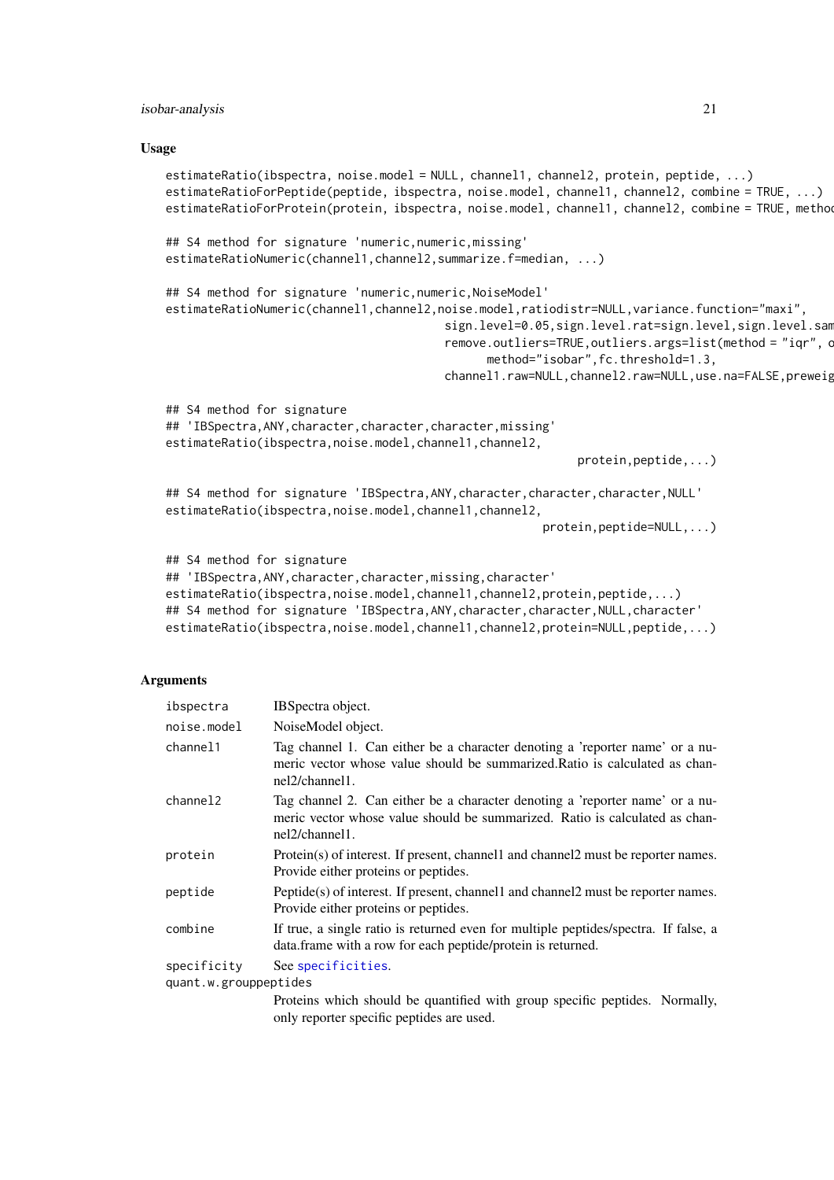## Usage

```
estimateRatio(ibspectra, noise.model = NULL, channel1, channel2, protein, peptide, ...)
estimateRatioForPeptide(peptide, ibspectra, noise.model, channel1, channel2, combine = TRUE, ...)
estimateRatioForProtein(protein, ibspectra, noise.model, channel1, channel2, combine = TRUE, methoc

## S4 method for signature 'numeric,numeric,missing'
estimateRatioNumeric(channel1,channel2,summarize.f=median, ...)

## S4 method for signature 'numeric,numeric,NoiseModel'
estimateRatioNumeric(channel1,channel2,noise.model,ratiodistr=NULL,variance.function="maxi",
                                        sign.level=0.05,sign.level.rat=sign.level,sign.level.sam
                                        remove.outliers=TRUE,outliers.args=list(method = "iqr", o
                                              method="isobar",fc.threshold=1.3,
                                        channel1.raw=NULL,channel2.raw=NULL,use.na=FALSE,preweig

## S4 method for signature
## 'IBSpectra,ANY,character,character,character,missing'
estimateRatio(ibspectra,noise.model,channel1,channel2,
                                                            protein,peptide,...)

## S4 method for signature 'IBSpectra,ANY,character,character,character,NULL'
estimateRatio(ibspectra,noise.model,channel1,channel2,
                                                       protein,peptide=NULL,...)

## S4 method for signature
## 'IBSpectra,ANY,character,character,missing,character'
estimateRatio(ibspectra,noise.model,channel1,channel2,protein,peptide,...)
## S4 method for signature 'IBSpectra,ANY,character,character,NULL,character'
estimateRatio(ibspectra,noise.model,channel1,channel2,protein=NULL,peptide,...)
```

## Arguments

| | |
|---|---|
| `ibspectra` | IBSpectra object. |
| `noise.model` | NoiseModel object. |
| `channel1` | Tag channel 1. Can either be a character denoting a 'reporter name' or a numeric vector whose value should be summarized.Ratio is calculated as channel2/channel1. |
| `channel2` | Tag channel 2. Can either be a character denoting a 'reporter name' or a numeric vector whose value should be summarized. Ratio is calculated as channel2/channel1. |
| `protein` | Protein(s) of interest. If present, channel1 and channel2 must be reporter names. Provide either proteins or peptides. |
| `peptide` | Peptide(s) of interest. If present, channel1 and channel2 must be reporter names. Provide either proteins or peptides. |
| `combine` | If true, a single ratio is returned even for multiple peptides/spectra. If false, a data.frame with a row for each peptide/protein is returned. |
| `specificity` | See specificities. |
| `quant.w.grouppeptides` | Proteins which should be quantified with group specific peptides. Normally, only reporter specific peptides are used. |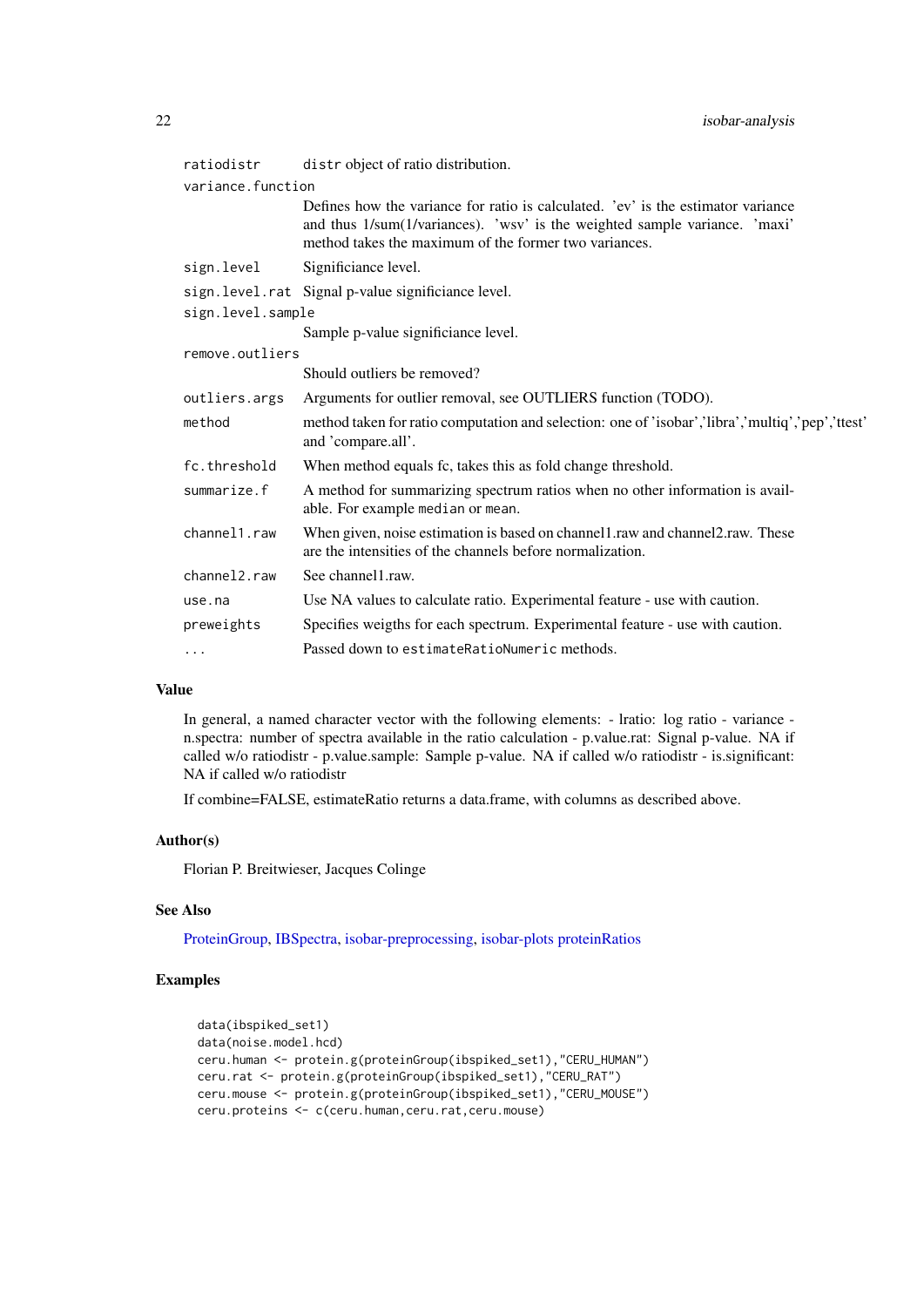| | |
|---|---|
| `ratiodistr` | `distr` object of ratio distribution. |
| `variance.function` | Defines how the variance for ratio is calculated. 'ev' is the estimator variance and thus 1/sum(1/variances). 'wsv' is the weighted sample variance. 'maxi' method takes the maximum of the former two variances. |
| `sign.level` | Significiance level. |
| `sign.level.rat` | Signal p-value significiance level. |
| `sign.level.sample` | Sample p-value significiance level. |
| `remove.outliers` | Should outliers be removed? |
| `outliers.args` | Arguments for outlier removal, see OUTLIERS function (TODO). |
| `method` | method taken for ratio computation and selection: one of 'isobar','libra','multiq','pep','ttest' and 'compare.all'. |
| `fc.threshold` | When method equals fc, takes this as fold change threshold. |
| `summarize.f` | A method for summarizing spectrum ratios when no other information is available. For example `median` or `mean`. |
| `channel1.raw` | When given, noise estimation is based on channel1.raw and channel2.raw. These are the intensities of the channels before normalization. |
| `channel2.raw` | See channel1.raw. |
| `use.na` | Use NA values to calculate ratio. Experimental feature - use with caution. |
| `preweights` | Specifies weigths for each spectrum. Experimental feature - use with caution. |
| `...` | Passed down to `estimateRatioNumeric` methods. |

### Value

In general, a named character vector with the following elements: - lratio: log ratio - variance - n.spectra: number of spectra available in the ratio calculation - p.value.rat: Signal p-value. NA if called w/o ratiodistr - p.value.sample: Sample p-value. NA if called w/o ratiodistr - is.significant: NA if called w/o ratiodistr

If combine=FALSE, estimateRatio returns a data.frame, with columns as described above.

### Author(s)

Florian P. Breitwieser, Jacques Colinge

### See Also

ProteinGroup, IBSpectra, isobar-preprocessing, isobar-plots proteinRatios

### Examples

```
data(ibspiked_set1)
data(noise.model.hcd)
ceru.human <- protein.g(proteinGroup(ibspiked_set1),"CERU_HUMAN")
ceru.rat <- protein.g(proteinGroup(ibspiked_set1),"CERU_RAT")
ceru.mouse <- protein.g(proteinGroup(ibspiked_set1),"CERU_MOUSE")
ceru.proteins <- c(ceru.human,ceru.rat,ceru.mouse)
```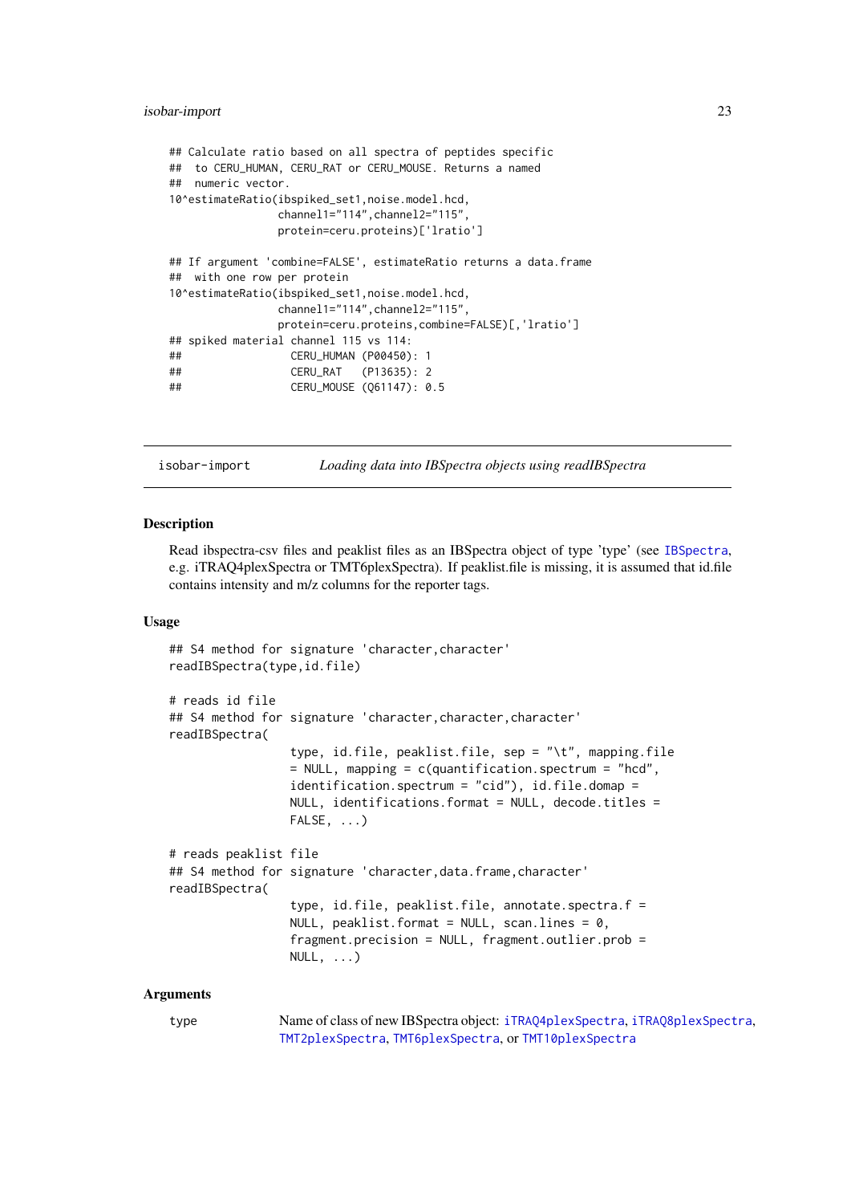```
## Calculate ratio based on all spectra of peptides specific
##  to CERU_HUMAN, CERU_RAT or CERU_MOUSE. Returns a named
##  numeric vector.
10^estimateRatio(ibspiked_set1,noise.model.hcd,
                 channel1="114",channel2="115",
                 protein=ceru.proteins)['lratio']

## If argument 'combine=FALSE', estimateRatio returns a data.frame
##  with one row per protein
10^estimateRatio(ibspiked_set1,noise.model.hcd,
                 channel1="114",channel2="115",
                 protein=ceru.proteins,combine=FALSE)[,'lratio']
## spiked material channel 115 vs 114:
##                 CERU_HUMAN (P00450): 1
##                 CERU_RAT   (P13635): 2
##                 CERU_MOUSE (Q61147): 0.5
```

---

`isobar-import` *Loading data into IBSpectra objects using readIBSpectra*

---

### Description

Read ibspectra-csv files and peaklist files as an IBSpectra object of type 'type' (see IBSpectra, e.g. iTRAQ4plexSpectra or TMT6plexSpectra). If peaklist.file is missing, it is assumed that id.file contains intensity and m/z columns for the reporter tags.

### Usage

```
## S4 method for signature 'character,character'
readIBSpectra(type,id.file)

# reads id file
## S4 method for signature 'character,character,character'
readIBSpectra(
                 type, id.file, peaklist.file, sep = "\t", mapping.file
                 = NULL, mapping = c(quantification.spectrum = "hcd",
                 identification.spectrum = "cid"), id.file.domap =
                 NULL, identifications.format = NULL, decode.titles =
                 FALSE, ...)

# reads peaklist file
## S4 method for signature 'character,data.frame,character'
readIBSpectra(
                 type, id.file, peaklist.file, annotate.spectra.f =
                 NULL, peaklist.format = NULL, scan.lines = 0,
                 fragment.precision = NULL, fragment.outlier.prob =
                 NULL, ...)
```

### Arguments

| | |
|---|---|
| type | Name of class of new IBSpectra object: iTRAQ4plexSpectra, iTRAQ8plexSpectra, TMT2plexSpectra, TMT6plexSpectra, or TMT10plexSpectra |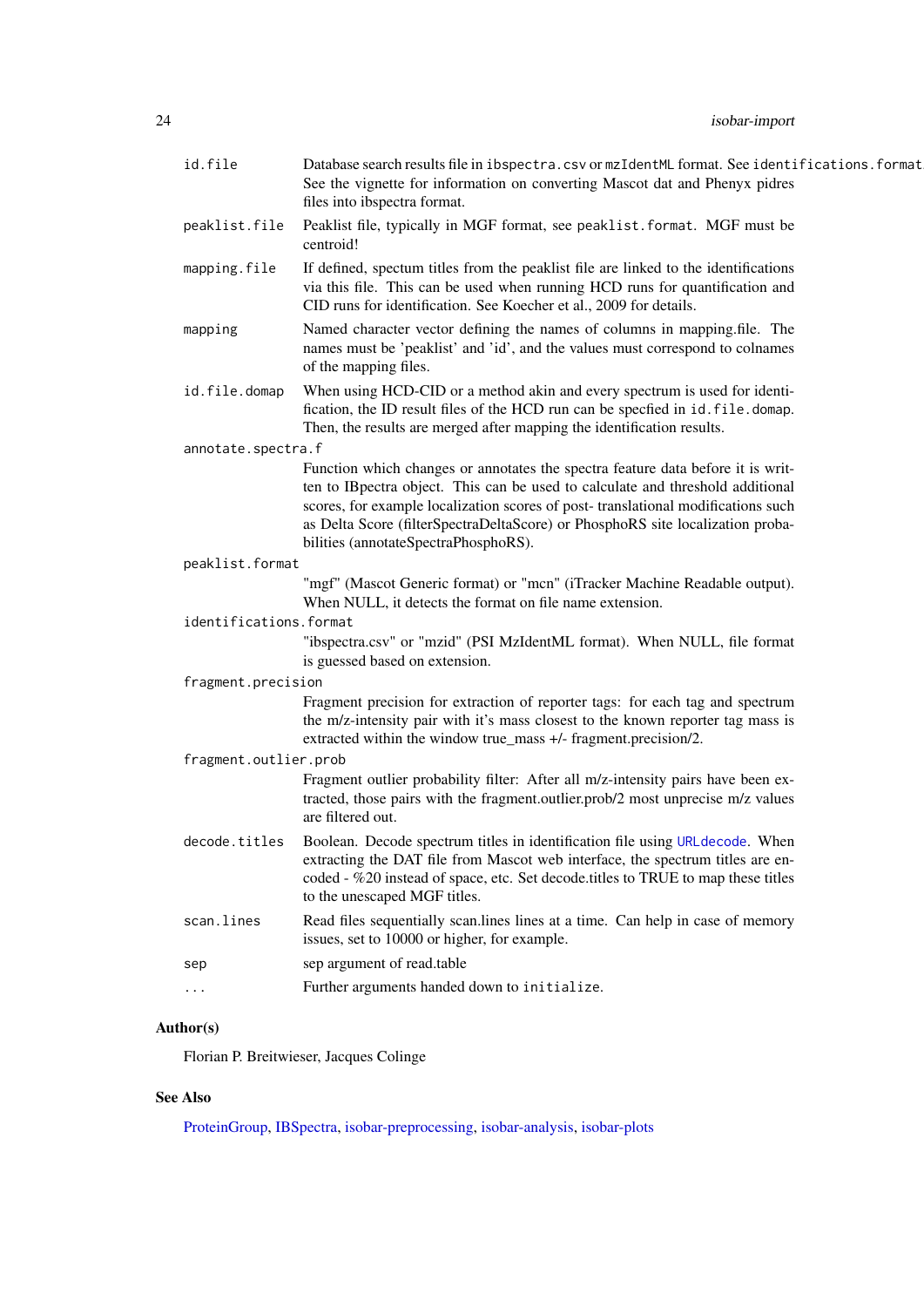`id.file` Database search results file in `ibspectra.csv` or `mzIdentML` format. See `identifications.format`. See the vignette for information on converting Mascot dat and Phenyx pidres files into ibspectra format.

`peaklist.file` Peaklist file, typically in MGF format, see `peaklist.format`. MGF must be centroid!

`mapping.file` If defined, spectum titles from the peaklist file are linked to the identifications via this file. This can be used when running HCD runs for quantification and CID runs for identification. See Koecher et al., 2009 for details.

`mapping` Named character vector defining the names of columns in mapping.file. The names must be 'peaklist' and 'id', and the values must correspond to colnames of the mapping files.

`id.file.domap` When using HCD-CID or a method akin and every spectrum is used for identification, the ID result files of the HCD run can be specfied in `id.file.domap`. Then, the results are merged after mapping the identification results.

`annotate.spectra.f`
Function which changes or annotates the spectra feature data before it is written to IBpectra object. This can be used to calculate and threshold additional scores, for example localization scores of post- translational modifications such as Delta Score (filterSpectraDeltaScore) or PhosphoRS site localization probabilities (annotateSpectraPhosphoRS).

`peaklist.format`
"mgf" (Mascot Generic format) or "mcn" (iTracker Machine Readable output). When NULL, it detects the format on file name extension.

`identifications.format`
"ibspectra.csv" or "mzid" (PSI MzIdentML format). When NULL, file format is guessed based on extension.

`fragment.precision`
Fragment precision for extraction of reporter tags: for each tag and spectrum the m/z-intensity pair with it's mass closest to the known reporter tag mass is extracted within the window true_mass +/- fragment.precision/2.

`fragment.outlier.prob`
Fragment outlier probability filter: After all m/z-intensity pairs have been extracted, those pairs with the fragment.outlier.prob/2 most unprecise m/z values are filtered out.

`decode.titles` Boolean. Decode spectrum titles in identification file using `URLdecode`. When extracting the DAT file from Mascot web interface, the spectrum titles are encoded - %20 instead of space, etc. Set decode.titles to TRUE to map these titles to the unescaped MGF titles.

`scan.lines` Read files sequentially scan.lines lines at a time. Can help in case of memory issues, set to 10000 or higher, for example.

`sep` sep argument of read.table

`...` Further arguments handed down to `initialize`.

## Author(s)

Florian P. Breitwieser, Jacques Colinge

## See Also

ProteinGroup, IBSpectra, isobar-preprocessing, isobar-analysis, isobar-plots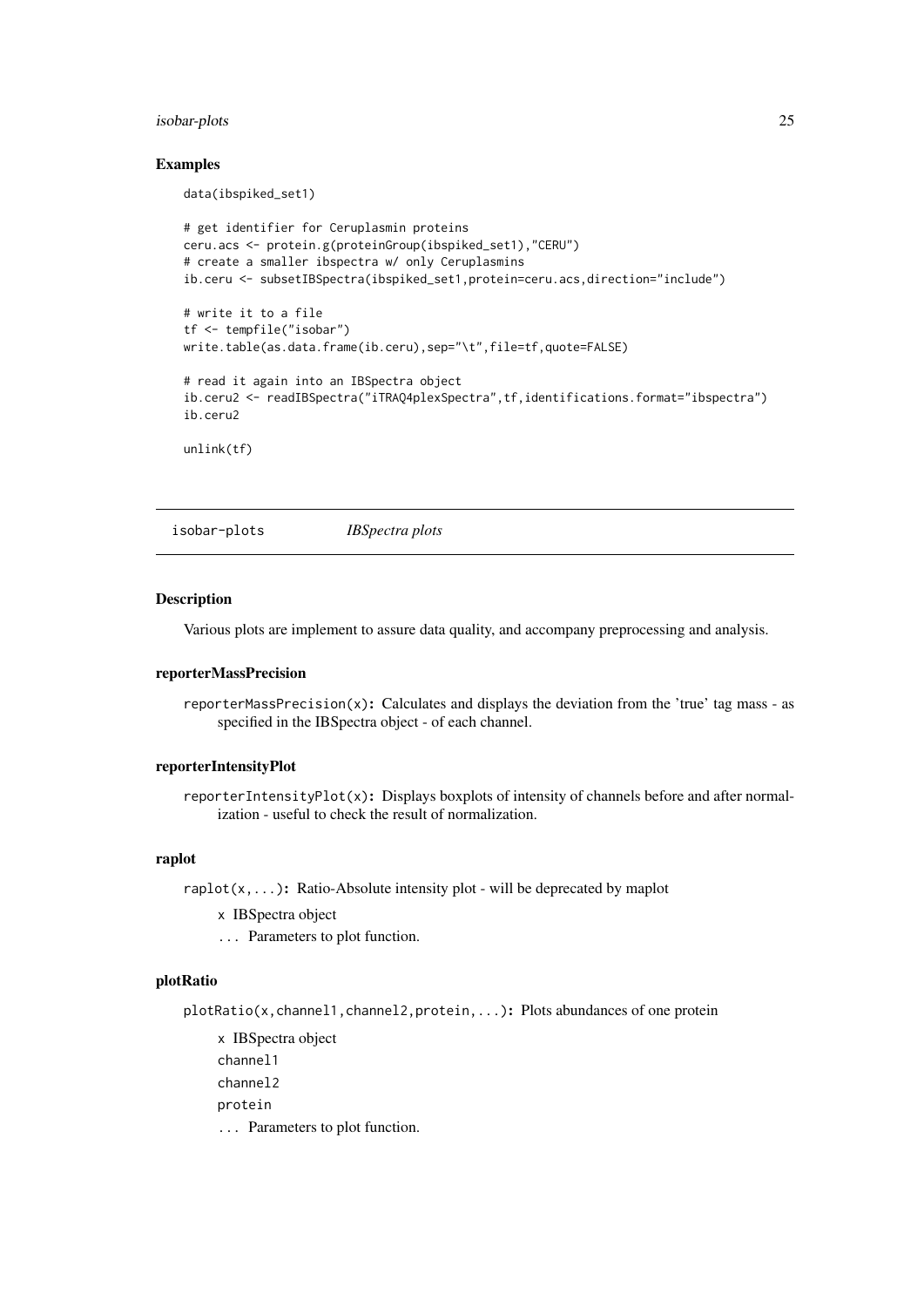### Examples

```
data(ibspiked_set1)

# get identifier for Ceruplasmin proteins
ceru.acs <- protein.g(proteinGroup(ibspiked_set1),"CERU")
# create a smaller ibspectra w/ only Ceruplasmins
ib.ceru <- subsetIBSpectra(ibspiked_set1,protein=ceru.acs,direction="include")

# write it to a file
tf <- tempfile("isobar")
write.table(as.data.frame(ib.ceru),sep="\t",file=tf,quote=FALSE)

# read it again into an IBSpectra object
ib.ceru2 <- readIBSpectra("iTRAQ4plexSpectra",tf,identifications.format="ibspectra")
ib.ceru2

unlink(tf)
```

---

## isobar-plots *IBSpectra plots*

---

### Description

Various plots are implement to assure data quality, and accompany preprocessing and analysis.

### reporterMassPrecision

`reporterMassPrecision(x)`**:** Calculates and displays the deviation from the 'true' tag mass - as specified in the IBSpectra object - of each channel.

### reporterIntensityPlot

`reporterIntensityPlot(x)`**:** Displays boxplots of intensity of channels before and after normalization - useful to check the result of normalization.

### raplot

`raplot(x,...)`**:** Ratio-Absolute intensity plot - will be deprecated by maplot

- `x` IBSpectra object
- `...` Parameters to plot function.

### plotRatio

`plotRatio(x,channel1,channel2,protein,...)`**:** Plots abundances of one protein

- `x` IBSpectra object
- `channel1`
- `channel2`
- `protein`
- `...` Parameters to plot function.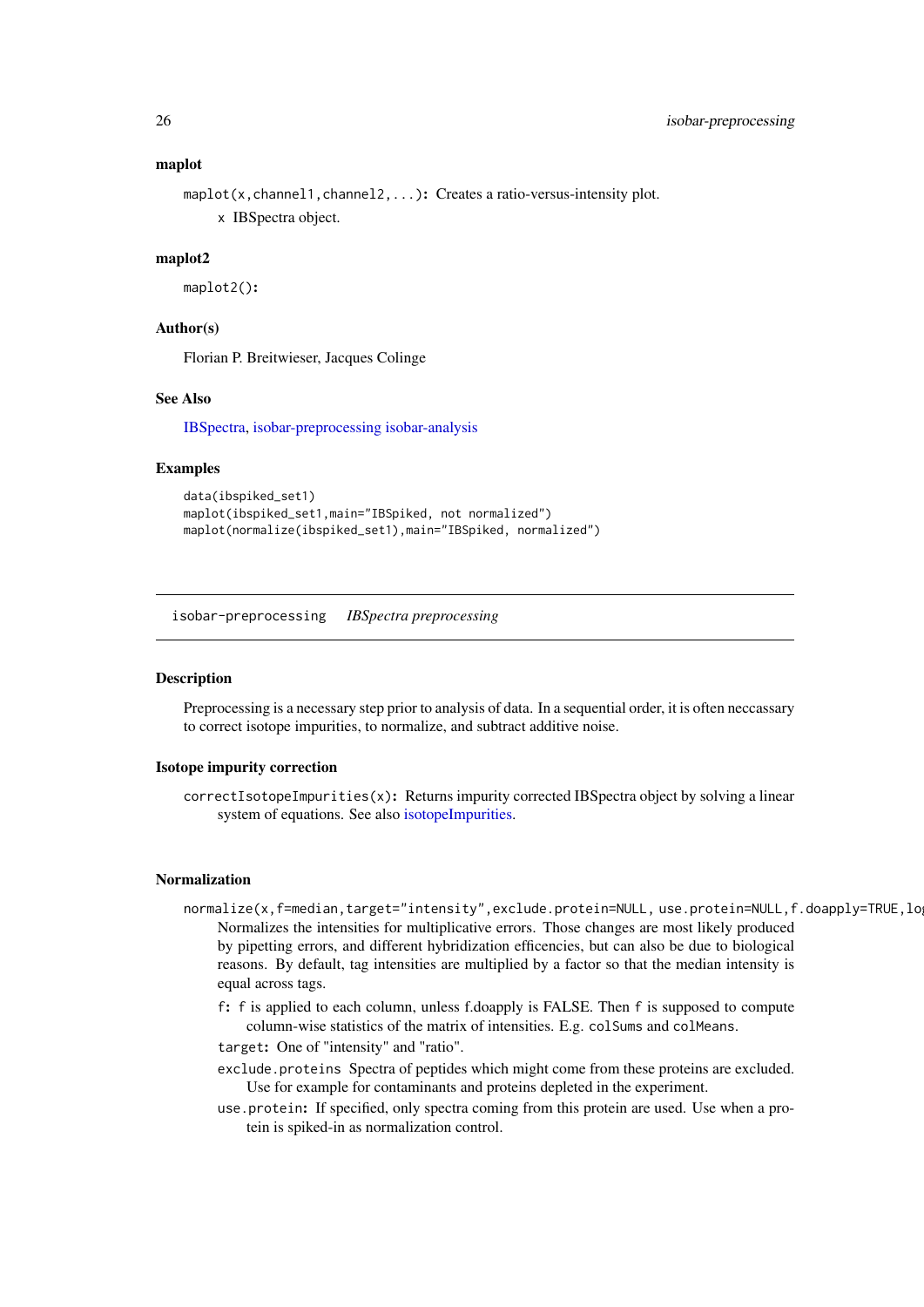### maplot

`maplot(x,channel1,channel2,...)`: Creates a ratio-versus-intensity plot.

`x` IBSpectra object.

### maplot2

`maplot2()`:

### Author(s)

Florian P. Breitwieser, Jacques Colinge

### See Also

IBSpectra, isobar-preprocessing isobar-analysis

### Examples

```
data(ibspiked_set1)
maplot(ibspiked_set1,main="IBSpiked, not normalized")
maplot(normalize(ibspiked_set1),main="IBSpiked, normalized")
```

---

## isobar-preprocessing    *IBSpectra preprocessing*

---

### Description

Preprocessing is a necessary step prior to analysis of data. In a sequential order, it is often neccassary to correct isotope impurities, to normalize, and subtract additive noise.

### Isotope impurity correction

`correctIsotopeImpurities(x)`: Returns impurity corrected IBSpectra object by solving a linear system of equations. See also isotopeImpurities.

### Normalization

`normalize(x,f=median,target="intensity",exclude.protein=NULL, use.protein=NULL,f.doapply=TRUE,lo`

Normalizes the intensities for multiplicative errors. Those changes are most likely produced by pipetting errors, and different hybridization efficencies, but can also be due to biological reasons. By default, tag intensities are multiplied by a factor so that the median intensity is equal across tags.

- `f`: `f` is applied to each column, unless f.doapply is FALSE. Then `f` is supposed to compute column-wise statistics of the matrix of intensities. E.g. `colSums` and `colMeans`.
- `target`: One of "intensity" and "ratio".
- `exclude.proteins` Spectra of peptides which might come from these proteins are excluded. Use for example for contaminants and proteins depleted in the experiment.
- `use.protein`: If specified, only spectra coming from this protein are used. Use when a protein is spiked-in as normalization control.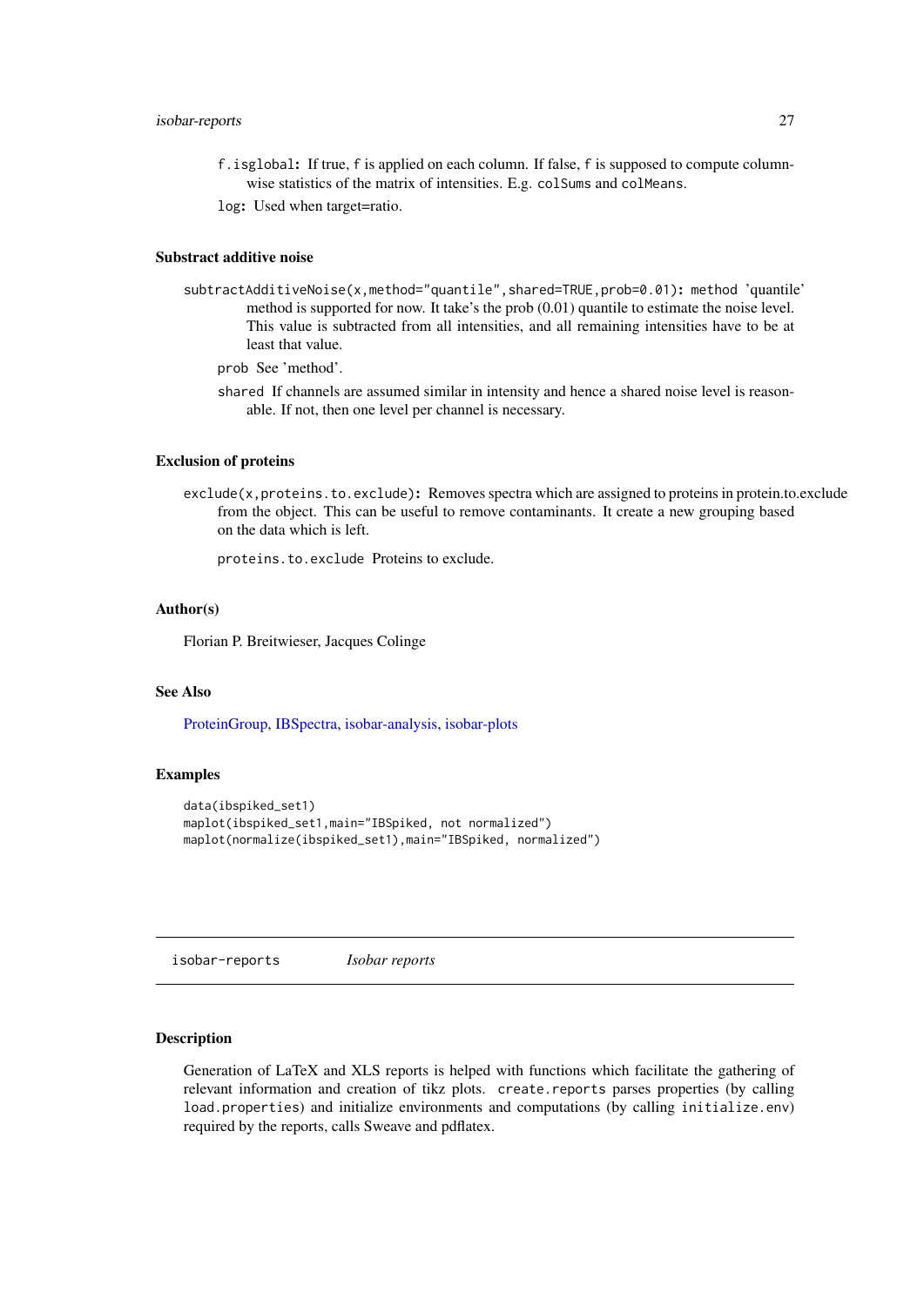`f.isglobal`: If true, `f` is applied on each column. If false, `f` is supposed to compute column-wise statistics of the matrix of intensities. E.g. `colSums` and `colMeans`.

`log`: Used when target=ratio.

### Substract additive noise

`subtractAdditiveNoise(x,method="quantile",shared=TRUE,prob=0.01)`: `method` 'quantile' method is supported for now. It take's the prob (0.01) quantile to estimate the noise level. This value is subtracted from all intensities, and all remaining intensities have to be at least that value.

`prob` See 'method'.

`shared` If channels are assumed similar in intensity and hence a shared noise level is reasonable. If not, then one level per channel is necessary.

### Exclusion of proteins

`exclude(x,proteins.to.exclude)`: Removes spectra which are assigned to proteins in protein.to.exclude from the object. This can be useful to remove contaminants. It create a new grouping based on the data which is left.

`proteins.to.exclude` Proteins to exclude.

### Author(s)

Florian P. Breitwieser, Jacques Colinge

### See Also

ProteinGroup, IBSpectra, isobar-analysis, isobar-plots

### Examples

```
data(ibspiked_set1)
maplot(ibspiked_set1,main="IBSpiked, not normalized")
maplot(normalize(ibspiked_set1),main="IBSpiked, normalized")
```

---

## isobar-reports *Isobar reports*

### Description

Generation of LaTeX and XLS reports is helped with functions which facilitate the gathering of relevant information and creation of tikz plots. `create.reports` parses properties (by calling `load.properties`) and initialize environments and computations (by calling `initialize.env`) required by the reports, calls Sweave and pdflatex.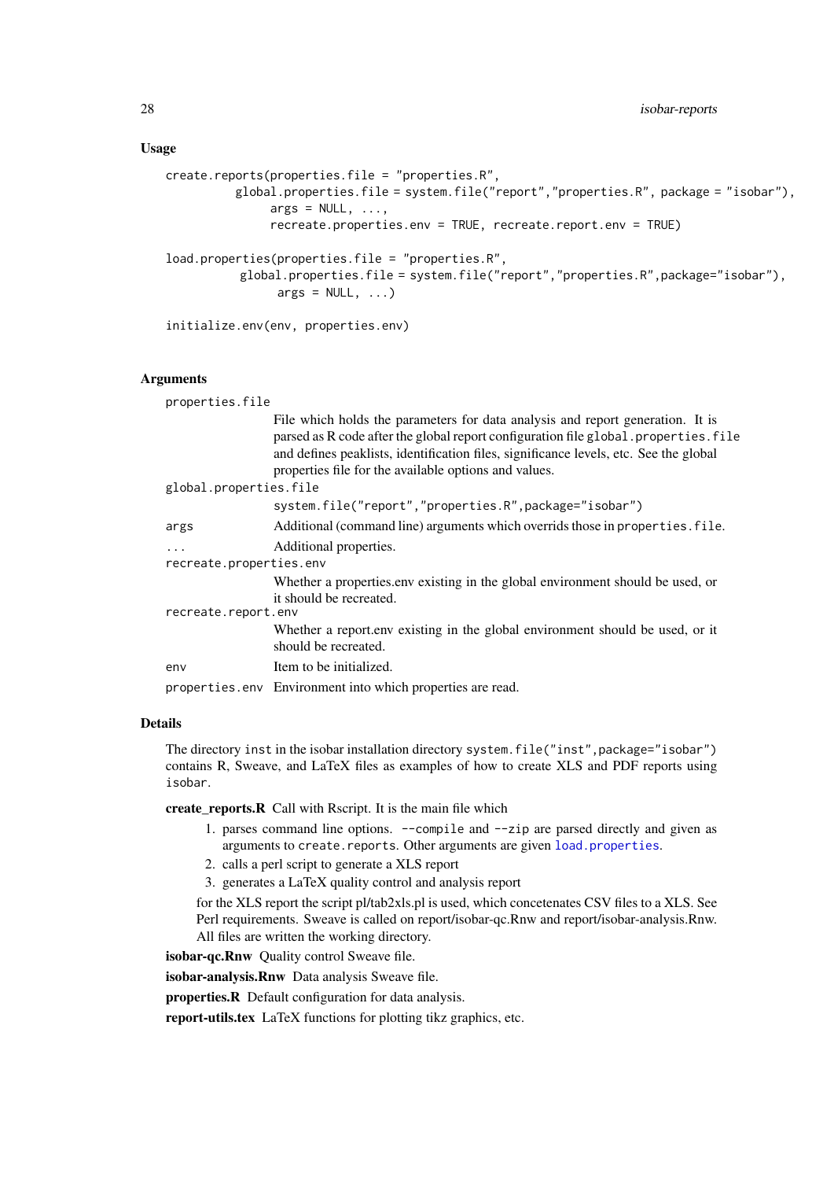### Usage

```
create.reports(properties.file = "properties.R",
          global.properties.file = system.file("report","properties.R", package = "isobar"),
               args = NULL, ...,
               recreate.properties.env = TRUE, recreate.report.env = TRUE)

load.properties(properties.file = "properties.R",
           global.properties.file = system.file("report","properties.R",package="isobar"),
                args = NULL, ...)

initialize.env(env, properties.env)
```

### Arguments

`properties.file`
: File which holds the parameters for data analysis and report generation. It is parsed as R code after the global report configuration file `global.properties.file` and defines peaklists, identification files, significance levels, etc. See the global properties file for the available options and values.

`global.properties.file`
: `system.file("report","properties.R",package="isobar")`

`args`
: Additional (command line) arguments which overrids those in `properties.file`.

`...`
: Additional properties.

`recreate.properties.env`
: Whether a properties.env existing in the global environment should be used, or it should be recreated.

`recreate.report.env`
: Whether a report.env existing in the global environment should be used, or it should be recreated.

`env`
: Item to be initialized.

`properties.env`
: Environment into which properties are read.

### Details

The directory `inst` in the isobar installation directory `system.file("inst",package="isobar")` contains R, Sweave, and LaTeX files as examples of how to create XLS and PDF reports using `isobar`.

**create_reports.R** Call with Rscript. It is the main file which

1. parses command line options. `--compile` and `--zip` are parsed directly and given as arguments to `create.reports`. Other arguments are given `load.properties`.
2. calls a perl script to generate a XLS report
3. generates a LaTeX quality control and analysis report

for the XLS report the script pl/tab2xls.pl is used, which concetenates CSV files to a XLS. See Perl requirements. Sweave is called on report/isobar-qc.Rnw and report/isobar-analysis.Rnw. All files are written the working directory.

**isobar-qc.Rnw** Quality control Sweave file.

**isobar-analysis.Rnw** Data analysis Sweave file.

**properties.R** Default configuration for data analysis.

**report-utils.tex** LaTeX functions for plotting tikz graphics, etc.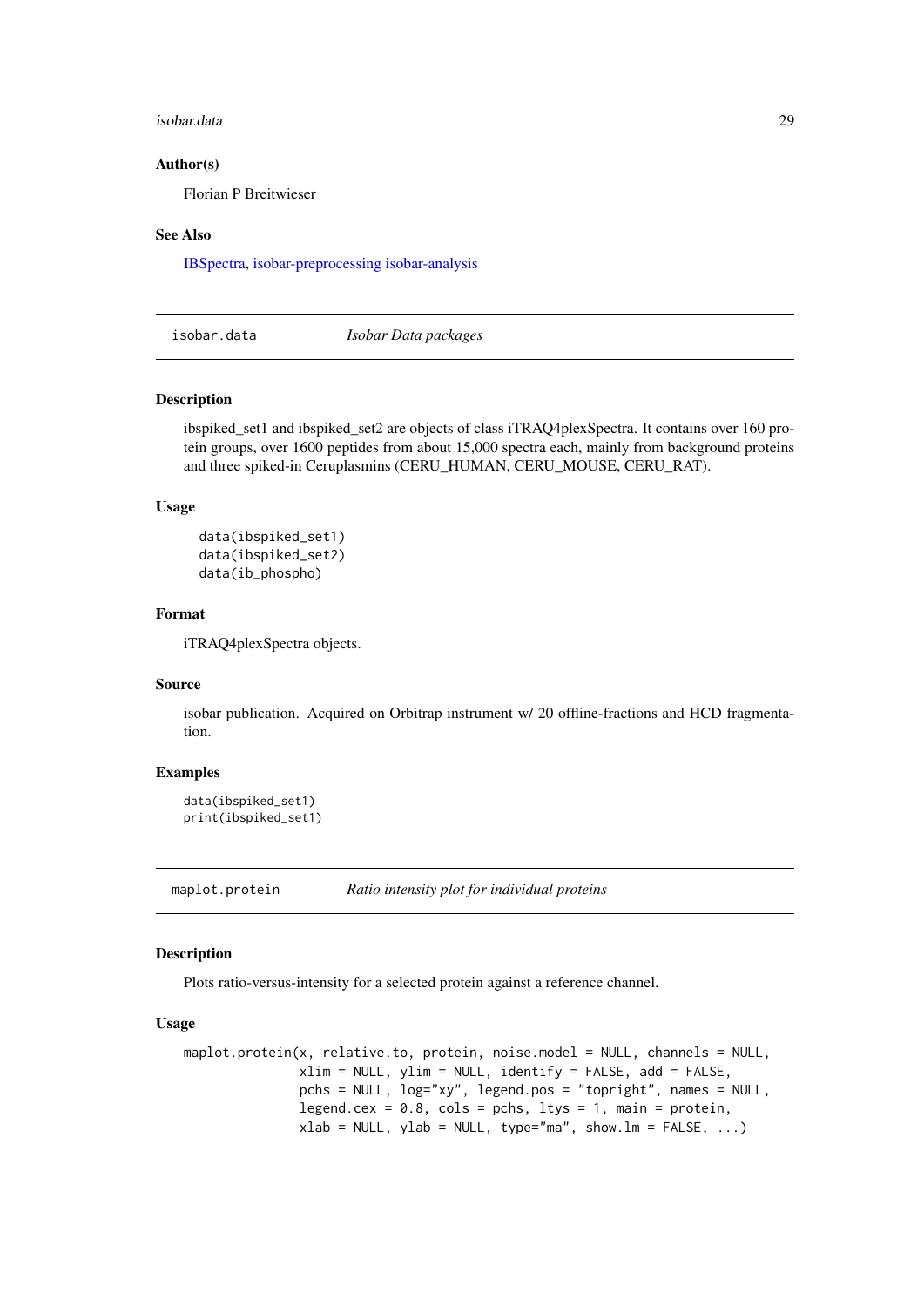### Author(s)

Florian P Breitwieser

### See Also

IBSpectra, isobar-preprocessing isobar-analysis

---

## isobar.data — *Isobar Data packages*

### Description

ibspiked_set1 and ibspiked_set2 are objects of class iTRAQ4plexSpectra. It contains over 160 protein groups, over 1600 peptides from about 15,000 spectra each, mainly from background proteins and three spiked-in Ceruplasmins (CERU_HUMAN, CERU_MOUSE, CERU_RAT).

### Usage

```
data(ibspiked_set1)
data(ibspiked_set2)
data(ib_phospho)
```

### Format

iTRAQ4plexSpectra objects.

### Source

isobar publication. Acquired on Orbitrap instrument w/ 20 offline-fractions and HCD fragmentation.

### Examples

```
data(ibspiked_set1)
print(ibspiked_set1)
```

---

## maplot.protein — *Ratio intensity plot for individual proteins*

### Description

Plots ratio-versus-intensity for a selected protein against a reference channel.

### Usage

```
maplot.protein(x, relative.to, protein, noise.model = NULL, channels = NULL,
               xlim = NULL, ylim = NULL, identify = FALSE, add = FALSE,
               pchs = NULL, log="xy", legend.pos = "topright", names = NULL,
               legend.cex = 0.8, cols = pchs, ltys = 1, main = protein,
               xlab = NULL, ylab = NULL, type="ma", show.lm = FALSE, ...)
```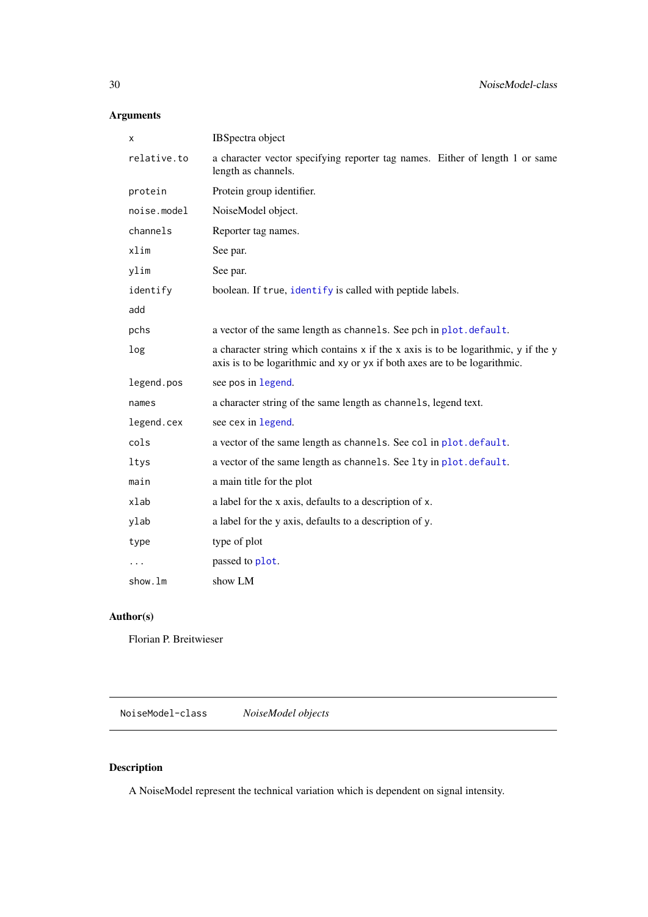### Arguments

| | |
|---|---|
| `x` | IBSpectra object |
| `relative.to` | a character vector specifying reporter tag names. Either of length 1 or same length as channels. |
| `protein` | Protein group identifier. |
| `noise.model` | NoiseModel object. |
| `channels` | Reporter tag names. |
| `xlim` | See par. |
| `ylim` | See par. |
| `identify` | boolean. If `true`, `identify` is called with peptide labels. |
| `add` | |
| `pchs` | a vector of the same length as `channels`. See `pch` in `plot.default`. |
| `log` | a character string which contains `x` if the x axis is to be logarithmic, `y` if the y axis is to be logarithmic and `xy` or `yx` if both axes are to be logarithmic. |
| `legend.pos` | see `pos` in `legend`. |
| `names` | a character string of the same length as `channels`, legend text. |
| `legend.cex` | see `cex` in `legend`. |
| `cols` | a vector of the same length as `channels`. See `col` in `plot.default`. |
| `ltys` | a vector of the same length as `channels`. See `lty` in `plot.default`. |
| `main` | a main title for the plot |
| `xlab` | a label for the x axis, defaults to a description of `x`. |
| `ylab` | a label for the y axis, defaults to a description of `y`. |
| `type` | type of plot |
| `...` | passed to `plot`. |
| `show.lm` | show LM |

### Author(s)

Florian P. Breitwieser

---

`NoiseModel-class` &nbsp;&nbsp;&nbsp; *NoiseModel objects*

---

### Description

A NoiseModel represent the technical variation which is dependent on signal intensity.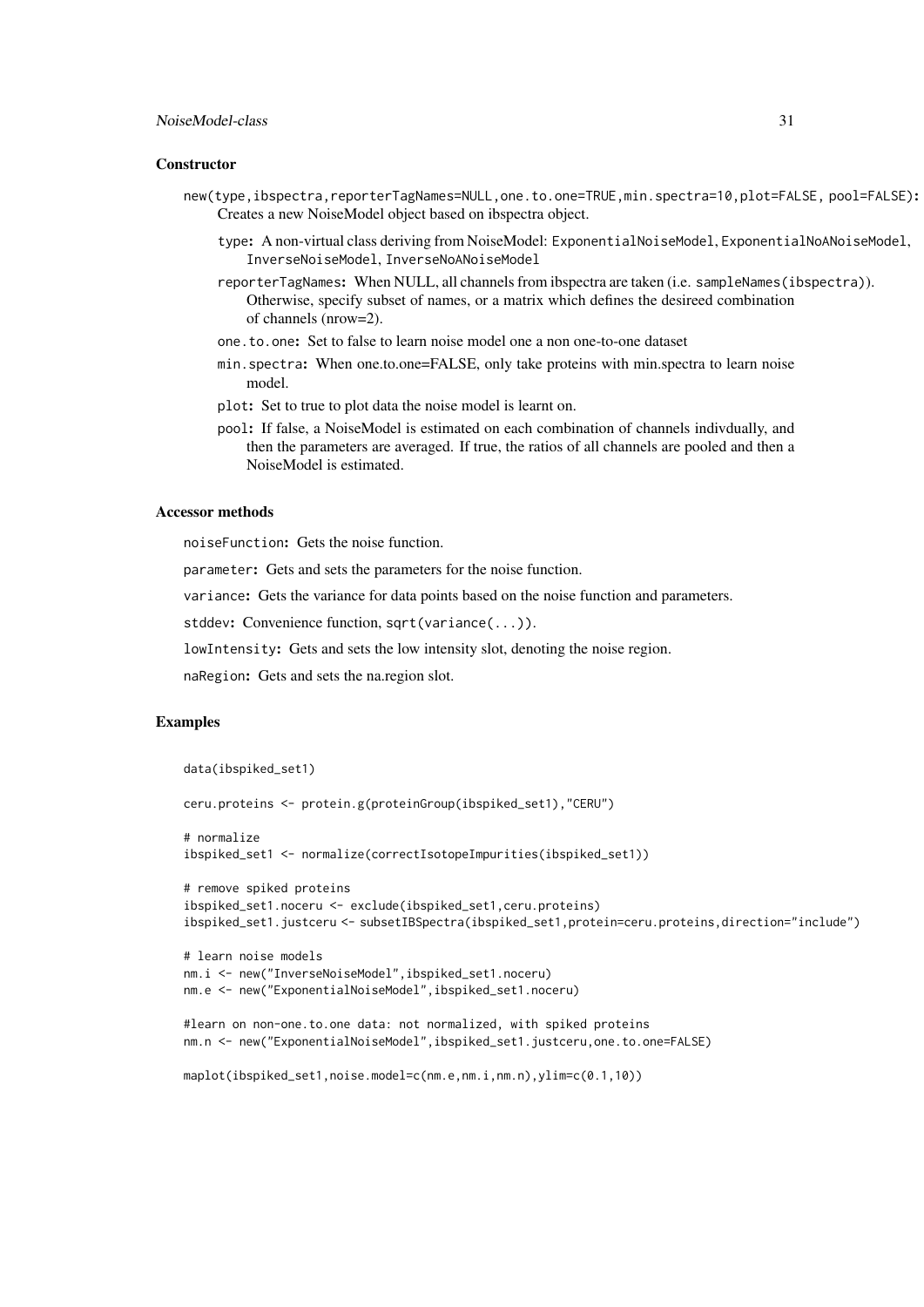### Constructor

`new(type,ibspectra,reporterTagNames=NULL,one.to.one=TRUE,min.spectra=10,plot=FALSE, pool=FALSE)`: Creates a new NoiseModel object based on ibspectra object.

- `type`: A non-virtual class deriving from NoiseModel: `ExponentialNoiseModel`, `ExponentialNoANoiseModel`, `InverseNoiseModel`, `InverseNoANoiseModel`
- `reporterTagNames`: When NULL, all channels from ibspectra are taken (i.e. `sampleNames(ibspectra)`). Otherwise, specify subset of names, or a matrix which defines the desireed combination of channels (nrow=2).
- `one.to.one`: Set to false to learn noise model one a non one-to-one dataset
- `min.spectra`: When one.to.one=FALSE, only take proteins with min.spectra to learn noise model.
- `plot`: Set to true to plot data the noise model is learnt on.
- `pool`: If false, a NoiseModel is estimated on each combination of channels indivdually, and then the parameters are averaged. If true, the ratios of all channels are pooled and then a NoiseModel is estimated.

### Accessor methods

`noiseFunction`: Gets the noise function.

`parameter`: Gets and sets the parameters for the noise function.

`variance`: Gets the variance for data points based on the noise function and parameters.

`stddev`: Convenience function, `sqrt(variance(...))`.

`lowIntensity`: Gets and sets the low intensity slot, denoting the noise region.

`naRegion`: Gets and sets the na.region slot.

### Examples

```
data(ibspiked_set1)

ceru.proteins <- protein.g(proteinGroup(ibspiked_set1),"CERU")

# normalize
ibspiked_set1 <- normalize(correctIsotopeImpurities(ibspiked_set1))

# remove spiked proteins
ibspiked_set1.noceru <- exclude(ibspiked_set1,ceru.proteins)
ibspiked_set1.justceru <- subsetIBSpectra(ibspiked_set1,protein=ceru.proteins,direction="include")

# learn noise models
nm.i <- new("InverseNoiseModel",ibspiked_set1.noceru)
nm.e <- new("ExponentialNoiseModel",ibspiked_set1.noceru)

#learn on non-one.to.one data: not normalized, with spiked proteins
nm.n <- new("ExponentialNoiseModel",ibspiked_set1.justceru,one.to.one=FALSE)

maplot(ibspiked_set1,noise.model=c(nm.e,nm.i,nm.n),ylim=c(0.1,10))
```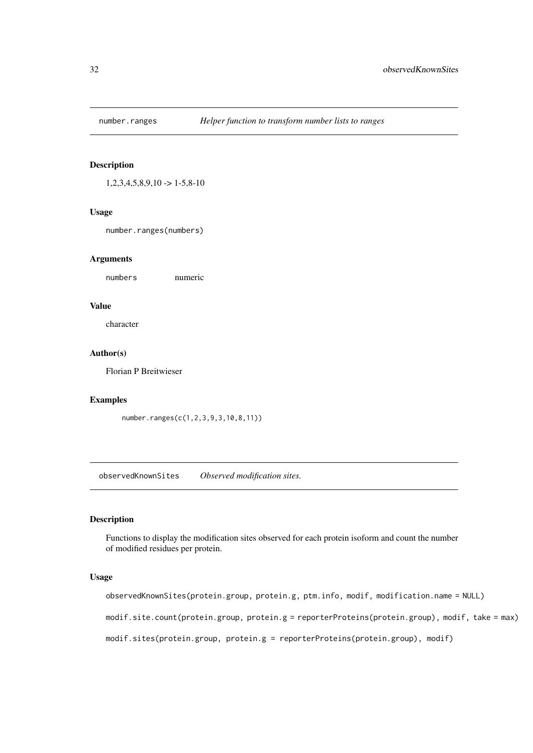## number.ranges *Helper function to transform number lists to ranges*

### Description

1,2,3,4,5,8,9,10 -> 1-5,8-10

### Usage

```
number.ranges(numbers)
```

### Arguments

numbers numeric

### Value

character

### Author(s)

Florian P Breitwieser

### Examples

```
number.ranges(c(1,2,3,9,3,10,8,11))
```

## observedKnownSites *Observed modification sites.*

### Description

Functions to display the modification sites observed for each protein isoform and count the number of modified residues per protein.

### Usage

```
observedKnownSites(protein.group, protein.g, ptm.info, modif, modification.name = NULL)

modif.site.count(protein.group, protein.g = reporterProteins(protein.group), modif, take = max)

modif.sites(protein.group, protein.g = reporterProteins(protein.group), modif)
```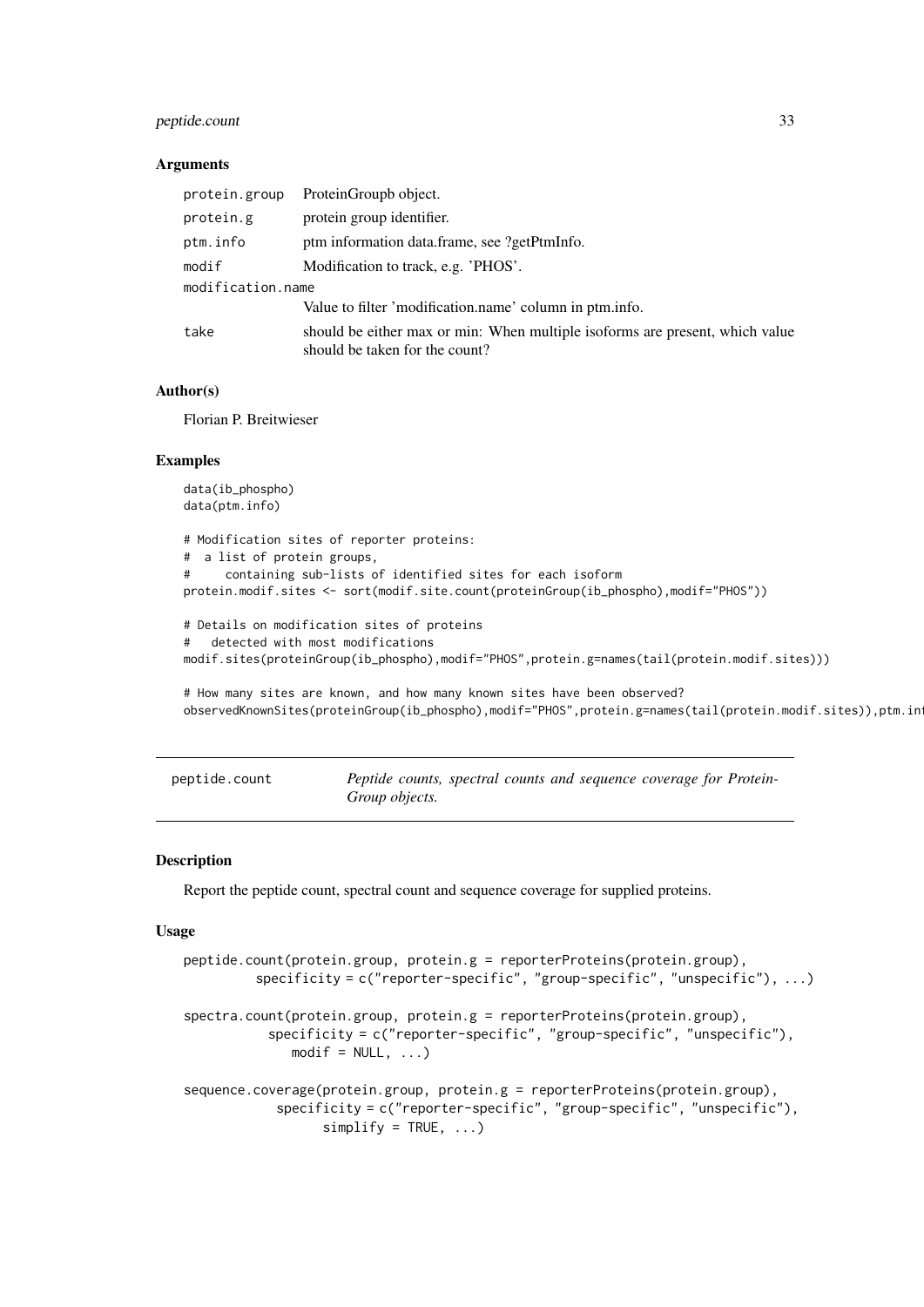### Arguments

| | |
|---|---|
| protein.group | ProteinGroupb object. |
| protein.g | protein group identifier. |
| ptm.info | ptm information data.frame, see ?getPtmInfo. |
| modif | Modification to track, e.g. 'PHOS'. |
| modification.name | Value to filter 'modification.name' column in ptm.info. |
| take | should be either max or min: When multiple isoforms are present, which value should be taken for the count? |

### Author(s)

Florian P. Breitwieser

### Examples

```
data(ib_phospho)
data(ptm.info)

# Modification sites of reporter proteins:
#  a list of protein groups,
#     containing sub-lists of identified sites for each isoform
protein.modif.sites <- sort(modif.site.count(proteinGroup(ib_phospho),modif="PHOS"))

# Details on modification sites of proteins
#   detected with most modifications
modif.sites(proteinGroup(ib_phospho),modif="PHOS",protein.g=names(tail(protein.modif.sites)))

# How many sites are known, and how many known sites have been observed?
observedKnownSites(proteinGroup(ib_phospho),modif="PHOS",protein.g=names(tail(protein.modif.sites)),ptm.in
```

---

## peptide.count — *Peptide counts, spectral counts and sequence coverage for ProteinGroup objects.*

### Description

Report the peptide count, spectral count and sequence coverage for supplied proteins.

### Usage

```
peptide.count(protein.group, protein.g = reporterProteins(protein.group),
         specificity = c("reporter-specific", "group-specific", "unspecific"), ...)

spectra.count(protein.group, protein.g = reporterProteins(protein.group),
           specificity = c("reporter-specific", "group-specific", "unspecific"),
              modif = NULL, ...)

sequence.coverage(protein.group, protein.g = reporterProteins(protein.group),
            specificity = c("reporter-specific", "group-specific", "unspecific"),
                  simplify = TRUE, ...)
```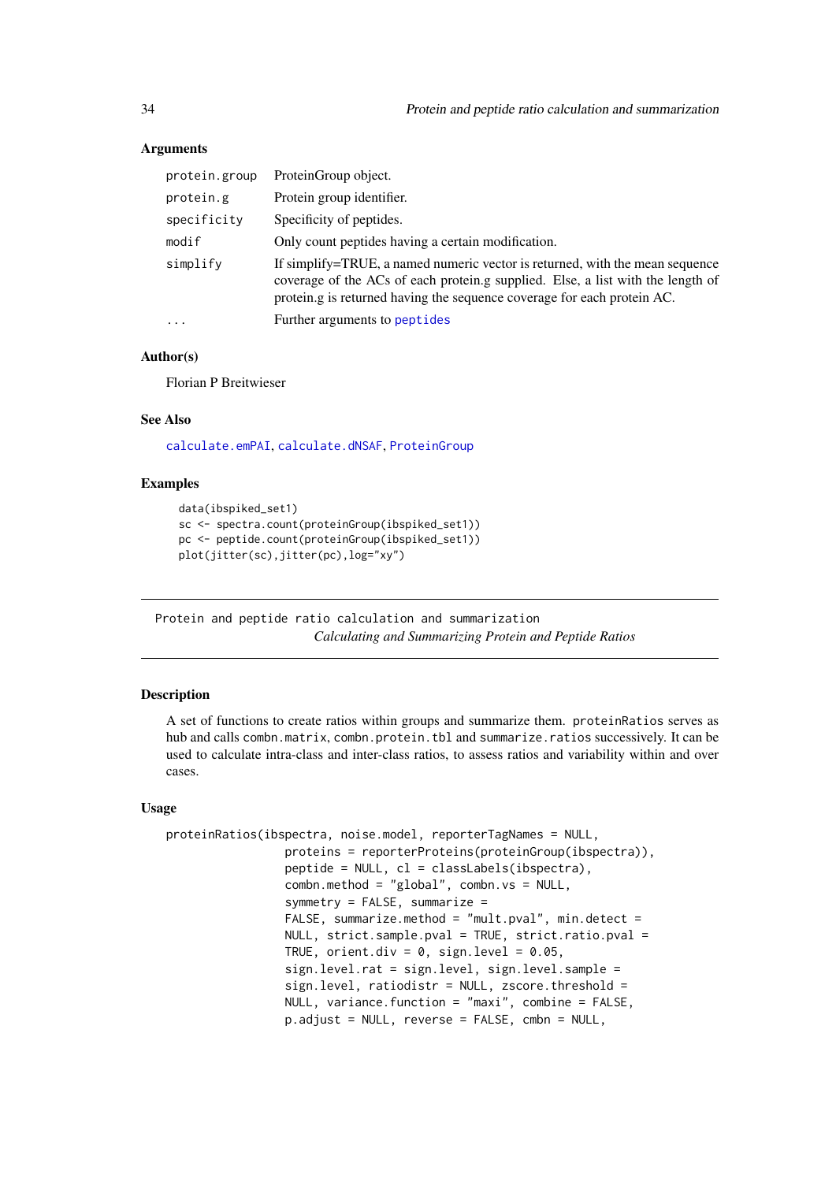### Arguments

| | |
|---|---|
| `protein.group` | ProteinGroup object. |
| `protein.g` | Protein group identifier. |
| `specificity` | Specificity of peptides. |
| `modif` | Only count peptides having a certain modification. |
| `simplify` | If simplify=TRUE, a named numeric vector is returned, with the mean sequence coverage of the ACs of each protein.g supplied. Else, a list with the length of protein.g is returned having the sequence coverage for each protein AC. |
| `...` | Further arguments to `peptides` |

### Author(s)

Florian P Breitwieser

### See Also

`calculate.emPAI`, `calculate.dNSAF`, `ProteinGroup`

### Examples

```
data(ibspiked_set1)
sc <- spectra.count(proteinGroup(ibspiked_set1))
pc <- peptide.count(proteinGroup(ibspiked_set1))
plot(jitter(sc),jitter(pc),log="xy")
```

---

## Protein and peptide ratio calculation and summarization

*Calculating and Summarizing Protein and Peptide Ratios*

---

### Description

A set of functions to create ratios within groups and summarize them. `proteinRatios` serves as hub and calls `combn.matrix`, `combn.protein.tbl` and `summarize.ratios` successively. It can be used to calculate intra-class and inter-class ratios, to assess ratios and variability within and over cases.

### Usage

```
proteinRatios(ibspectra, noise.model, reporterTagNames = NULL,
              proteins = reporterProteins(proteinGroup(ibspectra)),
              peptide = NULL, cl = classLabels(ibspectra),
              combn.method = "global", combn.vs = NULL,
              symmetry = FALSE, summarize =
              FALSE, summarize.method = "mult.pval", min.detect =
              NULL, strict.sample.pval = TRUE, strict.ratio.pval =
              TRUE, orient.div = 0, sign.level = 0.05,
              sign.level.rat = sign.level, sign.level.sample =
              sign.level, ratiodistr = NULL, zscore.threshold =
              NULL, variance.function = "maxi", combine = FALSE,
              p.adjust = NULL, reverse = FALSE, cmbn = NULL,
```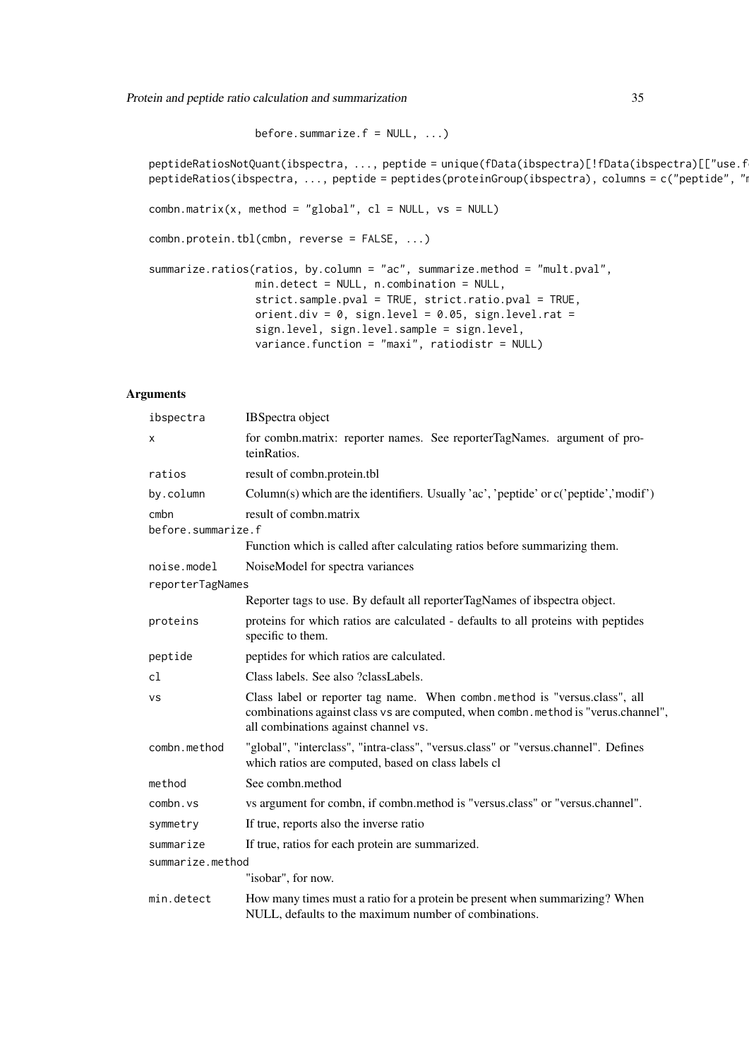```
                  before.summarize.f = NULL, ...)

peptideRatiosNotQuant(ibspectra, ..., peptide = unique(fData(ibspectra)[!fData(ibspectra)[["use.f
peptideRatios(ibspectra, ..., peptide = peptides(proteinGroup(ibspectra), columns = c("peptide", "m

combn.matrix(x, method = "global", cl = NULL, vs = NULL)

combn.protein.tbl(cmbn, reverse = FALSE, ...)

summarize.ratios(ratios, by.column = "ac", summarize.method = "mult.pval",
                 min.detect = NULL, n.combination = NULL,
                 strict.sample.pval = TRUE, strict.ratio.pval = TRUE,
                 orient.div = 0, sign.level = 0.05, sign.level.rat =
                 sign.level, sign.level.sample = sign.level,
                 variance.function = "maxi", ratiodistr = NULL)
```

## Arguments

| | |
|---|---|
| ibspectra | IBSpectra object |
| x | for combn.matrix: reporter names. See reporterTagNames. argument of proteinRatios. |
| ratios | result of combn.protein.tbl |
| by.column | Column(s) which are the identifiers. Usually 'ac', 'peptide' or c('peptide','modif') |
| cmbn | result of combn.matrix |
| before.summarize.f | Function which is called after calculating ratios before summarizing them. |
| noise.model | NoiseModel for spectra variances |
| reporterTagNames | Reporter tags to use. By default all reporterTagNames of ibspectra object. |
| proteins | proteins for which ratios are calculated - defaults to all proteins with peptides specific to them. |
| peptide | peptides for which ratios are calculated. |
| cl | Class labels. See also ?classLabels. |
| vs | Class label or reporter tag name. When combn.method is "versus.class", all combinations against class vs are computed, when combn.method is "verus.channel", all combinations against channel vs. |
| combn.method | "global", "interclass", "intra-class", "versus.class" or "versus.channel". Defines which ratios are computed, based on class labels cl |
| method | See combn.method |
| combn.vs | vs argument for combn, if combn.method is "versus.class" or "versus.channel". |
| symmetry | If true, reports also the inverse ratio |
| summarize | If true, ratios for each protein are summarized. |
| summarize.method | "isobar", for now. |
| min.detect | How many times must a ratio for a protein be present when summarizing? When NULL, defaults to the maximum number of combinations. |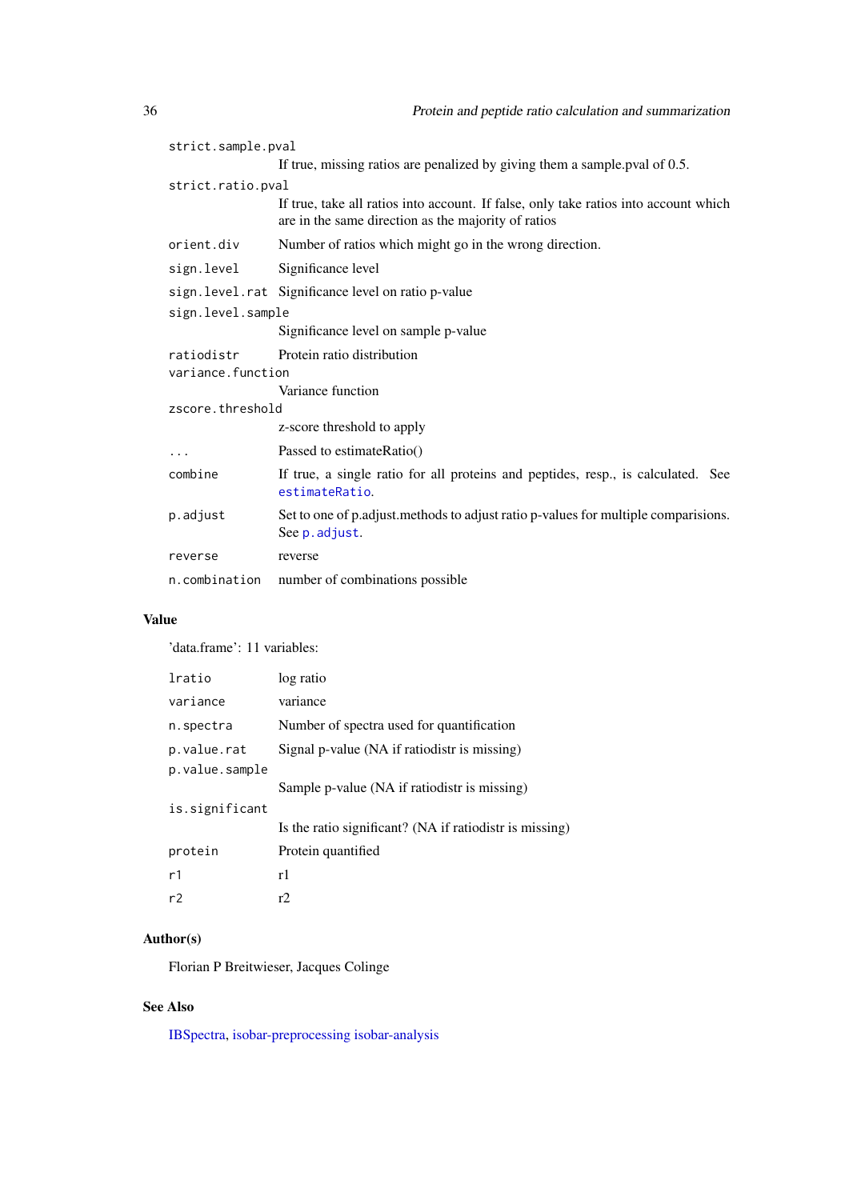| | |
|---|---|
| `strict.sample.pval` | If true, missing ratios are penalized by giving them a sample.pval of 0.5. |
| `strict.ratio.pval` | If true, take all ratios into account. If false, only take ratios into account which are in the same direction as the majority of ratios |
| `orient.div` | Number of ratios which might go in the wrong direction. |
| `sign.level` | Significance level |
| `sign.level.rat` | Significance level on ratio p-value |
| `sign.level.sample` | Significance level on sample p-value |
| `ratiodistr` | Protein ratio distribution |
| `variance.function` | Variance function |
| `zscore.threshold` | z-score threshold to apply |
| `...` | Passed to estimateRatio() |
| `combine` | If true, a single ratio for all proteins and peptides, resp., is calculated. See `estimateRatio`. |
| `p.adjust` | Set to one of p.adjust.methods to adjust ratio p-values for multiple comparisions. See `p.adjust`. |
| `reverse` | reverse |
| `n.combination` | number of combinations possible |

## Value

'data.frame': 11 variables:

| | |
|---|---|
| `lratio` | log ratio |
| `variance` | variance |
| `n.spectra` | Number of spectra used for quantification |
| `p.value.rat` | Signal p-value (NA if ratiodistr is missing) |
| `p.value.sample` | Sample p-value (NA if ratiodistr is missing) |
| `is.significant` | Is the ratio significant? (NA if ratiodistr is missing) |
| `protein` | Protein quantified |
| `r1` | r1 |
| `r2` | r2 |

## Author(s)

Florian P Breitwieser, Jacques Colinge

## See Also

IBSpectra, isobar-preprocessing isobar-analysis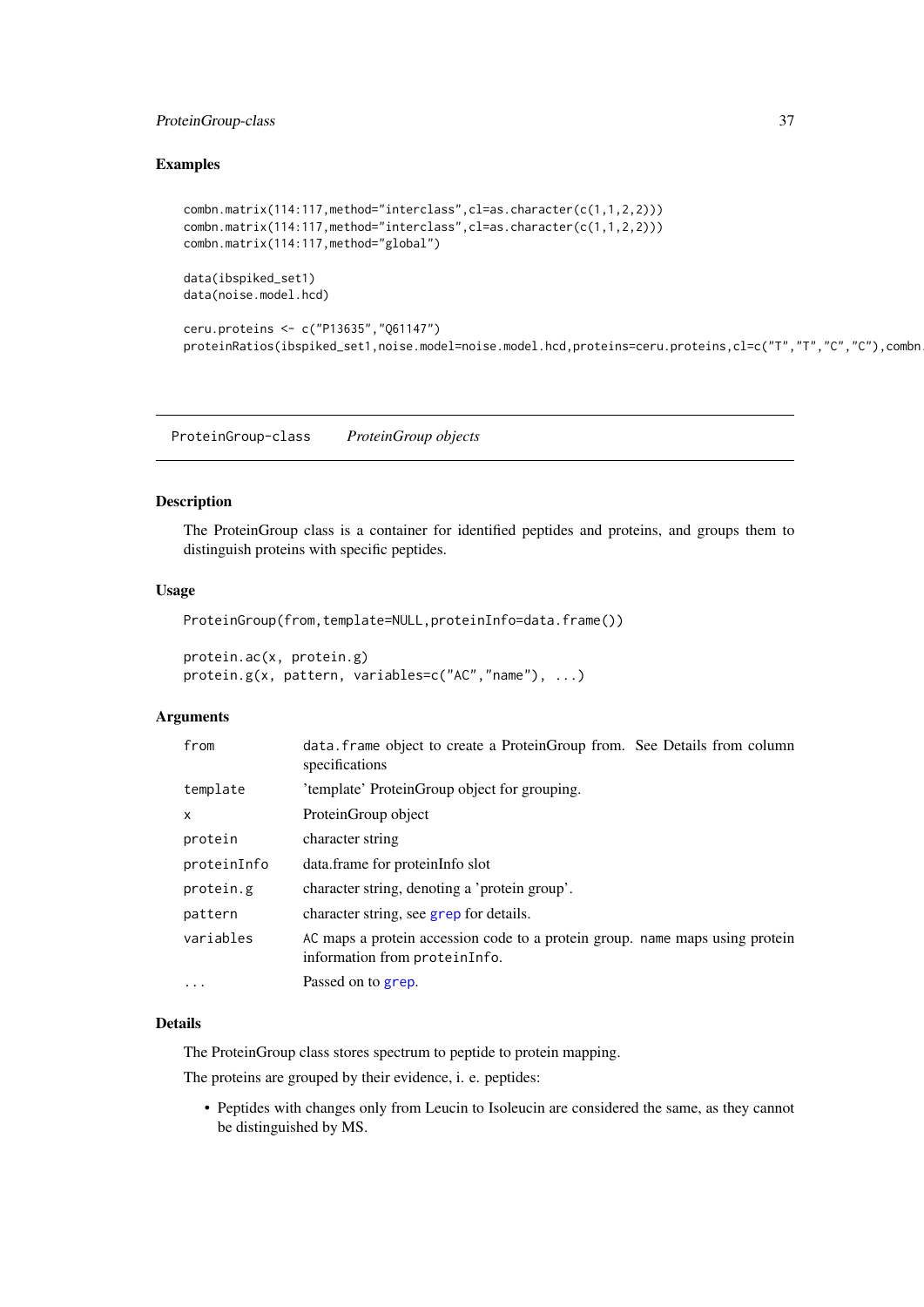## Examples

```
combn.matrix(114:117,method="interclass",cl=as.character(c(1,1,2,2)))
combn.matrix(114:117,method="interclass",cl=as.character(c(1,1,2,2)))
combn.matrix(114:117,method="global")

data(ibspiked_set1)
data(noise.model.hcd)

ceru.proteins <- c("P13635","Q61147")
proteinRatios(ibspiked_set1,noise.model=noise.model.hcd,proteins=ceru.proteins,cl=c("T","T","C","C"),combn.
```

---

ProteinGroup-class &nbsp;&nbsp;&nbsp; *ProteinGroup objects*

---

## Description

The ProteinGroup class is a container for identified peptides and proteins, and groups them to distinguish proteins with specific peptides.

## Usage

```
ProteinGroup(from,template=NULL,proteinInfo=data.frame())

protein.ac(x, protein.g)
protein.g(x, pattern, variables=c("AC","name"), ...)
```

## Arguments

| | |
|---|---|
| `from` | `data.frame` object to create a ProteinGroup from. See Details from column specifications |
| `template` | 'template' ProteinGroup object for grouping. |
| `x` | ProteinGroup object |
| `protein` | character string |
| `proteinInfo` | data.frame for proteinInfo slot |
| `protein.g` | character string, denoting a 'protein group'. |
| `pattern` | character string, see `grep` for details. |
| `variables` | `AC` maps a protein accession code to a protein group. `name` maps using protein information from `proteinInfo`. |
| `...` | Passed on to `grep`. |

## Details

The ProteinGroup class stores spectrum to peptide to protein mapping.

The proteins are grouped by their evidence, i. e. peptides:

- Peptides with changes only from Leucin to Isoleucin are considered the same, as they cannot be distinguished by MS.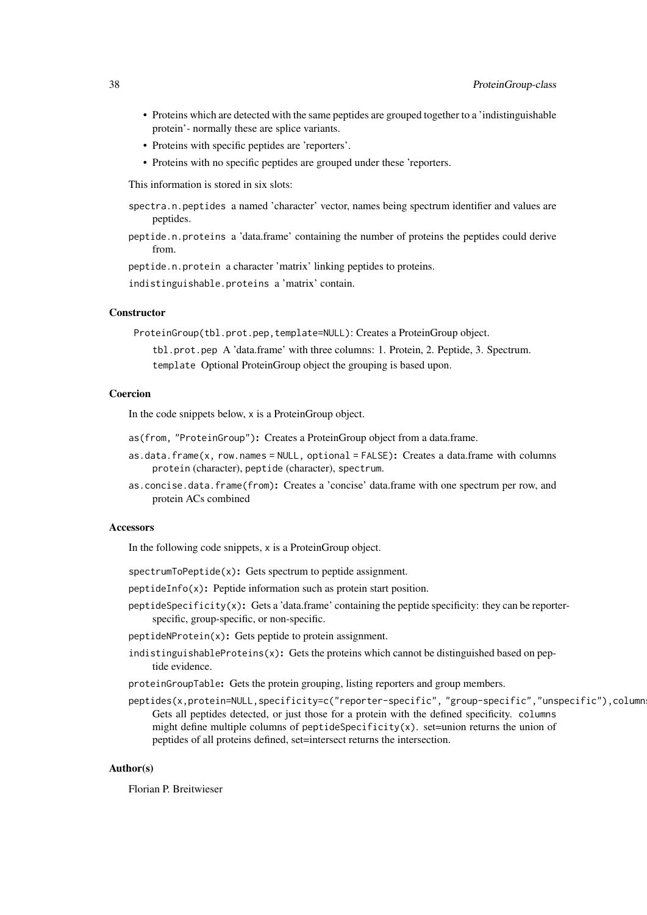- Proteins which are detected with the same peptides are grouped together to a 'indistinguishable protein'- normally these are splice variants.
- Proteins with specific peptides are 'reporters'.
- Proteins with no specific peptides are grouped under these 'reporters.

This information is stored in six slots:

`spectra.n.peptides` a named 'character' vector, names being spectrum identifier and values are peptides.

`peptide.n.proteins` a 'data.frame' containing the number of proteins the peptides could derive from.

`peptide.n.protein` a character 'matrix' linking peptides to proteins.

`indistinguishable.proteins` a 'matrix' contain.

### Constructor

`ProteinGroup(tbl.prot.pep,template=NULL)`: Creates a ProteinGroup object.

`tbl.prot.pep` A 'data.frame' with three columns: 1. Protein, 2. Peptide, 3. Spectrum.

`template` Optional ProteinGroup object the grouping is based upon.

### Coercion

In the code snippets below, `x` is a ProteinGroup object.

`as(from, "ProteinGroup")`: Creates a ProteinGroup object from a data.frame.

`as.data.frame(x, row.names = NULL, optional = FALSE)`: Creates a data.frame with columns `protein` (character), `peptide` (character), `spectrum`.

`as.concise.data.frame(from)`: Creates a 'concise' data.frame with one spectrum per row, and protein ACs combined

### Accessors

In the following code snippets, `x` is a ProteinGroup object.

`spectrumToPeptide(x)`: Gets spectrum to peptide assignment.

`peptideInfo(x)`: Peptide information such as protein start position.

`peptideSpecificity(x)`: Gets a 'data.frame' containing the peptide specificity: they can be reporter-specific, group-specific, or non-specific.

`peptideNProtein(x)`: Gets peptide to protein assignment.

`indistinguishableProteins(x)`: Gets the proteins which cannot be distinguished based on peptide evidence.

`proteinGroupTable`: Gets the protein grouping, listing reporters and group members.

`peptides(x,protein=NULL,specificity=c("reporter-specific", "group-specific","unspecific"),columns`
Gets all peptides detected, or just those for a protein with the defined specificity. `columns` might define multiple columns of `peptideSpecificity(x)`. set=union returns the union of peptides of all proteins defined, set=intersect returns the intersection.

### Author(s)

Florian P. Breitwieser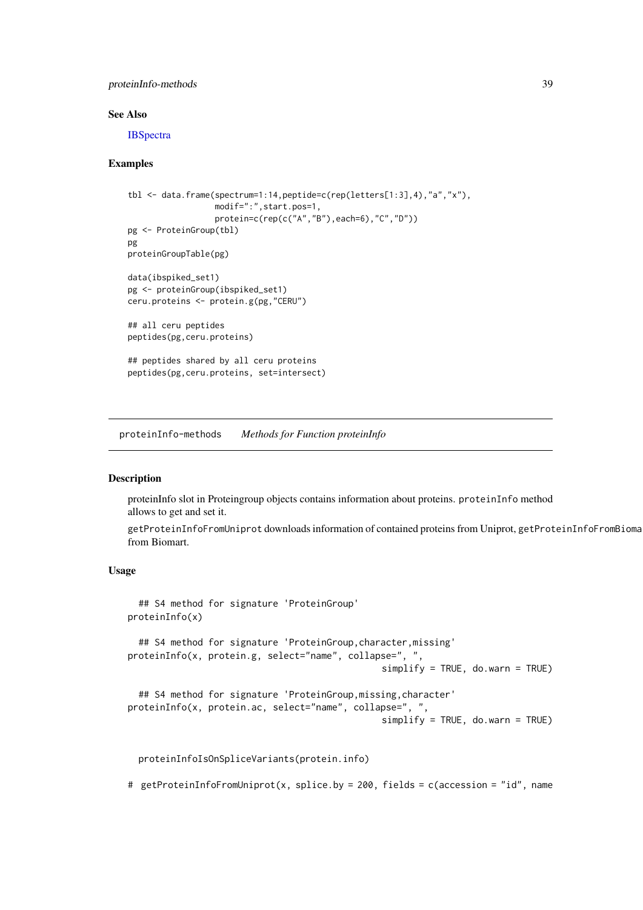## See Also

IBSpectra

## Examples

```
tbl <- data.frame(spectrum=1:14,peptide=c(rep(letters[1:3],4),"a","x"),
                  modif=":",start.pos=1,
                  protein=c(rep(c("A","B"),each=6),"C","D"))
pg <- ProteinGroup(tbl)
pg
proteinGroupTable(pg)

data(ibspiked_set1)
pg <- proteinGroup(ibspiked_set1)
ceru.proteins <- protein.g(pg,"CERU")

## all ceru peptides
peptides(pg,ceru.proteins)

## peptides shared by all ceru proteins
peptides(pg,ceru.proteins, set=intersect)
```

---

# proteinInfo-methods *Methods for Function proteinInfo*

## Description

proteinInfo slot in Proteingroup objects contains information about proteins. `proteinInfo` method allows to get and set it.

`getProteinInfoFromUniprot` downloads information of contained proteins from Uniprot, `getProteinInfoFromBioma` from Biomart.

## Usage

```
  ## S4 method for signature 'ProteinGroup'
proteinInfo(x)

  ## S4 method for signature 'ProteinGroup,character,missing'
proteinInfo(x, protein.g, select="name", collapse=", ",
                                               simplify = TRUE, do.warn = TRUE)

  ## S4 method for signature 'ProteinGroup,missing,character'
proteinInfo(x, protein.ac, select="name", collapse=", ",
                                               simplify = TRUE, do.warn = TRUE)


  proteinInfoIsOnSpliceVariants(protein.info)

#  getProteinInfoFromUniprot(x, splice.by = 200, fields = c(accession = "id", name
```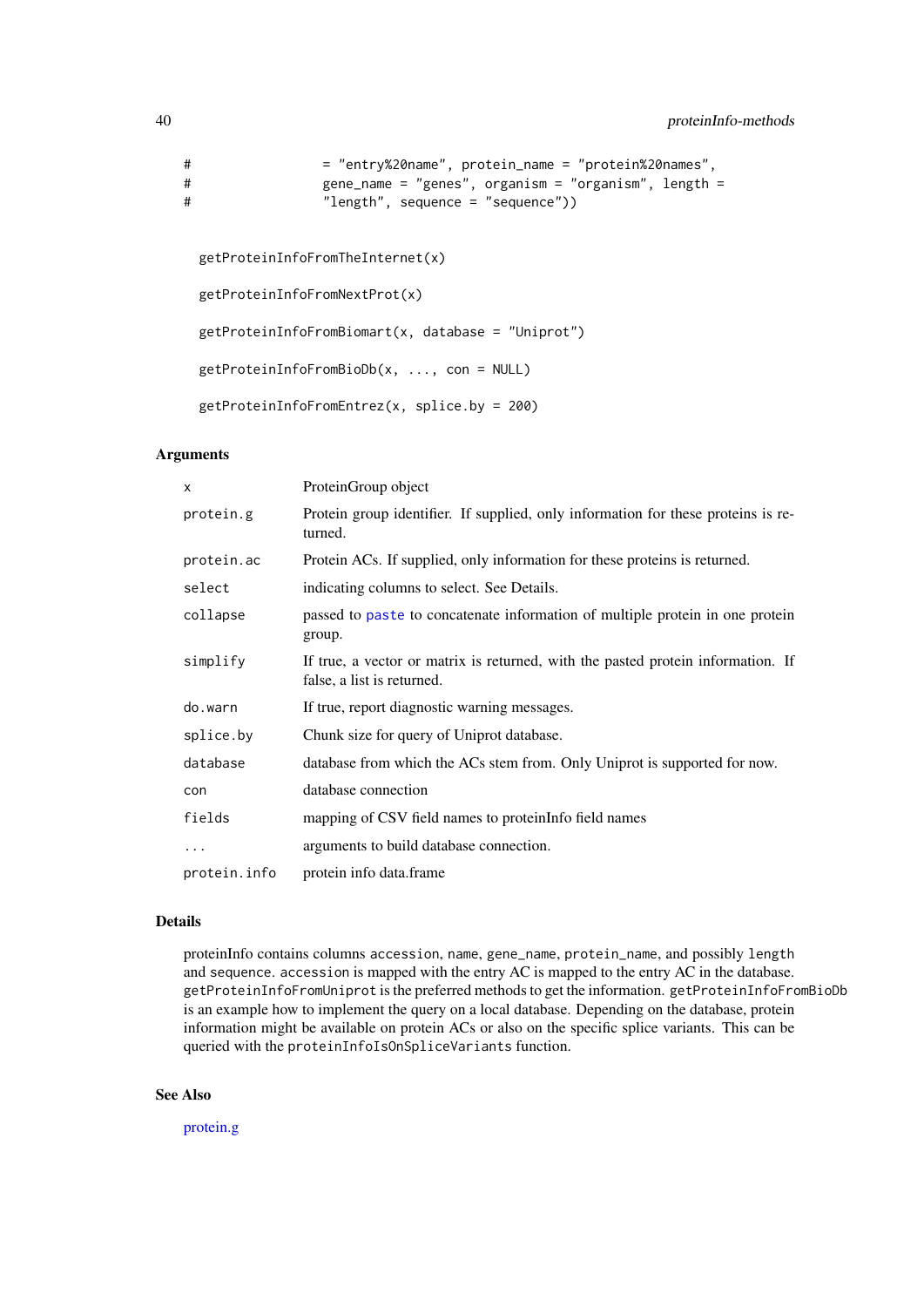```
#                  = "entry%20name", protein_name = "protein%20names",
#                  gene_name = "genes", organism = "organism", length =
#                  "length", sequence = "sequence"))


  getProteinInfoFromTheInternet(x)

  getProteinInfoFromNextProt(x)

  getProteinInfoFromBiomart(x, database = "Uniprot")

  getProteinInfoFromBioDb(x, ..., con = NULL)

  getProteinInfoFromEntrez(x, splice.by = 200)
```

### Arguments

| | |
|---|---|
| `x` | ProteinGroup object |
| `protein.g` | Protein group identifier. If supplied, only information for these proteins is returned. |
| `protein.ac` | Protein ACs. If supplied, only information for these proteins is returned. |
| `select` | indicating columns to select. See Details. |
| `collapse` | passed to `paste` to concatenate information of multiple protein in one protein group. |
| `simplify` | If true, a vector or matrix is returned, with the pasted protein information. If false, a list is returned. |
| `do.warn` | If true, report diagnostic warning messages. |
| `splice.by` | Chunk size for query of Uniprot database. |
| `database` | database from which the ACs stem from. Only Uniprot is supported for now. |
| `con` | database connection |
| `fields` | mapping of CSV field names to proteinInfo field names |
| `...` | arguments to build database connection. |
| `protein.info` | protein info data.frame |

### Details

proteinInfo contains columns `accession`, `name`, `gene_name`, `protein_name`, and possibly `length` and `sequence`. `accession` is mapped with the entry AC is mapped to the entry AC in the database. `getProteinInfoFromUniprot` is the preferred methods to get the information. `getProteinInfoFromBioDb` is an example how to implement the query on a local database. Depending on the database, protein information might be available on protein ACs or also on the specific splice variants. This can be queried with the `proteinInfoIsOnSpliceVariants` function.

### See Also

protein.g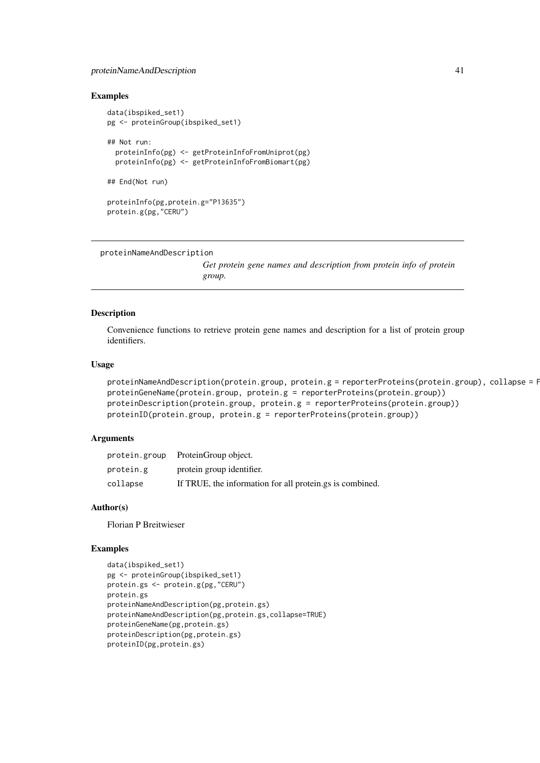## Examples

```
data(ibspiked_set1)
pg <- proteinGroup(ibspiked_set1)

## Not run:
  proteinInfo(pg) <- getProteinInfoFromUniprot(pg)
  proteinInfo(pg) <- getProteinInfoFromBiomart(pg)

## End(Not run)

proteinInfo(pg,protein.g="P13635")
protein.g(pg,"CERU")
```

---

# proteinNameAndDescription

*Get protein gene names and description from protein info of protein group.*

---

## Description

Convenience functions to retrieve protein gene names and description for a list of protein group identifiers.

## Usage

```
proteinNameAndDescription(protein.group, protein.g = reporterProteins(protein.group), collapse = F
proteinGeneName(protein.group, protein.g = reporterProteins(protein.group))
proteinDescription(protein.group, protein.g = reporterProteins(protein.group))
proteinID(protein.group, protein.g = reporterProteins(protein.group))
```

## Arguments

| | |
|---|---|
| protein.group | ProteinGroup object. |
| protein.g | protein group identifier. |
| collapse | If TRUE, the information for all protein.gs is combined. |

## Author(s)

Florian P Breitwieser

## Examples

```
data(ibspiked_set1)
pg <- proteinGroup(ibspiked_set1)
protein.gs <- protein.g(pg,"CERU")
protein.gs
proteinNameAndDescription(pg,protein.gs)
proteinNameAndDescription(pg,protein.gs,collapse=TRUE)
proteinGeneName(pg,protein.gs)
proteinDescription(pg,protein.gs)
proteinID(pg,protein.gs)
```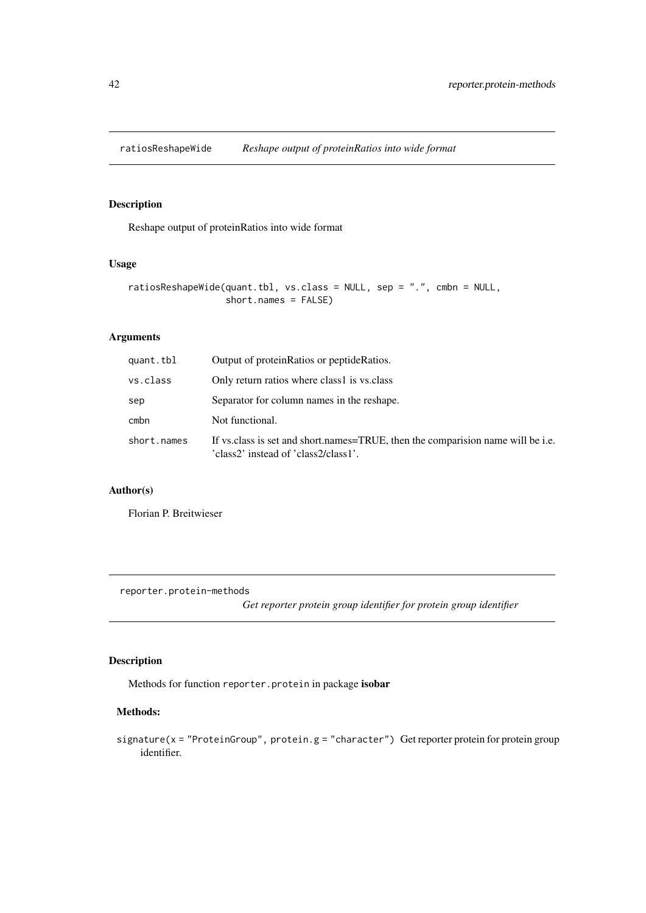## ratiosReshapeWide *Reshape output of proteinRatios into wide format*

### Description

Reshape output of proteinRatios into wide format

### Usage

```
ratiosReshapeWide(quant.tbl, vs.class = NULL, sep = ".", cmbn = NULL,
                  short.names = FALSE)
```

### Arguments

| | |
|---|---|
| quant.tbl | Output of proteinRatios or peptideRatios. |
| vs.class | Only return ratios where class1 is vs.class |
| sep | Separator for column names in the reshape. |
| cmbn | Not functional. |
| short.names | If vs.class is set and short.names=TRUE, then the comparision name will be i.e. 'class2' instead of 'class2/class1'. |

### Author(s)

Florian P. Breitwieser

## reporter.protein-methods *Get reporter protein group identifier for protein group identifier*

### Description

Methods for function `reporter.protein` in package **isobar**

### Methods:

`signature(x = "ProteinGroup", protein.g = "character")` Get reporter protein for protein group identifier.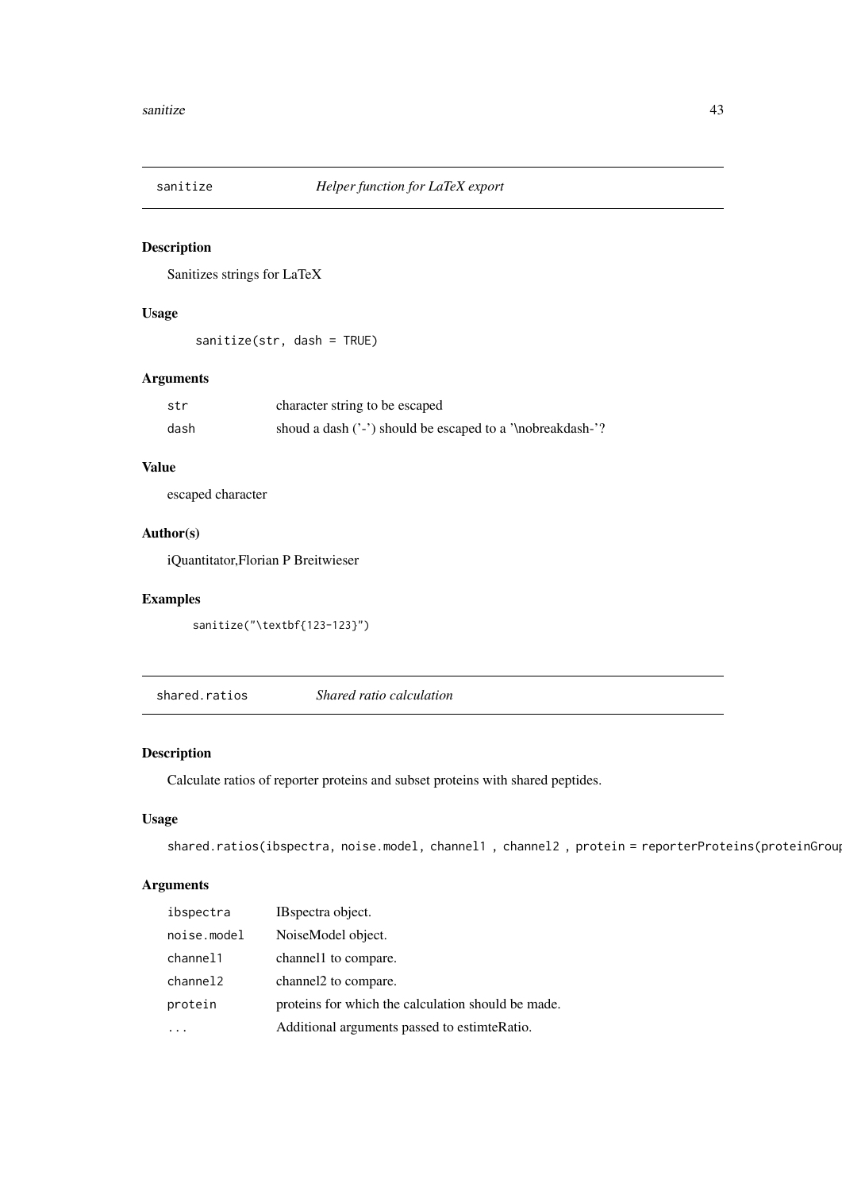## sanitize — *Helper function for LaTeX export*

### Description

Sanitizes strings for LaTeX

### Usage

```
sanitize(str, dash = TRUE)
```

### Arguments

| | |
|---|---|
| str | character string to be escaped |
| dash | shoud a dash ('-') should be escaped to a '\nobreakdash-'? |

### Value

escaped character

### Author(s)

iQuantitator,Florian P Breitwieser

### Examples

```
sanitize("\textbf{123-123}")
```

## shared.ratios — *Shared ratio calculation*

### Description

Calculate ratios of reporter proteins and subset proteins with shared peptides.

### Usage

```
shared.ratios(ibspectra, noise.model, channel1 , channel2 , protein = reporterProteins(proteinGrou
```

### Arguments

| | |
|---|---|
| ibspectra | IBspectra object. |
| noise.model | NoiseModel object. |
| channel1 | channel1 to compare. |
| channel2 | channel2 to compare. |
| protein | proteins for which the calculation should be made. |
| ... | Additional arguments passed to estimteRatio. |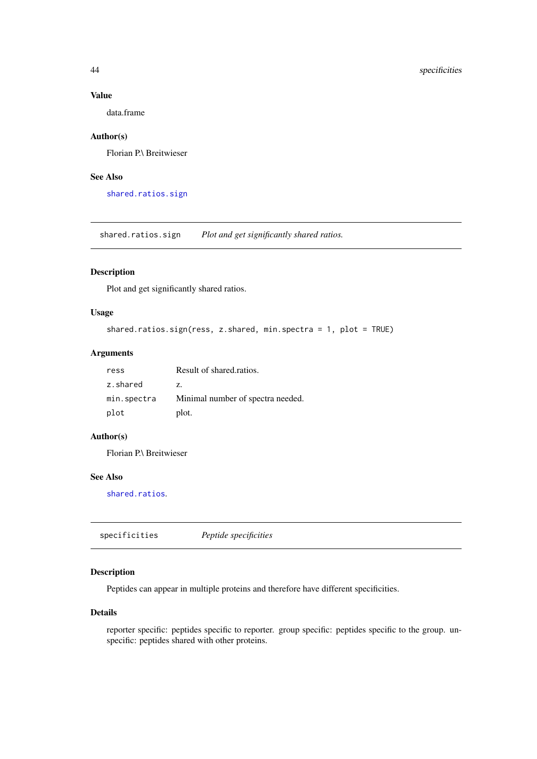### Value

data.frame

### Author(s)

Florian P.\ Breitwieser

### See Also

`shared.ratios.sign`

---

## shared.ratios.sign — *Plot and get significantly shared ratios.*

### Description

Plot and get significantly shared ratios.

### Usage

```
shared.ratios.sign(ress, z.shared, min.spectra = 1, plot = TRUE)
```

### Arguments

| | |
|---|---|
| `ress` | Result of shared.ratios. |
| `z.shared` | z. |
| `min.spectra` | Minimal number of spectra needed. |
| `plot` | plot. |

### Author(s)

Florian P.\ Breitwieser

### See Also

`shared.ratios`.

---

## specificities — *Peptide specificities*

### Description

Peptides can appear in multiple proteins and therefore have different specificities.

### Details

reporter specific: peptides specific to reporter. group specific: peptides specific to the group. unspecific: peptides shared with other proteins.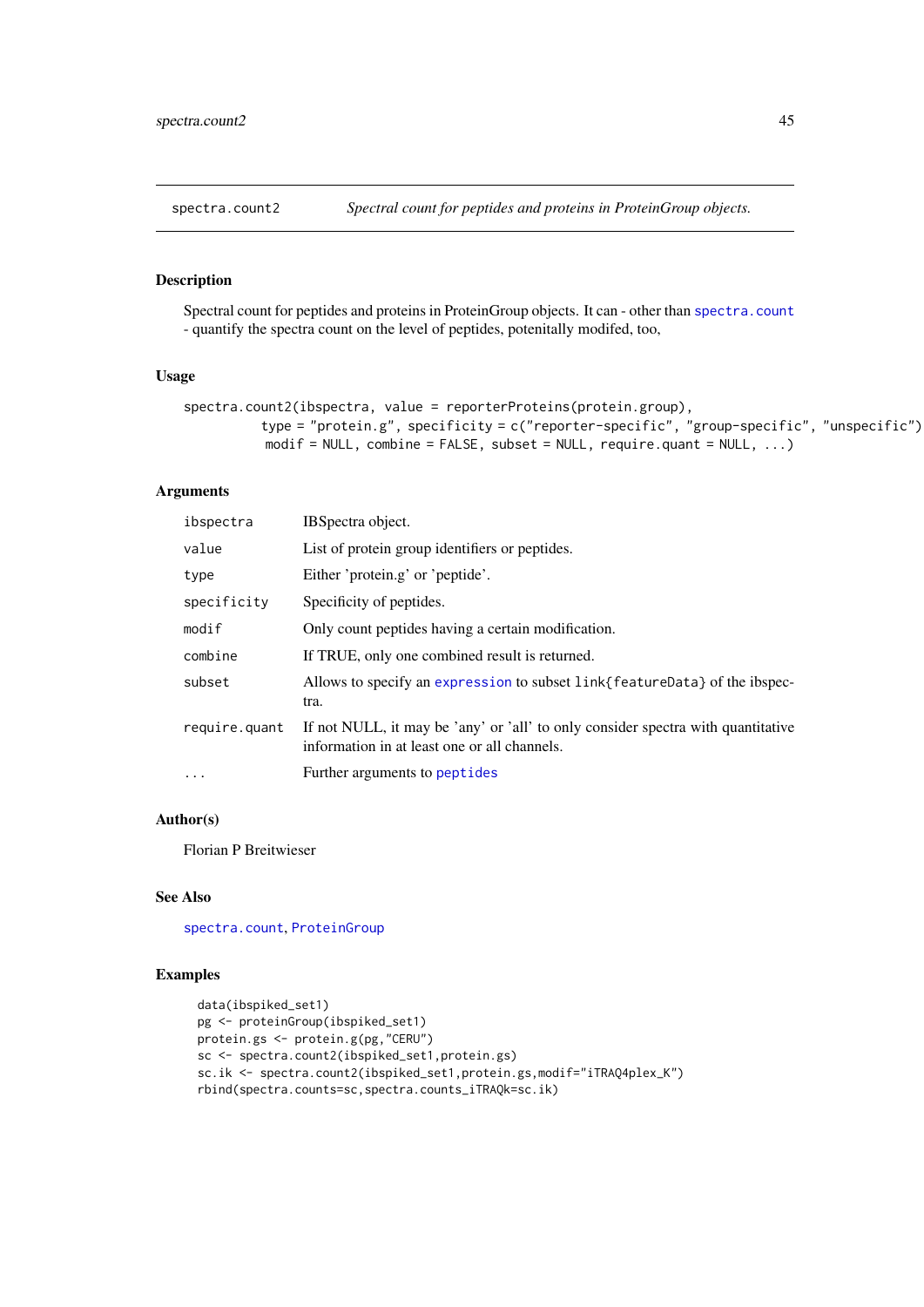spectra.count2 *Spectral count for peptides and proteins in ProteinGroup objects.*

## Description

Spectral count for peptides and proteins in ProteinGroup objects. It can - other than spectra.count - quantify the spectra count on the level of peptides, potenitally modifed, too,

## Usage

```
spectra.count2(ibspectra, value = reporterProteins(protein.group),
          type = "protein.g", specificity = c("reporter-specific", "group-specific", "unspecific")
           modif = NULL, combine = FALSE, subset = NULL, require.quant = NULL, ...)
```

## Arguments

| | |
|---|---|
| ibspectra | IBSpectra object. |
| value | List of protein group identifiers or peptides. |
| type | Either 'protein.g' or 'peptide'. |
| specificity | Specificity of peptides. |
| modif | Only count peptides having a certain modification. |
| combine | If TRUE, only one combined result is returned. |
| subset | Allows to specify an expression to subset link{featureData} of the ibspectra. |
| require.quant | If not NULL, it may be 'any' or 'all' to only consider spectra with quantitative information in at least one or all channels. |
| ... | Further arguments to peptides |

## Author(s)

Florian P Breitwieser

## See Also

spectra.count, ProteinGroup

## Examples

```
data(ibspiked_set1)
pg <- proteinGroup(ibspiked_set1)
protein.gs <- protein.g(pg,"CERU")
sc <- spectra.count2(ibspiked_set1,protein.gs)
sc.ik <- spectra.count2(ibspiked_set1,protein.gs,modif="iTRAQ4plex_K")
rbind(spectra.counts=sc,spectra.counts_iTRAQk=sc.ik)
```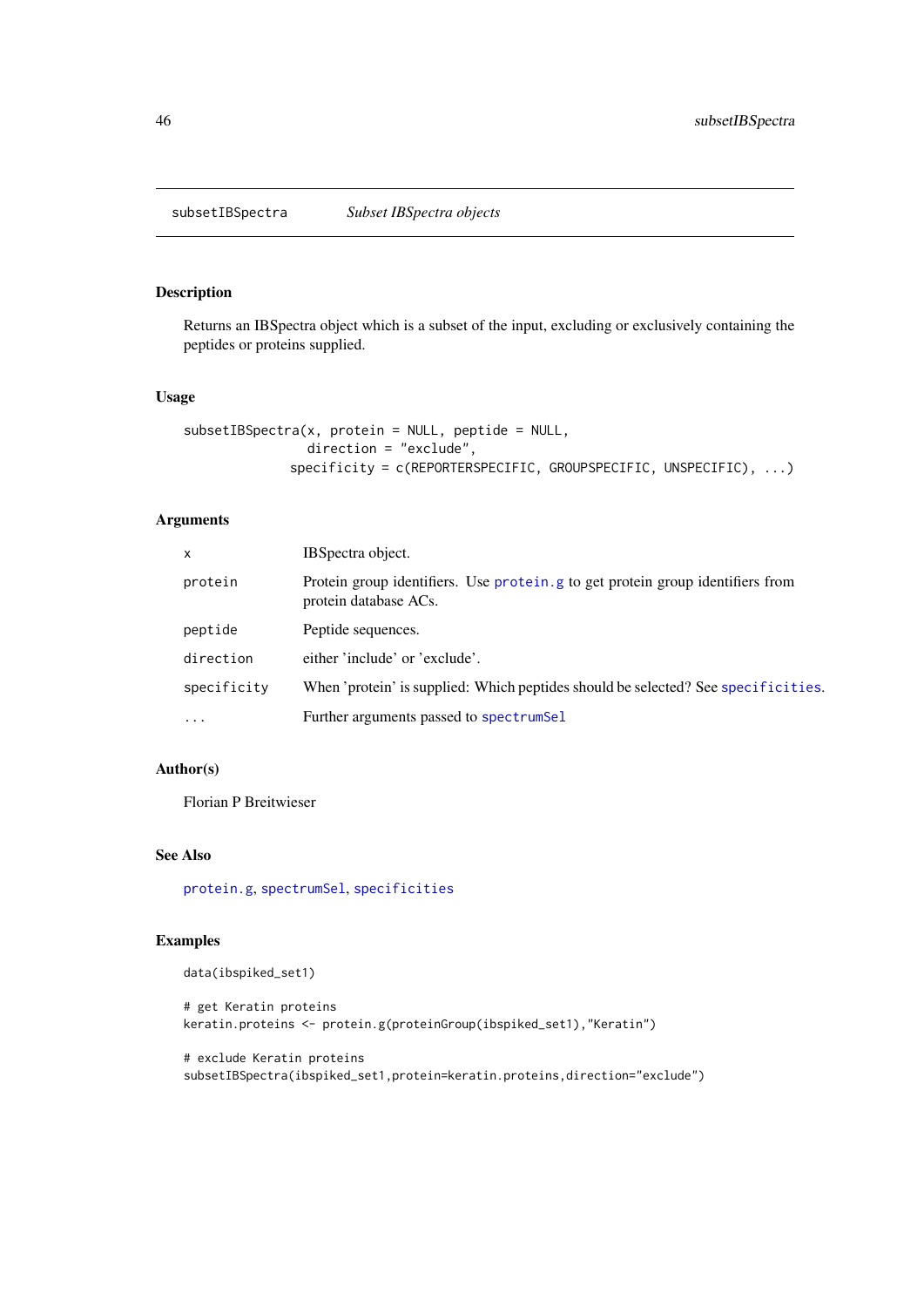## subsetIBSpectra *Subset IBSpectra objects*

### Description

Returns an IBSpectra object which is a subset of the input, excluding or exclusively containing the peptides or proteins supplied.

### Usage

```
subsetIBSpectra(x, protein = NULL, peptide = NULL,
                direction = "exclude",
              specificity = c(REPORTERSPECIFIC, GROUPSPECIFIC, UNSPECIFIC), ...)
```

### Arguments

| | |
|---|---|
| x | IBSpectra object. |
| protein | Protein group identifiers. Use protein.g to get protein group identifiers from protein database ACs. |
| peptide | Peptide sequences. |
| direction | either 'include' or 'exclude'. |
| specificity | When 'protein' is supplied: Which peptides should be selected? See specificities. |
| ... | Further arguments passed to spectrumSel |

### Author(s)

Florian P Breitwieser

### See Also

protein.g, spectrumSel, specificities

### Examples

```
data(ibspiked_set1)

# get Keratin proteins
keratin.proteins <- protein.g(proteinGroup(ibspiked_set1),"Keratin")

# exclude Keratin proteins
subsetIBSpectra(ibspiked_set1,protein=keratin.proteins,direction="exclude")
```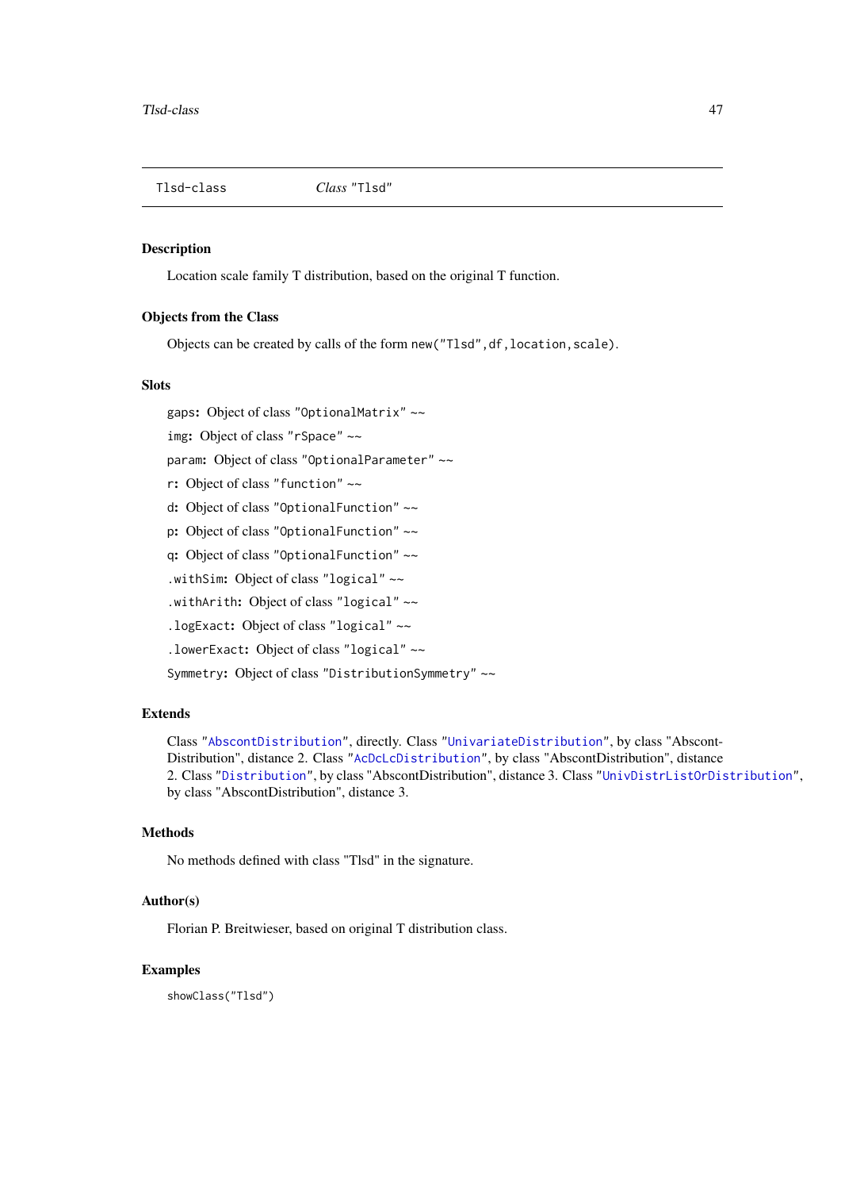Tlsd-class *Class "Tlsd"*

### Description

Location scale family T distribution, based on the original T function.

### Objects from the Class

Objects can be created by calls of the form `new("Tlsd",df,location,scale)`.

### Slots

`gaps`: Object of class "OptionalMatrix" ~~

`img`: Object of class "rSpace" ~~

`param`: Object of class "OptionalParameter" ~~

`r`: Object of class "function" ~~

`d`: Object of class "OptionalFunction" ~~

`p`: Object of class "OptionalFunction" ~~

`q`: Object of class "OptionalFunction" ~~

`.withSim`: Object of class "logical" ~~

`.withArith`: Object of class "logical" ~~

`.logExact`: Object of class "logical" ~~

`.lowerExact`: Object of class "logical" ~~

`Symmetry`: Object of class "DistributionSymmetry" ~~

### Extends

Class "AbscontDistribution", directly. Class "UnivariateDistribution", by class "AbscontDistribution", distance 2. Class "AcDcLcDistribution", by class "AbscontDistribution", distance 2. Class "Distribution", by class "AbscontDistribution", distance 3. Class "UnivDistrListOrDistribution", by class "AbscontDistribution", distance 3.

### Methods

No methods defined with class "Tlsd" in the signature.

### Author(s)

Florian P. Breitwieser, based on original T distribution class.

### Examples

```
showClass("Tlsd")
```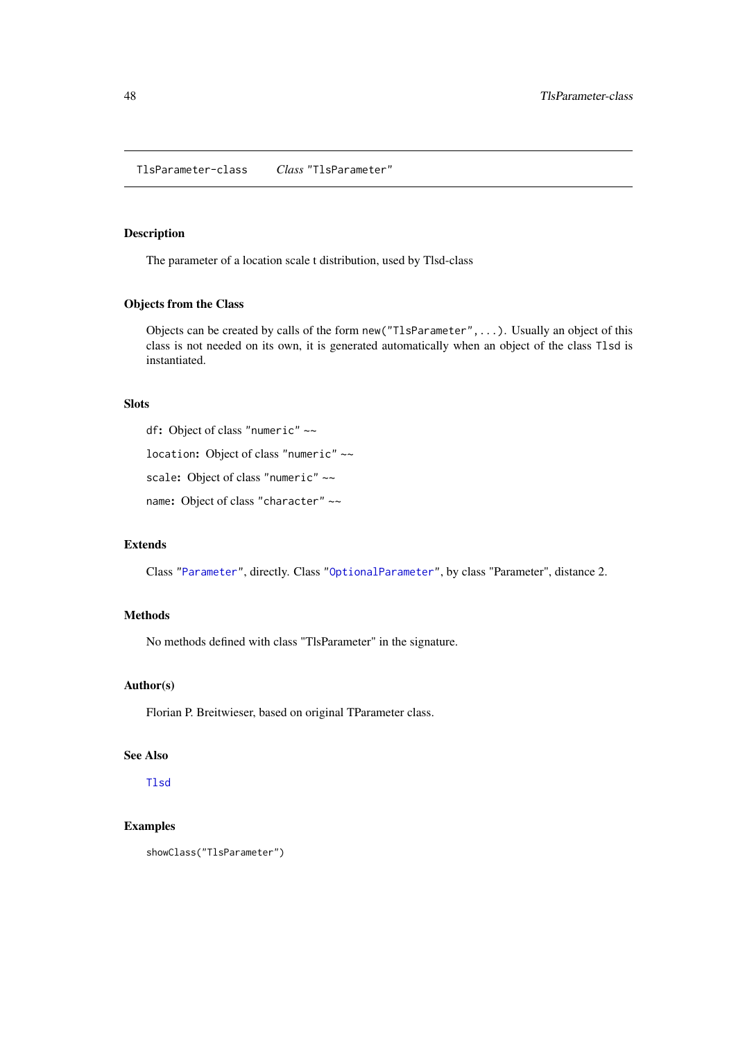TlsParameter-class    *Class* "TlsParameter"

## Description

The parameter of a location scale t distribution, used by Tlsd-class

## Objects from the Class

Objects can be created by calls of the form `new("TlsParameter",...)`. Usually an object of this class is not needed on its own, it is generated automatically when an object of the class `Tlsd` is instantiated.

## Slots

`df`: Object of class "numeric" ~~

`location`: Object of class "numeric" ~~

`scale`: Object of class "numeric" ~~

`name`: Object of class "character" ~~

## Extends

Class "Parameter", directly. Class "OptionalParameter", by class "Parameter", distance 2.

## Methods

No methods defined with class "TlsParameter" in the signature.

## Author(s)

Florian P. Breitwieser, based on original TParameter class.

## See Also

Tlsd

## Examples

```
showClass("TlsParameter")
```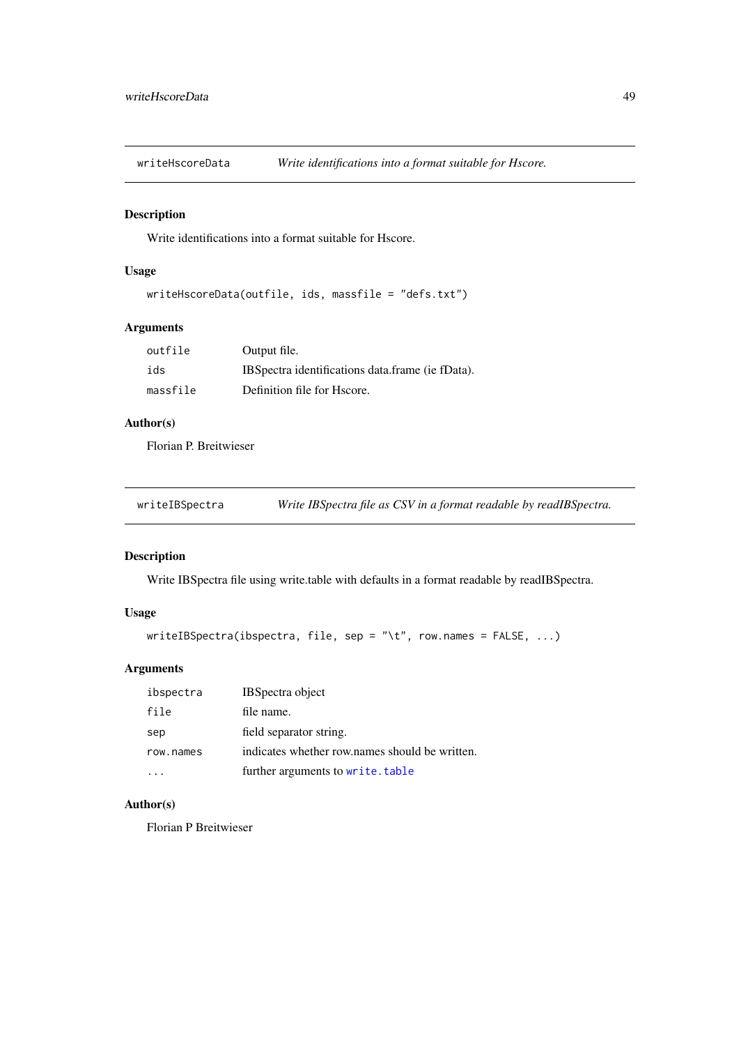## writeHscoreData — *Write identifications into a format suitable for Hscore.*

### Description

Write identifications into a format suitable for Hscore.

### Usage

```
writeHscoreData(outfile, ids, massfile = "defs.txt")
```

### Arguments

| | |
|---|---|
| outfile | Output file. |
| ids | IBSpectra identifications data.frame (ie fData). |
| massfile | Definition file for Hscore. |

### Author(s)

Florian P. Breitwieser

## writeIBSpectra — *Write IBSpectra file as CSV in a format readable by readIBSpectra.*

### Description

Write IBSpectra file using write.table with defaults in a format readable by readIBSpectra.

### Usage

```
writeIBSpectra(ibspectra, file, sep = "\t", row.names = FALSE, ...)
```

### Arguments

| | |
|---|---|
| ibspectra | IBSpectra object |
| file | file name. |
| sep | field separator string. |
| row.names | indicates whether row.names should be written. |
| ... | further arguments to write.table |

### Author(s)

Florian P Breitwieser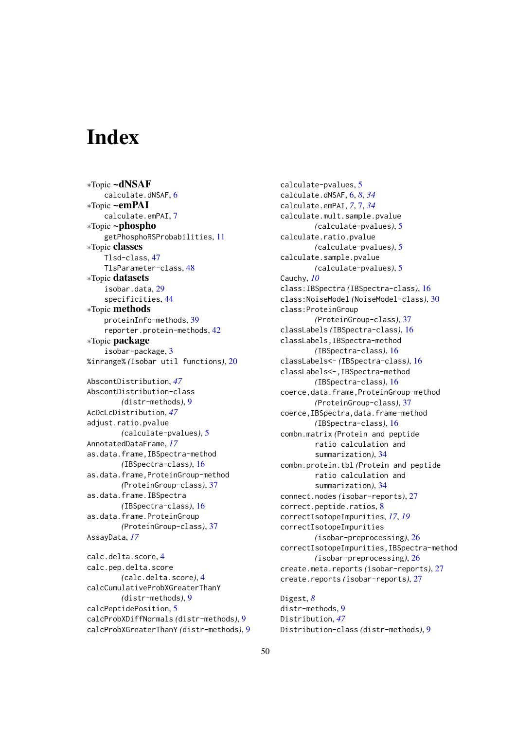# Index

*Topic **~dNSAF**
calculate.dNSAF, 6
*Topic **~emPAI**
calculate.emPAI, 7
*Topic **~phospho**
getPhosphoRSProbabilities, 11
*Topic **classes**
Tlsd-class, 47
TlsParameter-class, 48
*Topic **datasets**
isobar.data, 29
specificities, 44
*Topic **methods**
proteinInfo-methods, 39
reporter.protein-methods, 42
*Topic **package**
isobar-package, 3
%inrange% *(Isobar util functions)*, 20

AbscontDistribution, *47*
AbscontDistribution-class *(distr-methods)*, 9
AcDcLcDistribution, *47*
adjust.ratio.pvalue *(calculate-pvalues)*, 5
AnnotatedDataFrame, *17*
as.data.frame,IBSpectra-method *(IBSpectra-class)*, 16
as.data.frame,ProteinGroup-method *(ProteinGroup-class)*, 37
as.data.frame.IBSpectra *(IBSpectra-class)*, 16
as.data.frame.ProteinGroup *(ProteinGroup-class)*, 37
AssayData, *17*

calc.delta.score, 4
calc.pep.delta.score *(calc.delta.score)*, 4
calcCumulativeProbXGreaterThanY *(distr-methods)*, 9
calcPeptidePosition, 5
calcProbXDiffNormals *(distr-methods)*, 9
calcProbXGreaterThanY *(distr-methods)*, 9
calculate-pvalues, 5
calculate.dNSAF, 6, *8*, *34*
calculate.emPAI, *7*, 7, *34*
calculate.mult.sample.pvalue *(calculate-pvalues)*, 5
calculate.ratio.pvalue *(calculate-pvalues)*, 5
calculate.sample.pvalue *(calculate-pvalues)*, 5
Cauchy, *10*
class:IBSpectra *(IBSpectra-class)*, 16
class:NoiseModel *(NoiseModel-class)*, 30
class:ProteinGroup *(ProteinGroup-class)*, 37
classLabels *(IBSpectra-class)*, 16
classLabels,IBSpectra-method *(IBSpectra-class)*, 16
classLabels<- *(IBSpectra-class)*, 16
classLabels<-,IBSpectra-method *(IBSpectra-class)*, 16
coerce,data.frame,ProteinGroup-method *(ProteinGroup-class)*, 37
coerce,IBSpectra,data.frame-method *(IBSpectra-class)*, 16
combn.matrix *(Protein and peptide ratio calculation and summarization)*, 34
combn.protein.tbl *(Protein and peptide ratio calculation and summarization)*, 34
connect.nodes *(isobar-reports)*, 27
correct.peptide.ratios, 8
correctIsotopeImpurities, *17*, *19*
correctIsotopeImpurities *(isobar-preprocessing)*, 26
correctIsotopeImpurities,IBSpectra-method *(isobar-preprocessing)*, 26
create.meta.reports *(isobar-reports)*, 27
create.reports *(isobar-reports)*, 27

Digest, *8*
distr-methods, 9
Distribution, *47*
Distribution-class *(distr-methods)*, 9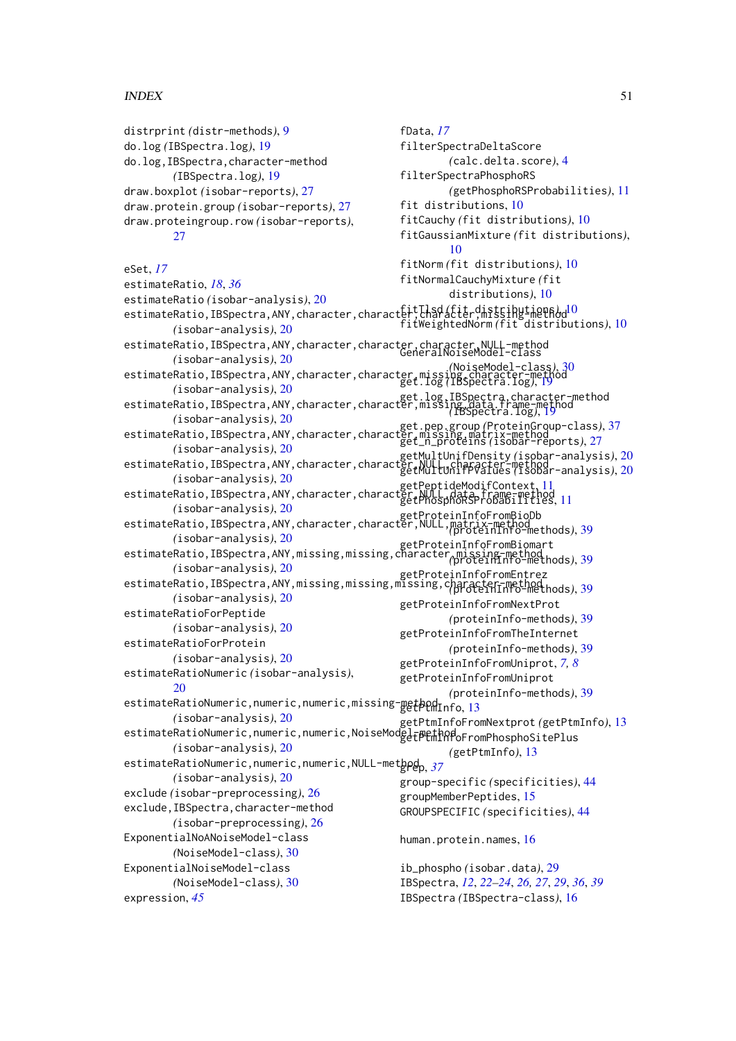distrprint *(distr-methods)*, 9
do.log *(IBSpectra.log)*, 19
do.log,IBSpectra,character-method
*(IBSpectra.log)*, 19
draw.boxplot *(isobar-reports)*, 27
draw.protein.group *(isobar-reports)*, 27
draw.proteingroup.row *(isobar-reports)*, 27

eSet, *17*
estimateRatio, *18*, *36*
estimateRatio *(isobar-analysis)*, 20
estimateRatio,IBSpectra,ANY,character,character,missing-method
*(isobar-analysis)*, 20
estimateRatio,IBSpectra,ANY,character,character,character,NULL-method
*(isobar-analysis)*, 20
estimateRatio,IBSpectra,ANY,character,character,missing,character-method
*(isobar-analysis)*, 20
estimateRatio,IBSpectra,ANY,character,character,missing,data.frame-method
*(isobar-analysis)*, 20
estimateRatio,IBSpectra,ANY,character,character,missing,matrix-method
*(isobar-analysis)*, 20
estimateRatio,IBSpectra,ANY,character,character,NULL,character-method
*(isobar-analysis)*, 20
estimateRatio,IBSpectra,ANY,character,character,NULL,data.frame-method
*(isobar-analysis)*, 20
estimateRatio,IBSpectra,ANY,character,character,NULL,matrix-method
*(isobar-analysis)*, 20
estimateRatio,IBSpectra,ANY,missing,missing,character,missing-method
*(isobar-analysis)*, 20
estimateRatio,IBSpectra,ANY,missing,missing,missing,character-method
*(isobar-analysis)*, 20
estimateRatioForPeptide
*(isobar-analysis)*, 20
estimateRatioForProtein
*(isobar-analysis)*, 20
estimateRatioNumeric *(isobar-analysis)*, 20
estimateRatioNumeric,numeric,numeric,missing-method
*(isobar-analysis)*, 20
estimateRatioNumeric,numeric,numeric,NoiseModel-method
*(isobar-analysis)*, 20
estimateRatioNumeric,numeric,numeric,NULL-method
*(isobar-analysis)*, 20
exclude *(isobar-preprocessing)*, 26
exclude,IBSpectra,character-method
*(isobar-preprocessing)*, 26
ExponentialNoANoiseModel-class
*(NoiseModel-class)*, 30
ExponentialNoiseModel-class
*(NoiseModel-class)*, 30
expression, *45*

fData, *17*
filterSpectraDeltaScore
*(calc.delta.score)*, 4
filterSpectraPhosphoRS
*(getPhosphoRSProbabilities)*, 11
fit distributions, 10
fitCauchy *(fit distributions)*, 10
fitGaussianMixture *(fit distributions)*, 10
fitNorm *(fit distributions)*, 10
fitNormalCauchyMixture *(fit distributions)*, 10
fitTlsd *(fit distributions)*, 10
fitWeightedNorm *(fit distributions)*, 10

GeneralNoiseModel-class
*(NoiseModel-class)*, 30
get.log *(IBSpectra.log)*, 19
get.log,IBSpectra,character-method
*(IBSpectra.log)*, 19
get.pep.group *(ProteinGroup-class)*, 37
get_n_proteins *(isobar-reports)*, 27
getMultUnifDensity *(isobar-analysis)*, 20
getMultUnifPValues *(isobar-analysis)*, 20
getPeptideModifContext, 11
getPhosphoRSProbabilities, 11
getProteinInfoFromBioDb
*(proteinInfo-methods)*, 39
getProteinInfoFromBiomart
*(proteinInfo-methods)*, 39
getProteinInfoFromEntrez
*(proteinInfo-methods)*, 39
getProteinInfoFromNextProt
*(proteinInfo-methods)*, 39
getProteinInfoFromTheInternet
*(proteinInfo-methods)*, 39
getProteinInfoFromUniprot, *7, 8*
getProteinInfoFromUniprot
*(proteinInfo-methods)*, 39
getPtmInfo, 13
getPtmInfoFromNextprot *(getPtmInfo)*, 13
getPtmInfoFromPhosphoSitePlus
*(getPtmInfo)*, 13
grep, *37*
group-specific *(specificities)*, 44
groupMemberPeptides, 15
GROUPSPECIFIC *(specificities)*, 44

human.protein.names, 16

ib_phospho *(isobar.data)*, 29
IBSpectra, *12*, *22–24*, *26*, *27*, *29*, *36*, *39*
IBSpectra *(IBSpectra-class)*, 16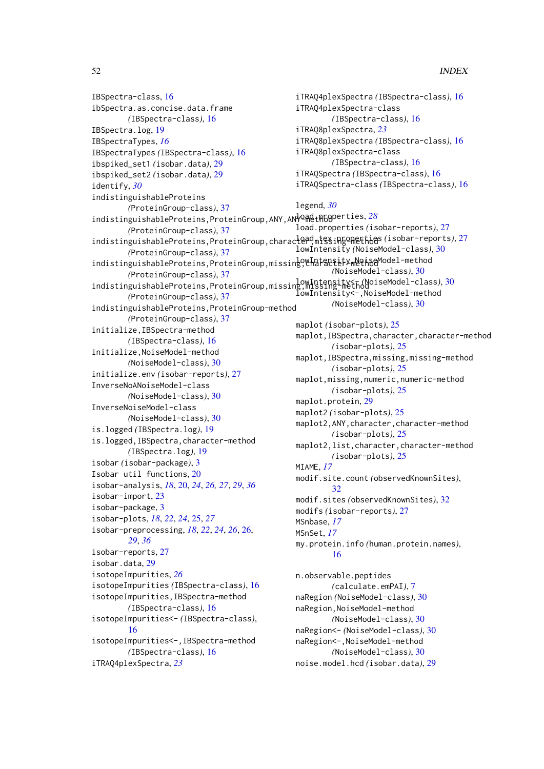IBSpectra-class, 16
ibSpectra.as.concise.data.frame
    (IBSpectra-class), 16
IBSpectra.log, 19
IBSpectraTypes, *16*
IBSpectraTypes (IBSpectra-class), 16
ibspiked_set1 (isobar.data), 29
ibspiked_set2 (isobar.data), 29
identify, *30*
indistinguishableProteins
    (ProteinGroup-class), 37
indistinguishableProteins,ProteinGroup,ANY,ANY-method
    (ProteinGroup-class), 37
indistinguishableProteins,ProteinGroup,character,missing-method
    (ProteinGroup-class), 37
indistinguishableProteins,ProteinGroup,missing,character-method
    (ProteinGroup-class), 37
indistinguishableProteins,ProteinGroup,missing,missing-method
    (ProteinGroup-class), 37
indistinguishableProteins,ProteinGroup-method
    (ProteinGroup-class), 37
initialize,IBSpectra-method
    (IBSpectra-class), 16
initialize,NoiseModel-method
    (NoiseModel-class), 30
initialize.env (isobar-reports), 27
InverseNoANoiseModel-class
    (NoiseModel-class), 30
InverseNoiseModel-class
    (NoiseModel-class), 30
is.logged (IBSpectra.log), 19
is.logged,IBSpectra,character-method
    (IBSpectra.log), 19
isobar (isobar-package), 3
Isobar util functions, 20
isobar-analysis, *18*, 20, *24*, *26*, *27*, *29*, *36*
isobar-import, 23
isobar-package, 3
isobar-plots, *18*, *22*, *24*, 25, *27*
isobar-preprocessing, *18*, *22*, *24*, *26*, 26,
    *29*, *36*
isobar-reports, 27
isobar.data, 29
isotopeImpurities, *26*
isotopeImpurities (IBSpectra-class), 16
isotopeImpurities,IBSpectra-method
    (IBSpectra-class), 16
isotopeImpurities<- (IBSpectra-class),
    16
isotopeImpurities<-,IBSpectra-method
    (IBSpectra-class), 16
iTRAQ4plexSpectra, *23*
iTRAQ4plexSpectra (IBSpectra-class), 16
iTRAQ4plexSpectra-class
    (IBSpectra-class), 16
iTRAQ8plexSpectra, *23*
iTRAQ8plexSpectra (IBSpectra-class), 16
iTRAQ8plexSpectra-class
    (IBSpectra-class), 16
iTRAQSpectra (IBSpectra-class), 16
iTRAQSpectra-class (IBSpectra-class), 16

legend, *30*
load.properties, *28*
load.properties (isobar-reports), 27
load.tex.properties (isobar-reports), 27
lowIntensity (NoiseModel-class), 30
lowIntensity,NoiseModel-method
    (NoiseModel-class), 30
lowIntensity<- (NoiseModel-class), 30
lowIntensity<-,NoiseModel-method
    (NoiseModel-class), 30

maplot (isobar-plots), 25
maplot,IBSpectra,character,character-method
    (isobar-plots), 25
maplot,IBSpectra,missing,missing-method
    (isobar-plots), 25
maplot,missing,numeric,numeric-method
    (isobar-plots), 25
maplot.protein, 29
maplot2 (isobar-plots), 25
maplot2,ANY,character,character-method
    (isobar-plots), 25
maplot2,list,character,character-method
    (isobar-plots), 25
MIAME, *17*
modif.site.count (observedKnownSites),
    32
modif.sites (observedKnownSites), 32
modifs (isobar-reports), 27
MSnbase, *17*
MSnSet, *17*
my.protein.info (human.protein.names),
    16

n.observable.peptides
    (calculate.emPAI), 7
naRegion (NoiseModel-class), 30
naRegion,NoiseModel-method
    (NoiseModel-class), 30
naRegion<- (NoiseModel-class), 30
naRegion<-,NoiseModel-method
    (NoiseModel-class), 30
noise.model.hcd (isobar.data), 29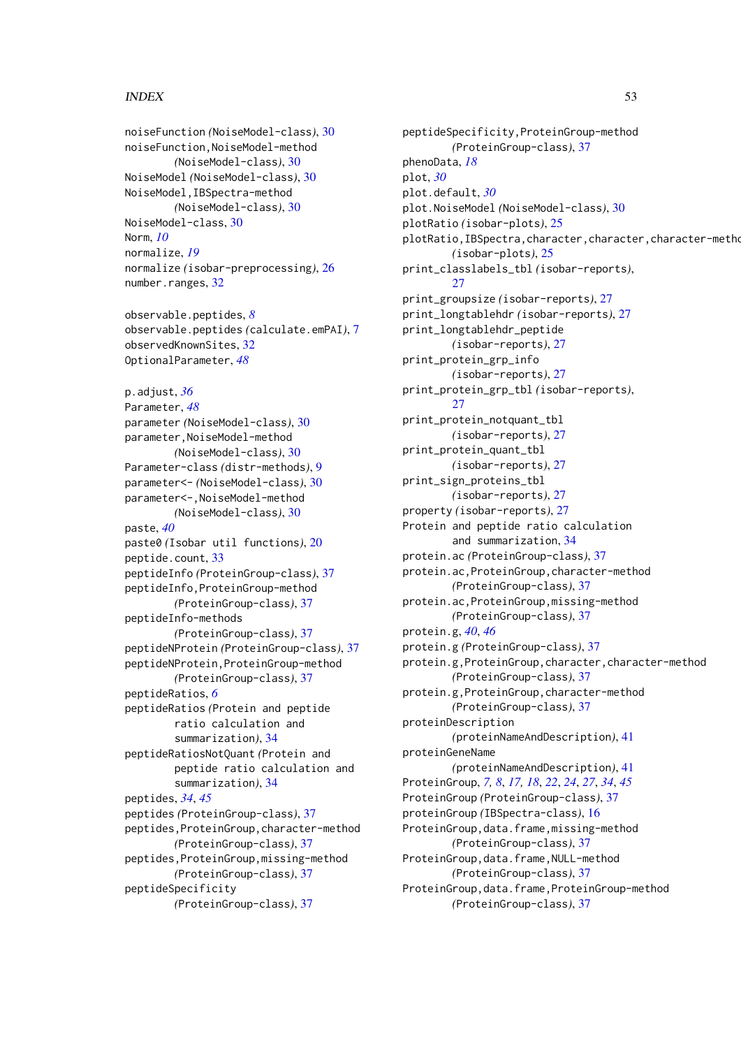noiseFunction *(NoiseModel-class)*, 30
noiseFunction,NoiseModel-method
*(NoiseModel-class)*, 30
NoiseModel *(NoiseModel-class)*, 30
NoiseModel,IBSpectra-method
*(NoiseModel-class)*, 30
NoiseModel-class, 30
Norm, *10*
normalize, *19*
normalize *(isobar-preprocessing)*, 26
number.ranges, 32

observable.peptides, *8*
observable.peptides *(calculate.emPAI)*, 7
observedKnownSites, 32
OptionalParameter, *48*

p.adjust, *36*
Parameter, *48*
parameter *(NoiseModel-class)*, 30
parameter,NoiseModel-method
*(NoiseModel-class)*, 30
Parameter-class *(distr-methods)*, 9
parameter<- *(NoiseModel-class)*, 30
parameter<-,NoiseModel-method
*(NoiseModel-class)*, 30
paste, *40*
paste0 *(Isobar util functions)*, 20
peptide.count, 33
peptideInfo *(ProteinGroup-class)*, 37
peptideInfo,ProteinGroup-method
*(ProteinGroup-class)*, 37
peptideInfo-methods
*(ProteinGroup-class)*, 37
peptideNProtein *(ProteinGroup-class)*, 37
peptideNProtein,ProteinGroup-method
*(ProteinGroup-class)*, 37
peptideRatios, *6*
peptideRatios *(Protein and peptide ratio calculation and summarization)*, 34
peptideRatiosNotQuant *(Protein and peptide ratio calculation and summarization)*, 34
peptides, *34*, *45*
peptides *(ProteinGroup-class)*, 37
peptides,ProteinGroup,character-method
*(ProteinGroup-class)*, 37
peptides,ProteinGroup,missing-method
*(ProteinGroup-class)*, 37
peptideSpecificity
*(ProteinGroup-class)*, 37
peptideSpecificity,ProteinGroup-method
*(ProteinGroup-class)*, 37
phenoData, *18*
plot, *30*
plot.default, *30*
plot.NoiseModel *(NoiseModel-class)*, 30
plotRatio *(isobar-plots)*, 25
plotRatio,IBSpectra,character,character,character-method
*(isobar-plots)*, 25
print_classlabels_tbl *(isobar-reports)*, 27
print_groupsize *(isobar-reports)*, 27
print_longtablehdr *(isobar-reports)*, 27
print_longtablehdr_peptide
*(isobar-reports)*, 27
print_protein_grp_info
*(isobar-reports)*, 27
print_protein_grp_tbl *(isobar-reports)*, 27
print_protein_notquant_tbl
*(isobar-reports)*, 27
print_protein_quant_tbl
*(isobar-reports)*, 27
print_sign_proteins_tbl
*(isobar-reports)*, 27
property *(isobar-reports)*, 27
Protein and peptide ratio calculation and summarization, 34
protein.ac *(ProteinGroup-class)*, 37
protein.ac,ProteinGroup,character-method
*(ProteinGroup-class)*, 37
protein.ac,ProteinGroup,missing-method
*(ProteinGroup-class)*, 37
protein.g, *40*, *46*
protein.g *(ProteinGroup-class)*, 37
protein.g,ProteinGroup,character,character-method
*(ProteinGroup-class)*, 37
protein.g,ProteinGroup,character-method
*(ProteinGroup-class)*, 37
proteinDescription
*(proteinNameAndDescription)*, 41
proteinGeneName
*(proteinNameAndDescription)*, 41
ProteinGroup, *7*, *8*, *17*, *18*, *22*, *24*, *27*, *34*, *45*
ProteinGroup *(ProteinGroup-class)*, 37
proteinGroup *(IBSpectra-class)*, 16
ProteinGroup,data.frame,missing-method
*(ProteinGroup-class)*, 37
ProteinGroup,data.frame,NULL-method
*(ProteinGroup-class)*, 37
ProteinGroup,data.frame,ProteinGroup-method
*(ProteinGroup-class)*, 37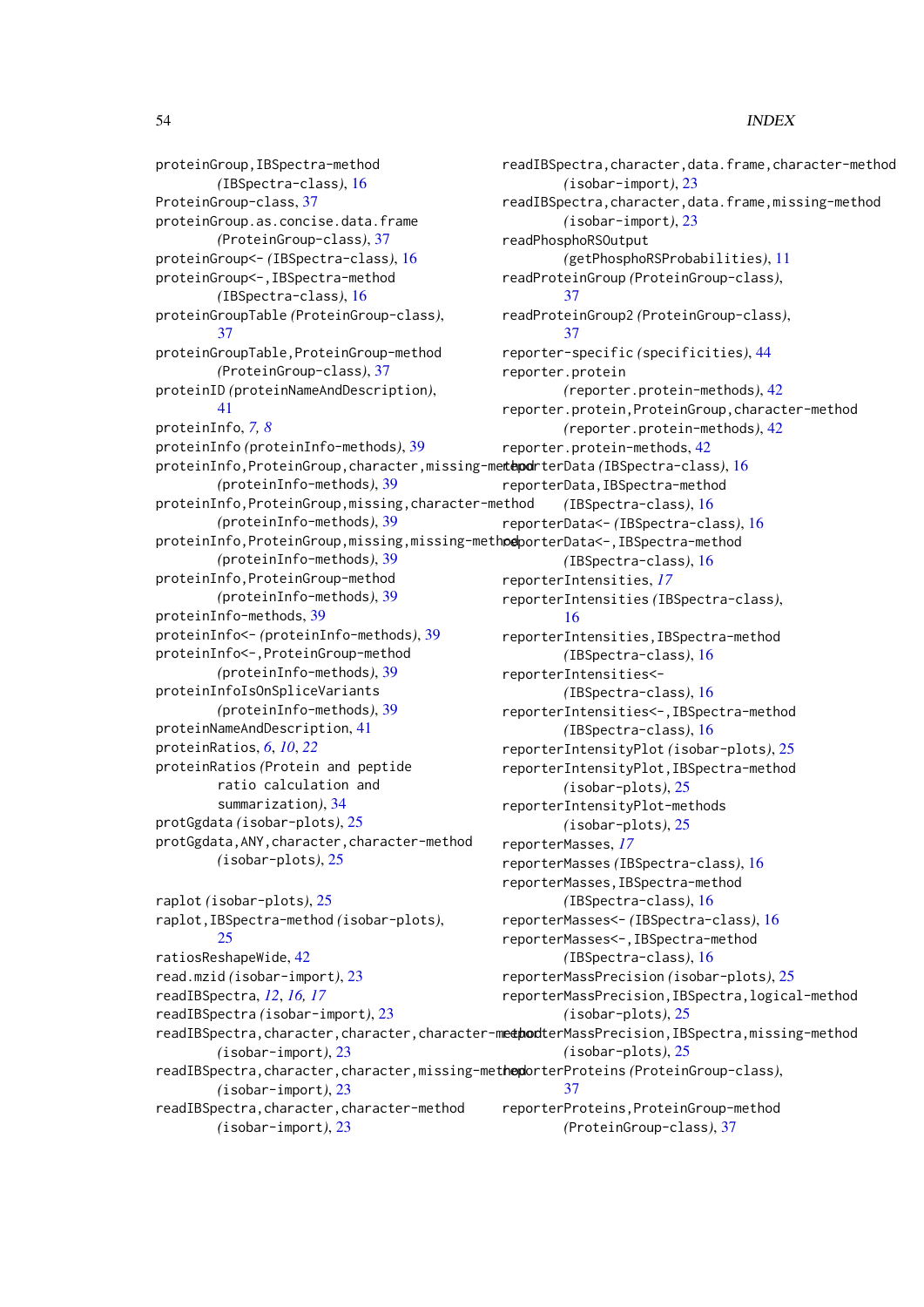proteinGroup,IBSpectra-method (IBSpectra-class), 16
ProteinGroup-class, 37
proteinGroup.as.concise.data.frame (ProteinGroup-class), 37
proteinGroup<- (IBSpectra-class), 16
proteinGroup<-,IBSpectra-method (IBSpectra-class), 16
proteinGroupTable (ProteinGroup-class), 37
proteinGroupTable,ProteinGroup-method (ProteinGroup-class), 37
proteinID (proteinNameAndDescription), 41
proteinInfo, *7, 8*
proteinInfo (proteinInfo-methods), 39
proteinInfo,ProteinGroup,character,missing-method (proteinInfo-methods), 39
proteinInfo,ProteinGroup,missing,character-method (proteinInfo-methods), 39
proteinInfo,ProteinGroup,missing,missing-method (proteinInfo-methods), 39
proteinInfo,ProteinGroup-method (proteinInfo-methods), 39
proteinInfo-methods, 39
proteinInfo<- (proteinInfo-methods), 39
proteinInfo<-,ProteinGroup-method (proteinInfo-methods), 39
proteinInfoIsOnSpliceVariants (proteinInfo-methods), 39
proteinNameAndDescription, 41
proteinRatios, *6*, *10*, *22*
proteinRatios (Protein and peptide ratio calculation and summarization), 34
protGgdata (isobar-plots), 25
protGgdata,ANY,character,character-method (isobar-plots), 25

raplot (isobar-plots), 25
raplot,IBSpectra-method (isobar-plots), 25
ratiosReshapeWide, 42
read.mzid (isobar-import), 23
readIBSpectra, *12*, *16, 17*
readIBSpectra (isobar-import), 23
readIBSpectra,character,character,character-method (isobar-import), 23
readIBSpectra,character,character,missing-method (isobar-import), 23
readIBSpectra,character,character-method (isobar-import), 23
readIBSpectra,character,data.frame,character-method (isobar-import), 23
readIBSpectra,character,data.frame,missing-method (isobar-import), 23
readPhosphoRSOutput (getPhosphoRSProbabilities), 11
readProteinGroup (ProteinGroup-class), 37
readProteinGroup2 (ProteinGroup-class), 37
reporter-specific (specificities), 44
reporter.protein (reporter.protein-methods), 42
reporter.protein,ProteinGroup,character-method (reporter.protein-methods), 42
reporter.protein-methods, 42
reporterData (IBSpectra-class), 16
reporterData,IBSpectra-method (IBSpectra-class), 16
reporterData<- (IBSpectra-class), 16
reporterData<-,IBSpectra-method (IBSpectra-class), 16
reporterIntensities, *17*
reporterIntensities (IBSpectra-class), 16
reporterIntensities,IBSpectra-method (IBSpectra-class), 16
reporterIntensities<- (IBSpectra-class), 16
reporterIntensities<-,IBSpectra-method (IBSpectra-class), 16
reporterIntensityPlot (isobar-plots), 25
reporterIntensityPlot,IBSpectra-method (isobar-plots), 25
reporterIntensityPlot-methods (isobar-plots), 25
reporterMasses, *17*
reporterMasses (IBSpectra-class), 16
reporterMasses,IBSpectra-method (IBSpectra-class), 16
reporterMasses<- (IBSpectra-class), 16
reporterMasses<-,IBSpectra-method (IBSpectra-class), 16
reporterMassPrecision (isobar-plots), 25
reporterMassPrecision,IBSpectra,logical-method (isobar-plots), 25
reporterMassPrecision,IBSpectra,missing-method (isobar-plots), 25
reporterProteins (ProteinGroup-class), 37
reporterProteins,ProteinGroup-method (ProteinGroup-class), 37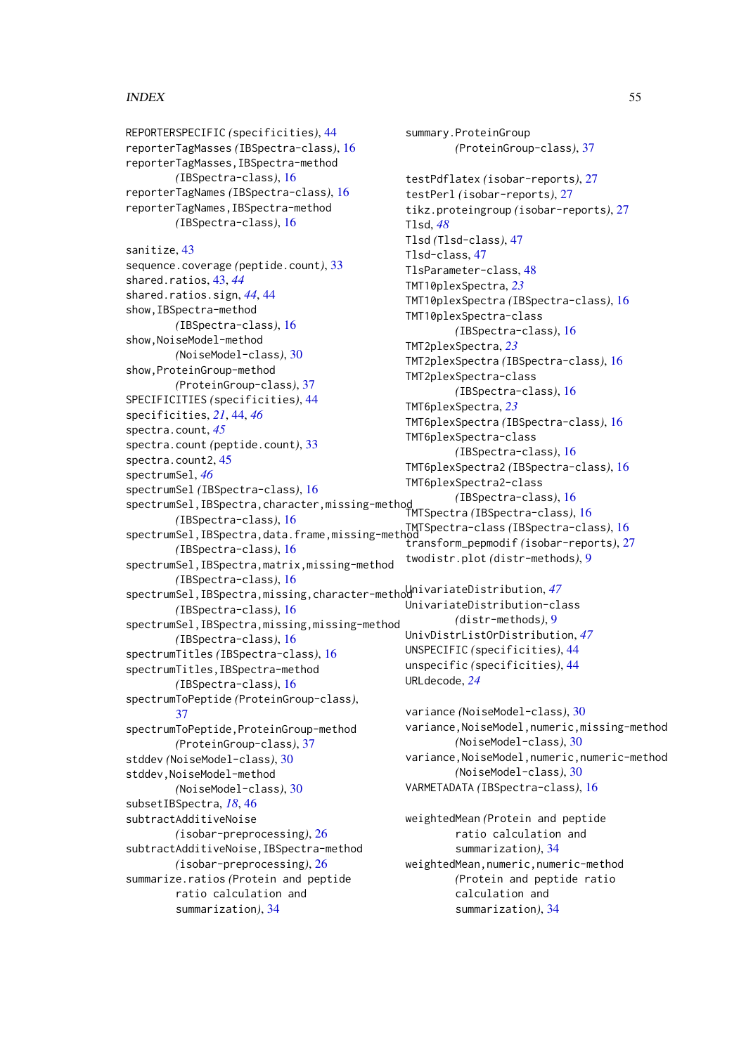REPORTERSPECIFIC *(specificities)*, 44
reporterTagMasses *(IBSpectra-class)*, 16
reporterTagMasses,IBSpectra-method *(IBSpectra-class)*, 16
reporterTagNames *(IBSpectra-class)*, 16
reporterTagNames,IBSpectra-method *(IBSpectra-class)*, 16

sanitize, 43
sequence.coverage *(peptide.count)*, 33
shared.ratios, 43, *44*
shared.ratios.sign, *44*, 44
show,IBSpectra-method *(IBSpectra-class)*, 16
show,NoiseModel-method *(NoiseModel-class)*, 30
show,ProteinGroup-method *(ProteinGroup-class)*, 37
SPECIFICITIES *(specificities)*, 44
specificities, *21*, 44, *46*
spectra.count, *45*
spectra.count *(peptide.count)*, 33
spectra.count2, 45
spectrumSel, *46*
spectrumSel *(IBSpectra-class)*, 16
spectrumSel,IBSpectra,character,missing-method *(IBSpectra-class)*, 16
spectrumSel,IBSpectra,data.frame,missing-method *(IBSpectra-class)*, 16
spectrumSel,IBSpectra,matrix,missing-method *(IBSpectra-class)*, 16
spectrumSel,IBSpectra,missing,character-method *(IBSpectra-class)*, 16
spectrumSel,IBSpectra,missing,missing-method *(IBSpectra-class)*, 16
spectrumTitles *(IBSpectra-class)*, 16
spectrumTitles,IBSpectra-method *(IBSpectra-class)*, 16
spectrumToPeptide *(ProteinGroup-class)*, 37
spectrumToPeptide,ProteinGroup-method *(ProteinGroup-class)*, 37
stddev *(NoiseModel-class)*, 30
stddev,NoiseModel-method *(NoiseModel-class)*, 30
subsetIBSpectra, *18*, 46
subtractAdditiveNoise *(isobar-preprocessing)*, 26
subtractAdditiveNoise,IBSpectra-method *(isobar-preprocessing)*, 26
summarize.ratios *(Protein and peptide ratio calculation and summarization)*, 34
summary.ProteinGroup *(ProteinGroup-class)*, 37

testPdflatex *(isobar-reports)*, 27
testPerl *(isobar-reports)*, 27
tikz.proteingroup *(isobar-reports)*, 27
Tlsd, *48*
Tlsd *(Tlsd-class)*, 47
Tlsd-class, 47
TlsParameter-class, 48
TMT10plexSpectra, *23*
TMT10plexSpectra *(IBSpectra-class)*, 16
TMT10plexSpectra-class *(IBSpectra-class)*, 16
TMT2plexSpectra, *23*
TMT2plexSpectra *(IBSpectra-class)*, 16
TMT2plexSpectra-class *(IBSpectra-class)*, 16
TMT6plexSpectra, *23*
TMT6plexSpectra *(IBSpectra-class)*, 16
TMT6plexSpectra-class *(IBSpectra-class)*, 16
TMT6plexSpectra2 *(IBSpectra-class)*, 16
TMT6plexSpectra2-class *(IBSpectra-class)*, 16
TMTSpectra *(IBSpectra-class)*, 16
TMTSpectra-class *(IBSpectra-class)*, 16
transform_pepmodif *(isobar-reports)*, 27
twodistr.plot *(distr-methods)*, 9

UnivariateDistribution, *47*
UnivariateDistribution-class *(distr-methods)*, 9
UnivDistrListOrDistribution, *47*
UNSPECIFIC *(specificities)*, 44
unspecific *(specificities)*, 44
URLdecode, *24*

variance *(NoiseModel-class)*, 30
variance,NoiseModel,numeric,missing-method *(NoiseModel-class)*, 30
variance,NoiseModel,numeric,numeric-method *(NoiseModel-class)*, 30
VARMETADATA *(IBSpectra-class)*, 16

weightedMean *(Protein and peptide ratio calculation and summarization)*, 34
weightedMean,numeric,numeric-method *(Protein and peptide ratio calculation and summarization)*, 34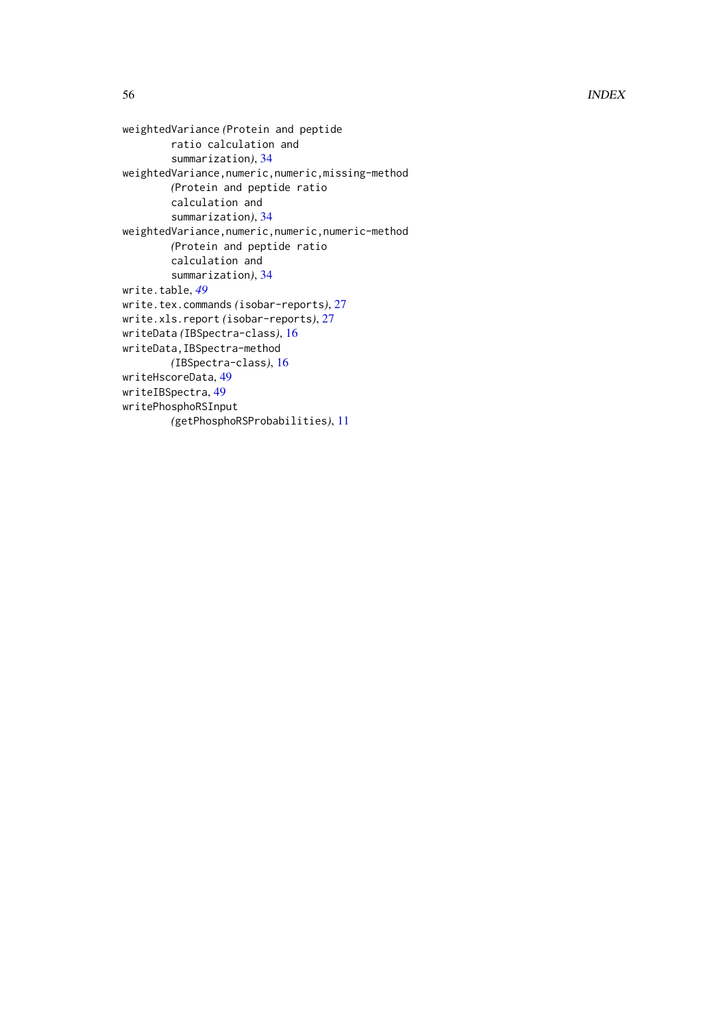weightedVariance *(*Protein and peptide ratio calculation and summarization*)*, 34
weightedVariance,numeric,numeric,missing-method *(*Protein and peptide ratio calculation and summarization*)*, 34
weightedVariance,numeric,numeric,numeric-method *(*Protein and peptide ratio calculation and summarization*)*, 34
write.table, *49*
write.tex.commands *(*isobar-reports*)*, 27
write.xls.report *(*isobar-reports*)*, 27
writeData *(*IBSpectra-class*)*, 16
writeData,IBSpectra-method *(*IBSpectra-class*)*, 16
writeHscoreData, 49
writeIBSpectra, 49
writePhosphoRSInput *(*getPhosphoRSProbabilities*)*, 11